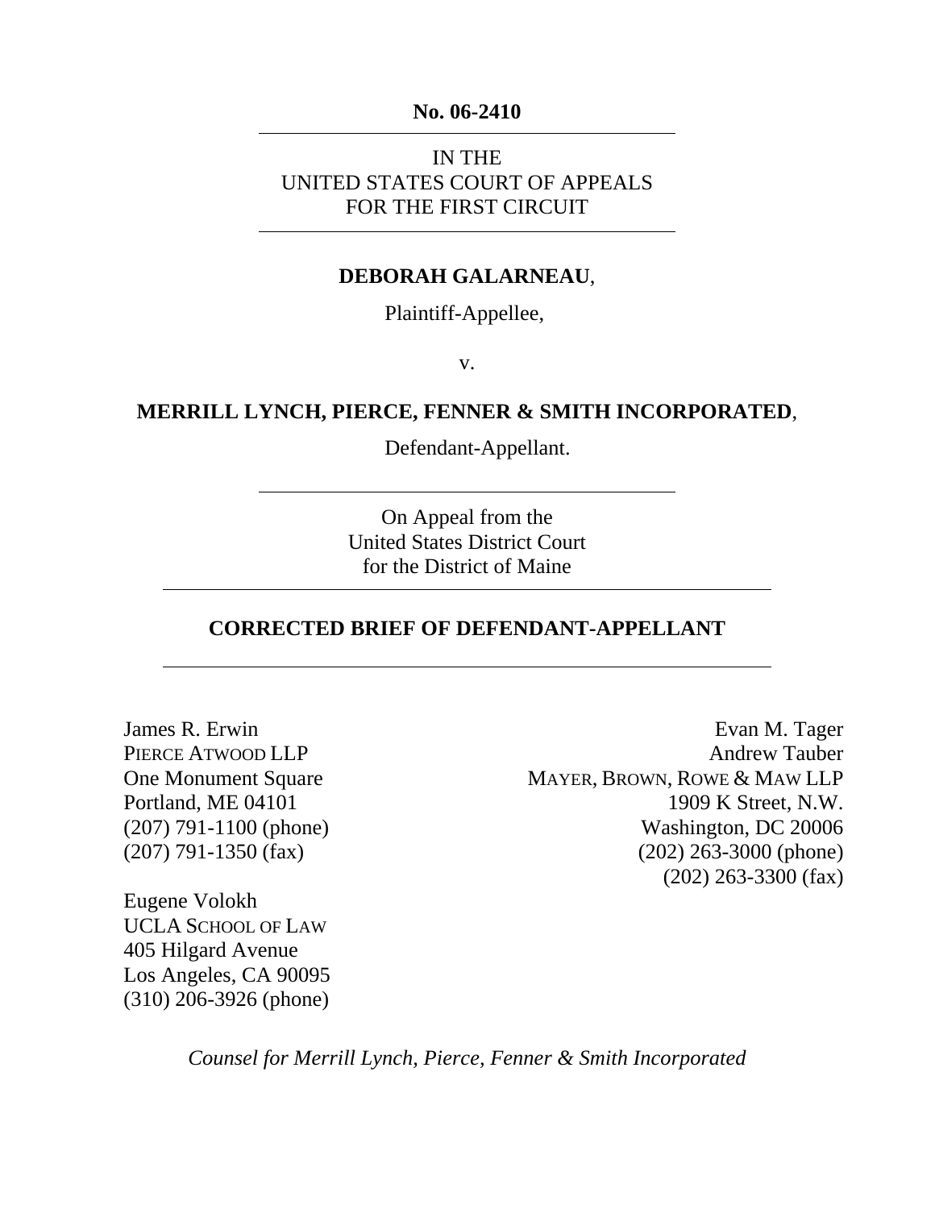**No. 06-2410**

---

IN THE
UNITED STATES COURT OF APPEALS
FOR THE FIRST CIRCUIT

---

**DEBORAH GALARNEAU**,

Plaintiff-Appellee,

v.

**MERRILL LYNCH, PIERCE, FENNER & SMITH INCORPORATED**,

Defendant-Appellant.

---

On Appeal from the
United States District Court
for the District of Maine

---

## CORRECTED BRIEF OF DEFENDANT-APPELLANT

---

James R. Erwin
PIERCE ATWOOD LLP
One Monument Square
Portland, ME 04101
(207) 791-1100 (phone)
(207) 791-1350 (fax)

Eugene Volokh
UCLA SCHOOL OF LAW
405 Hilgard Avenue
Los Angeles, CA 90095
(310) 206-3926 (phone)

Evan M. Tager
Andrew Tauber
MAYER, BROWN, ROWE & MAW LLP
1909 K Street, N.W.
Washington, DC 20006
(202) 263-3000 (phone)
(202) 263-3300 (fax)

*Counsel for Merrill Lynch, Pierce, Fenner & Smith Incorporated*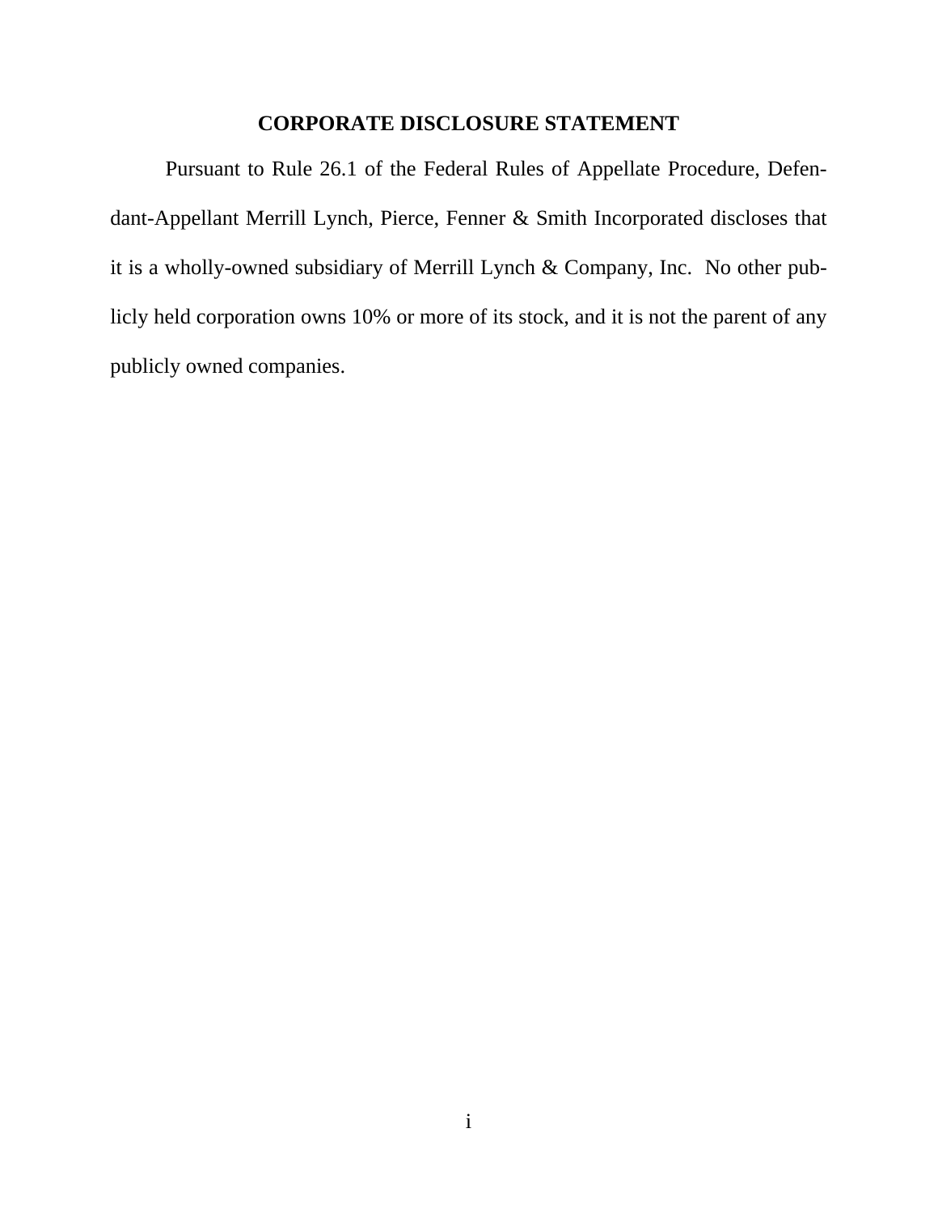# CORPORATE DISCLOSURE STATEMENT

Pursuant to Rule 26.1 of the Federal Rules of Appellate Procedure, Defendant-Appellant Merrill Lynch, Pierce, Fenner & Smith Incorporated discloses that it is a wholly-owned subsidiary of Merrill Lynch & Company, Inc. No other publicly held corporation owns 10% or more of its stock, and it is not the parent of any publicly owned companies.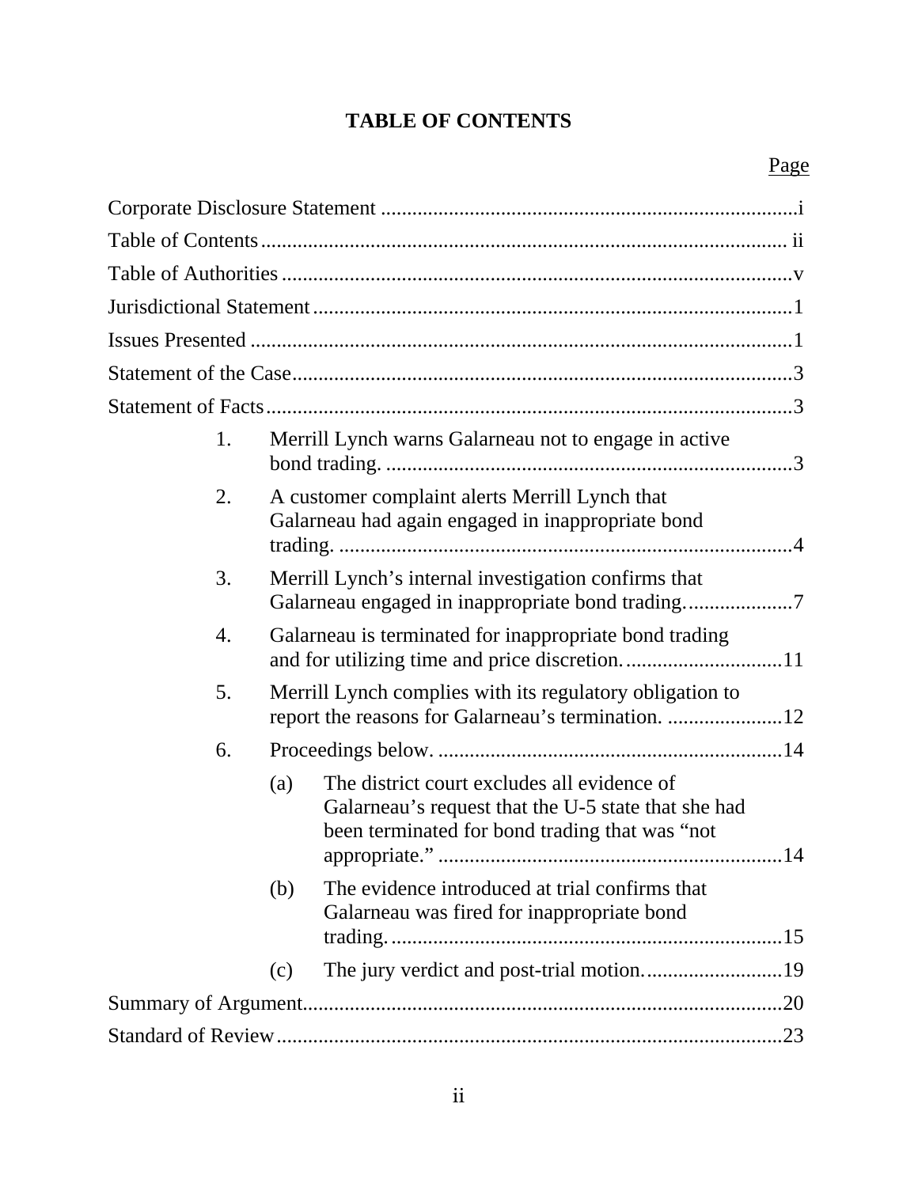# TABLE OF CONTENTS

| | Page |
|---|---|
| Corporate Disclosure Statement | i |
| Table of Contents | ii |
| Table of Authorities | v |
| Jurisdictional Statement | 1 |
| Issues Presented | 1 |
| Statement of the Case | 3 |
| Statement of Facts | 3 |
| 1. Merrill Lynch warns Galarneau not to engage in active bond trading. | 3 |
| 2. A customer complaint alerts Merrill Lynch that Galarneau had again engaged in inappropriate bond trading. | 4 |
| 3. Merrill Lynch's internal investigation confirms that Galarneau engaged in inappropriate bond trading. | 7 |
| 4. Galarneau is terminated for inappropriate bond trading and for utilizing time and price discretion. | 11 |
| 5. Merrill Lynch complies with its regulatory obligation to report the reasons for Galarneau's termination. | 12 |
| 6. Proceedings below. | 14 |
| (a) The district court excludes all evidence of Galarneau's request that the U-5 state that she had been terminated for bond trading that was "not appropriate." | 14 |
| (b) The evidence introduced at trial confirms that Galarneau was fired for inappropriate bond trading. | 15 |
| (c) The jury verdict and post-trial motion. | 19 |
| Summary of Argument | 20 |
| Standard of Review | 23 |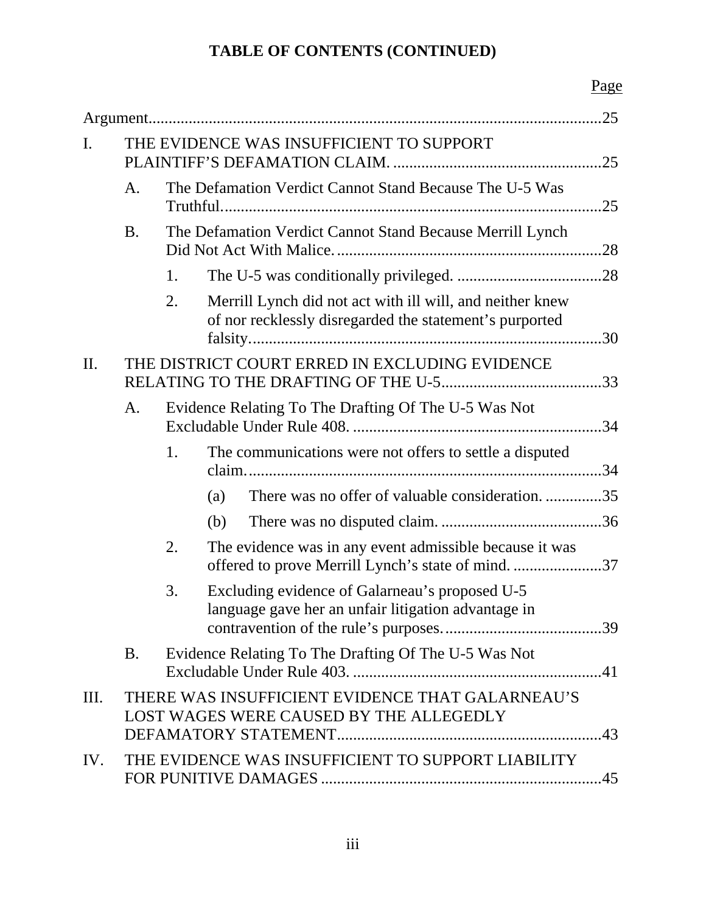# TABLE OF CONTENTS (CONTINUED)

| | | | | Page |
|---|---|---|---|---|
| Argument | | | | 25 |
| I. | THE EVIDENCE WAS INSUFFICIENT TO SUPPORT PLAINTIFF'S DEFAMATION CLAIM. | | | 25 |
| | A. | The Defamation Verdict Cannot Stand Because The U-5 Was Truthful. | | 25 |
| | B. | The Defamation Verdict Cannot Stand Because Merrill Lynch Did Not Act With Malice. | | 28 |
| | | 1. | The U-5 was conditionally privileged. | 28 |
| | | 2. | Merrill Lynch did not act with ill will, and neither knew of nor recklessly disregarded the statement's purported falsity. | 30 |
| II. | THE DISTRICT COURT ERRED IN EXCLUDING EVIDENCE RELATING TO THE DRAFTING OF THE U-5 | | | 33 |
| | A. | Evidence Relating To The Drafting Of The U-5 Was Not Excludable Under Rule 408. | | 34 |
| | | 1. | The communications were not offers to settle a disputed claim. | 34 |
| | | | (a) There was no offer of valuable consideration. | 35 |
| | | | (b) There was no disputed claim. | 36 |
| | | 2. | The evidence was in any event admissible because it was offered to prove Merrill Lynch's state of mind. | 37 |
| | | 3. | Excluding evidence of Galarneau's proposed U-5 language gave her an unfair litigation advantage in contravention of the rule's purposes. | 39 |
| | B. | Evidence Relating To The Drafting Of The U-5 Was Not Excludable Under Rule 403. | | 41 |
| III. | THERE WAS INSUFFICIENT EVIDENCE THAT GALARNEAU'S LOST WAGES WERE CAUSED BY THE ALLEGEDLY DEFAMATORY STATEMENT | | | 43 |
| IV. | THE EVIDENCE WAS INSUFFICIENT TO SUPPORT LIABILITY FOR PUNITIVE DAMAGES | | | 45 |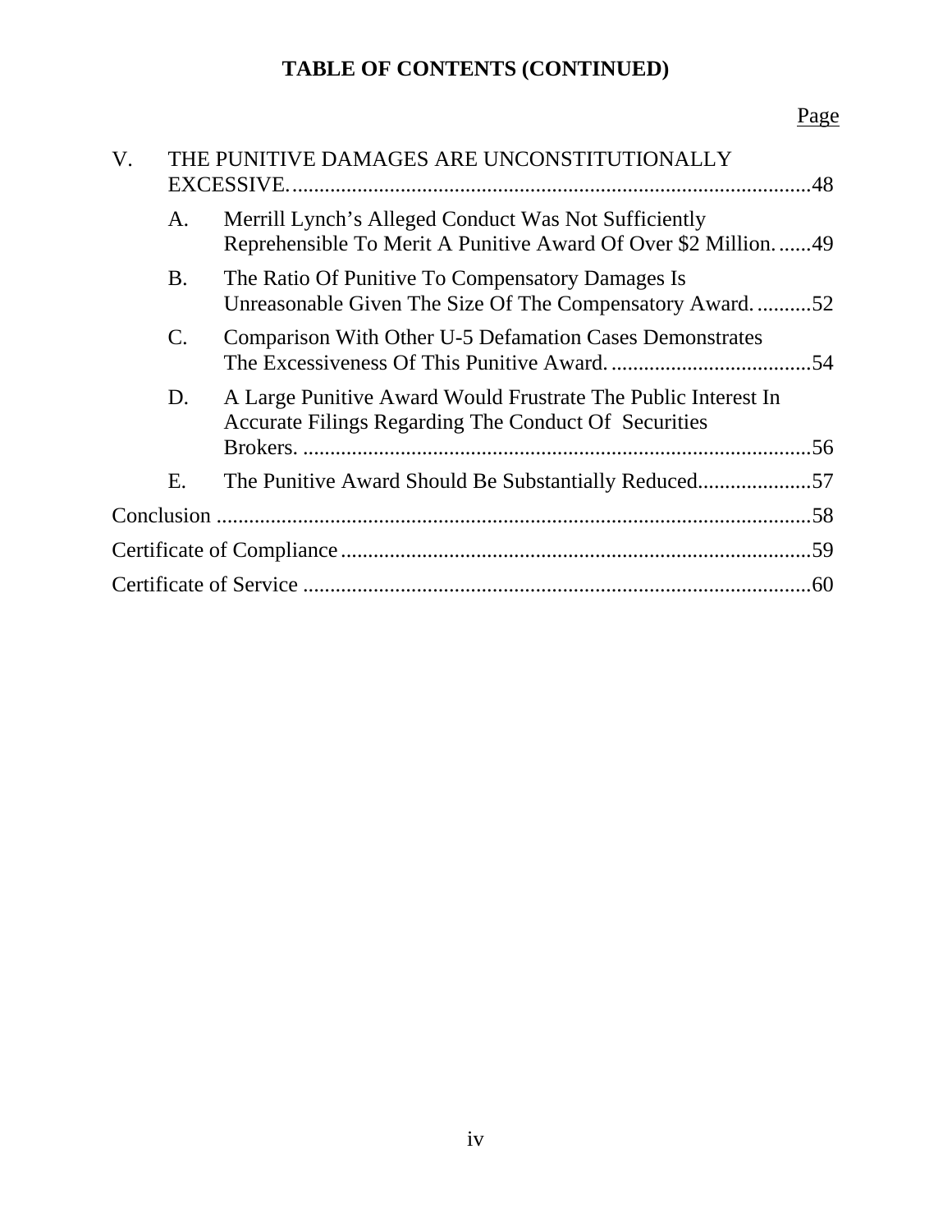**TABLE OF CONTENTS (CONTINUED)**

| | | | Page |
|---|---|---|---|
| V. | THE PUNITIVE DAMAGES ARE UNCONSTITUTIONALLY EXCESSIVE. | | 48 |
| | A. | Merrill Lynch's Alleged Conduct Was Not Sufficiently Reprehensible To Merit A Punitive Award Of Over $2 Million. | 49 |
| | B. | The Ratio Of Punitive To Compensatory Damages Is Unreasonable Given The Size Of The Compensatory Award. | 52 |
| | C. | Comparison With Other U-5 Defamation Cases Demonstrates The Excessiveness Of This Punitive Award. | 54 |
| | D. | A Large Punitive Award Would Frustrate The Public Interest In Accurate Filings Regarding The Conduct Of Securities Brokers. | 56 |
| | E. | The Punitive Award Should Be Substantially Reduced | 57 |
| Conclusion | | | 58 |
| Certificate of Compliance | | | 59 |
| Certificate of Service | | | 60 |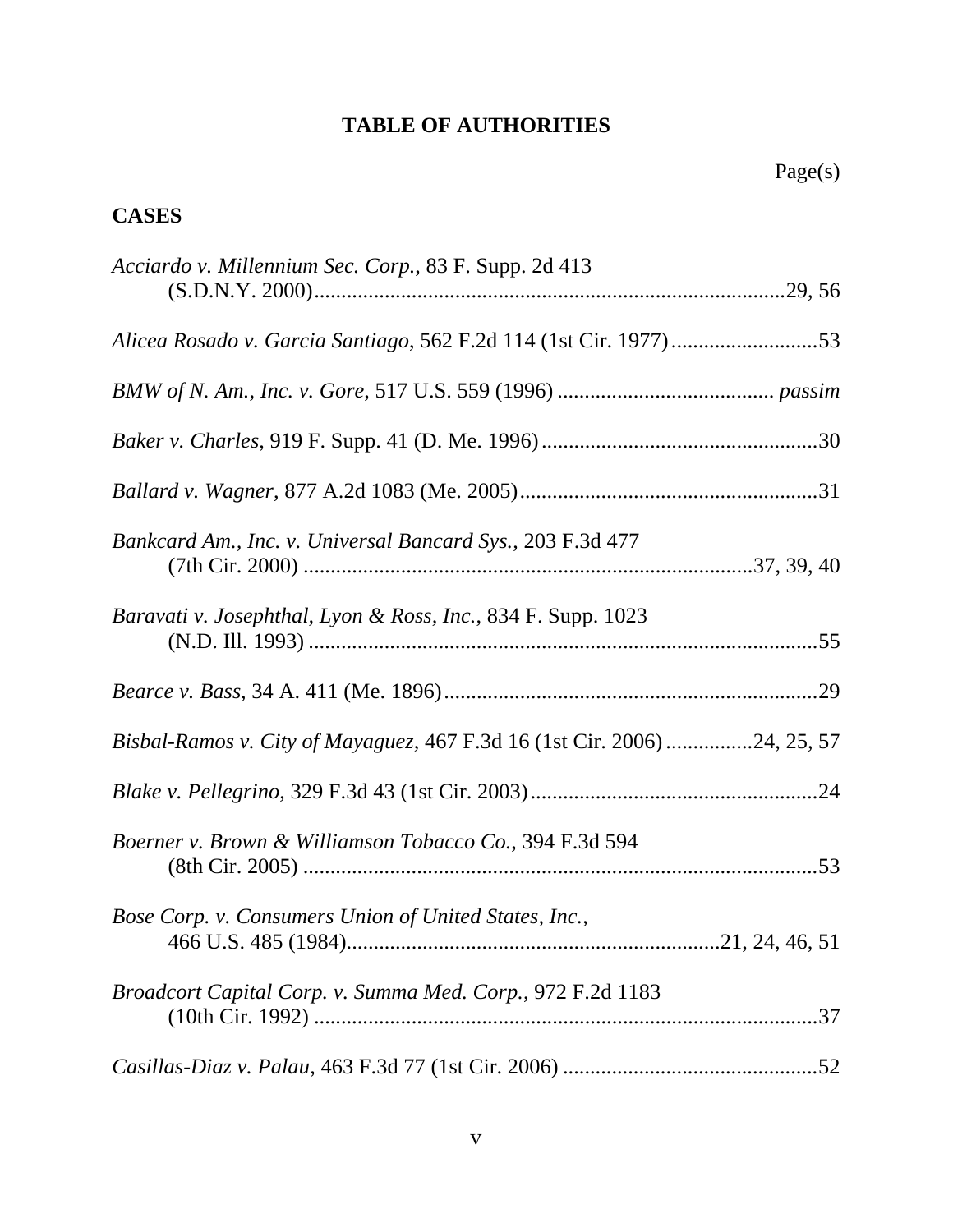# TABLE OF AUTHORITIES

Page(s)

## CASES

*Acciardo v. Millennium Sec. Corp.*, 83 F. Supp. 2d 413 (S.D.N.Y. 2000).......................................................................................29, 56

*Alicea Rosado v. Garcia Santiago*, 562 F.2d 114 (1st Cir. 1977)...........................53

*BMW of N. Am., Inc. v. Gore*, 517 U.S. 559 (1996) ........................................ *passim*

*Baker v. Charles*, 919 F. Supp. 41 (D. Me. 1996)...................................................30

*Ballard v. Wagner*, 877 A.2d 1083 (Me. 2005).......................................................31

*Bankcard Am., Inc. v. Universal Bancard Sys.*, 203 F.3d 477 (7th Cir. 2000) ..................................................................................37, 39, 40

*Baravati v. Josephthal, Lyon & Ross, Inc.*, 834 F. Supp. 1023 (N.D. Ill. 1993) ...............................................................................................55

*Bearce v. Bass*, 34 A. 411 (Me. 1896).....................................................................29

*Bisbal-Ramos v. City of Mayaguez*, 467 F.3d 16 (1st Cir. 2006)................24, 25, 57

*Blake v. Pellegrino*, 329 F.3d 43 (1st Cir. 2003).....................................................24

*Boerner v. Brown & Williamson Tobacco Co.*, 394 F.3d 594 (8th Cir. 2005) ...............................................................................................53

*Bose Corp. v. Consumers Union of United States, Inc.*, 466 U.S. 485 (1984).....................................................................21, 24, 46, 51

*Broadcort Capital Corp. v. Summa Med. Corp.*, 972 F.2d 1183 (10th Cir. 1992) ..............................................................................................37

*Casillas-Diaz v. Palau*, 463 F.3d 77 (1st Cir. 2006) ...............................................52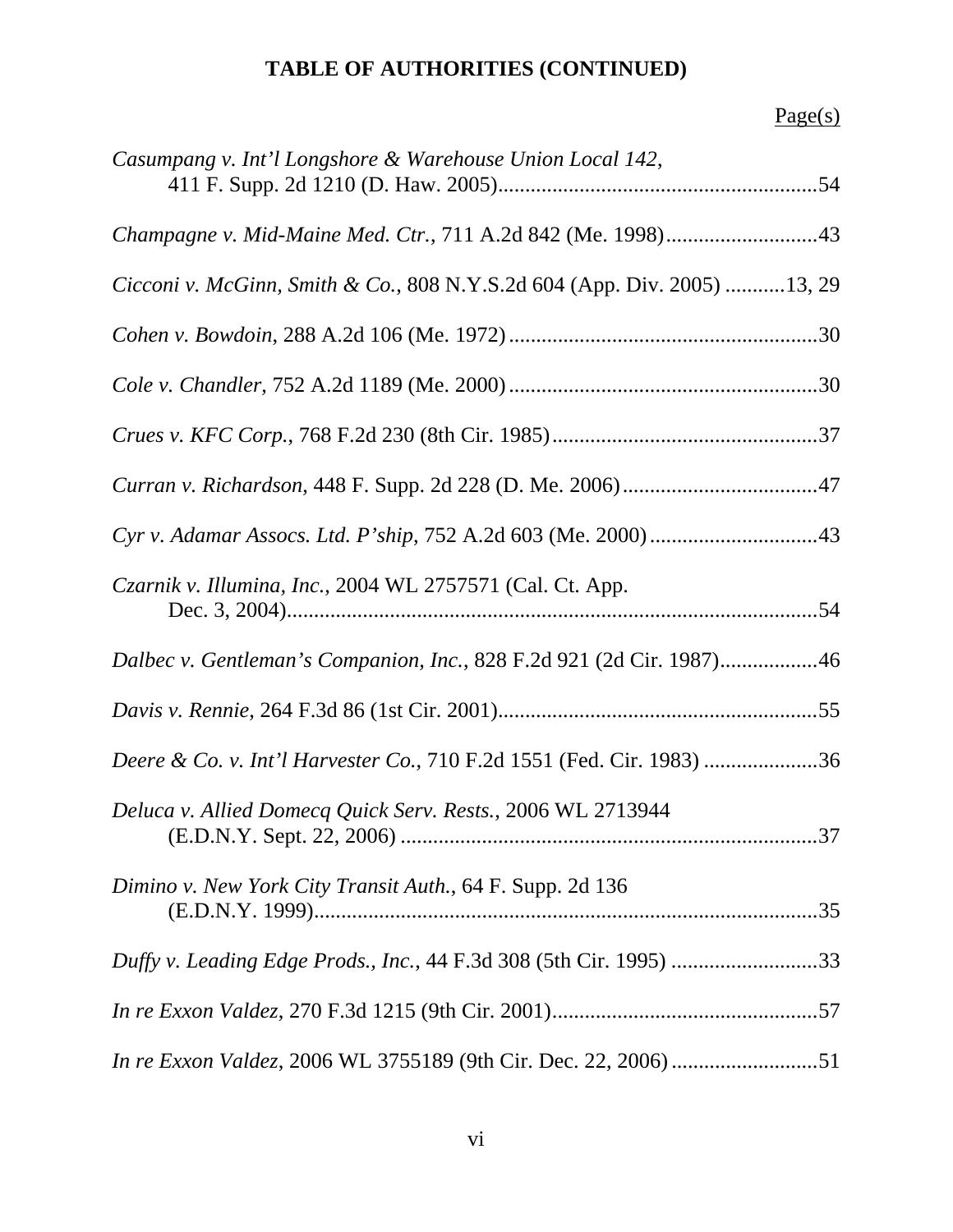# TABLE OF AUTHORITIES (CONTINUED)

Page(s)

*Casumpang v. Int'l Longshore & Warehouse Union Local 142*, 411 F. Supp. 2d 1210 (D. Haw. 2005)..........54

*Champagne v. Mid-Maine Med. Ctr.*, 711 A.2d 842 (Me. 1998)..........43

*Cicconi v. McGinn, Smith & Co.*, 808 N.Y.S.2d 604 (App. Div. 2005)..........13, 29

*Cohen v. Bowdoin*, 288 A.2d 106 (Me. 1972)..........30

*Cole v. Chandler*, 752 A.2d 1189 (Me. 2000)..........30

*Crues v. KFC Corp.*, 768 F.2d 230 (8th Cir. 1985)..........37

*Curran v. Richardson*, 448 F. Supp. 2d 228 (D. Me. 2006)..........47

*Cyr v. Adamar Assocs. Ltd. P'ship*, 752 A.2d 603 (Me. 2000)..........43

*Czarnik v. Illumina, Inc.*, 2004 WL 2757571 (Cal. Ct. App. Dec. 3, 2004)..........54

*Dalbec v. Gentleman's Companion, Inc.*, 828 F.2d 921 (2d Cir. 1987)..........46

*Davis v. Rennie*, 264 F.3d 86 (1st Cir. 2001)..........55

*Deere & Co. v. Int'l Harvester Co.*, 710 F.2d 1551 (Fed. Cir. 1983)..........36

*Deluca v. Allied Domecq Quick Serv. Rests.*, 2006 WL 2713944 (E.D.N.Y. Sept. 22, 2006)..........37

*Dimino v. New York City Transit Auth.*, 64 F. Supp. 2d 136 (E.D.N.Y. 1999)..........35

*Duffy v. Leading Edge Prods., Inc.*, 44 F.3d 308 (5th Cir. 1995)..........33

*In re Exxon Valdez*, 270 F.3d 1215 (9th Cir. 2001)..........57

*In re Exxon Valdez*, 2006 WL 3755189 (9th Cir. Dec. 22, 2006)..........51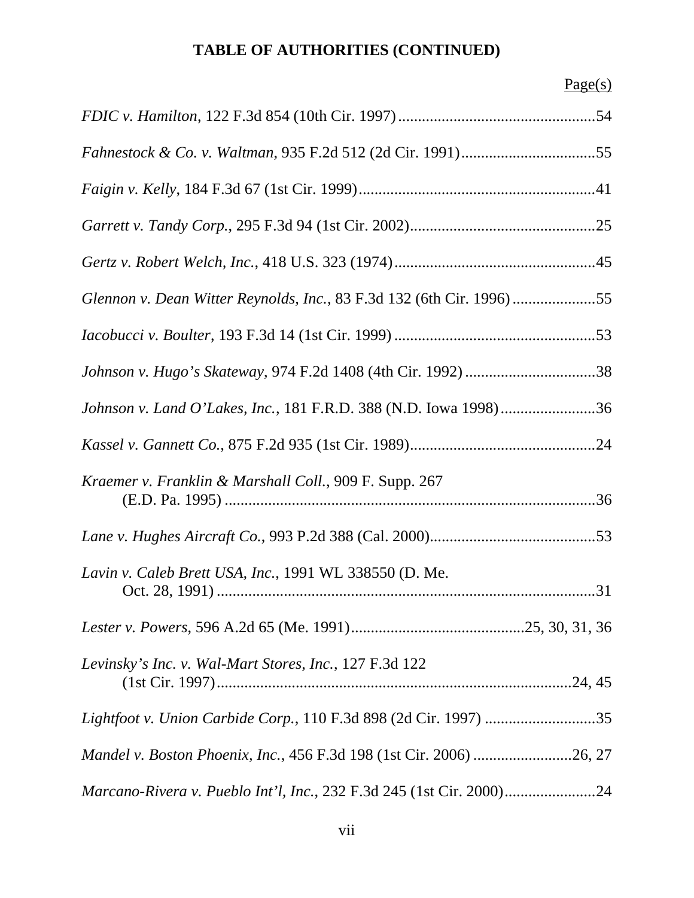**TABLE OF AUTHORITIES (CONTINUED)**

Page(s)

*FDIC v. Hamilton*, 122 F.3d 854 (10th Cir. 1997)..................................................54

*Fahnestock & Co. v. Waltman*, 935 F.2d 512 (2d Cir. 1991)..................................55

*Faigin v. Kelly*, 184 F.3d 67 (1st Cir. 1999)............................................................41

*Garrett v. Tandy Corp.*, 295 F.3d 94 (1st Cir. 2002)...............................................25

*Gertz v. Robert Welch, Inc.*, 418 U.S. 323 (1974)...................................................45

*Glennon v. Dean Witter Reynolds, Inc.*, 83 F.3d 132 (6th Cir. 1996).....................55

*Iacobucci v. Boulter*, 193 F.3d 14 (1st Cir. 1999)...................................................53

*Johnson v. Hugo's Skateway*, 974 F.2d 1408 (4th Cir. 1992).................................38

*Johnson v. Land O'Lakes, Inc.*, 181 F.R.D. 388 (N.D. Iowa 1998)........................36

*Kassel v. Gannett Co.*, 875 F.2d 935 (1st Cir. 1989)...............................................24

*Kraemer v. Franklin & Marshall Coll.*, 909 F. Supp. 267 (E.D. Pa. 1995)...............................................................................................36

*Lane v. Hughes Aircraft Co.*, 993 P.2d 388 (Cal. 2000)..........................................53

*Lavin v. Caleb Brett USA, Inc.*, 1991 WL 338550 (D. Me. Oct. 28, 1991)...............................................................................................31

*Lester v. Powers*, 596 A.2d 65 (Me. 1991)............................................25, 30, 31, 36

*Levinsky's Inc. v. Wal-Mart Stores, Inc.*, 127 F.3d 122 (1st Cir. 1997)......................................................................................24, 45

*Lightfoot v. Union Carbide Corp.*, 110 F.3d 898 (2d Cir. 1997)............................35

*Mandel v. Boston Phoenix, Inc.*, 456 F.3d 198 (1st Cir. 2006).........................26, 27

*Marcano-Rivera v. Pueblo Int'l, Inc.*, 232 F.3d 245 (1st Cir. 2000).......................24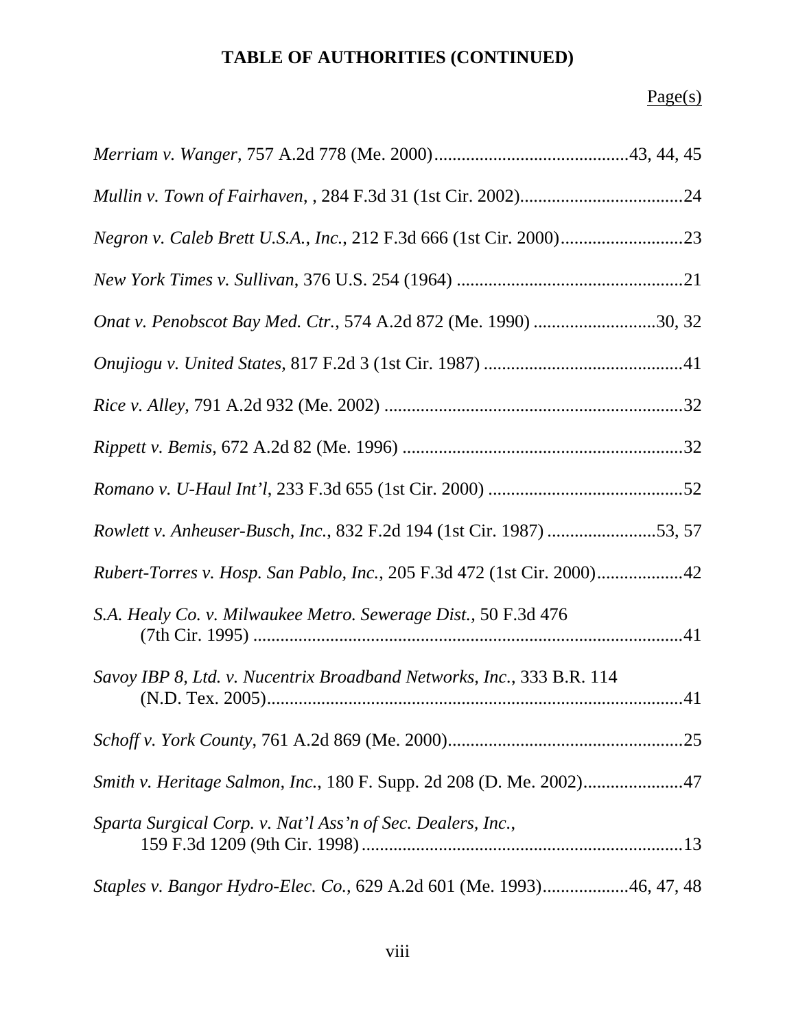# TABLE OF AUTHORITIES (CONTINUED)

Page(s)

*Merriam v. Wanger*, 757 A.2d 778 (Me. 2000)..........................................43, 44, 45

*Mullin v. Town of Fairhaven*, , 284 F.3d 31 (1st Cir. 2002)....................................24

*Negron v. Caleb Brett U.S.A., Inc.*, 212 F.3d 666 (1st Cir. 2000)...........................23

*New York Times v. Sullivan*, 376 U.S. 254 (1964) ..................................................21

*Onat v. Penobscot Bay Med. Ctr.*, 574 A.2d 872 (Me. 1990) ...........................30, 32

*Onujiogu v. United States*, 817 F.2d 3 (1st Cir. 1987) ............................................41

*Rice v. Alley*, 791 A.2d 932 (Me. 2002) .................................................................32

*Rippett v. Bemis*, 672 A.2d 82 (Me. 1996) ..............................................................32

*Romano v. U-Haul Int'l*, 233 F.3d 655 (1st Cir. 2000) ...........................................52

*Rowlett v. Anheuser-Busch, Inc.*, 832 F.2d 194 (1st Cir. 1987) ........................53, 57

*Rubert-Torres v. Hosp. San Pablo, Inc.*, 205 F.3d 472 (1st Cir. 2000)..................42

*S.A. Healy Co. v. Milwaukee Metro. Sewerage Dist.*, 50 F.3d 476 (7th Cir. 1995) ..............................................................................................41

*Savoy IBP 8, Ltd. v. Nucentrix Broadband Networks, Inc.*, 333 B.R. 114 (N.D. Tex. 2005)...........................................................................................41

*Schoff v. York County*, 761 A.2d 869 (Me. 2000)....................................................25

*Smith v. Heritage Salmon, Inc.*, 180 F. Supp. 2d 208 (D. Me. 2002)......................47

*Sparta Surgical Corp. v. Nat'l Ass'n of Sec. Dealers, Inc.*, 159 F.3d 1209 (9th Cir. 1998).......................................................................13

*Staples v. Bangor Hydro-Elec. Co.*, 629 A.2d 601 (Me. 1993)..................46, 47, 48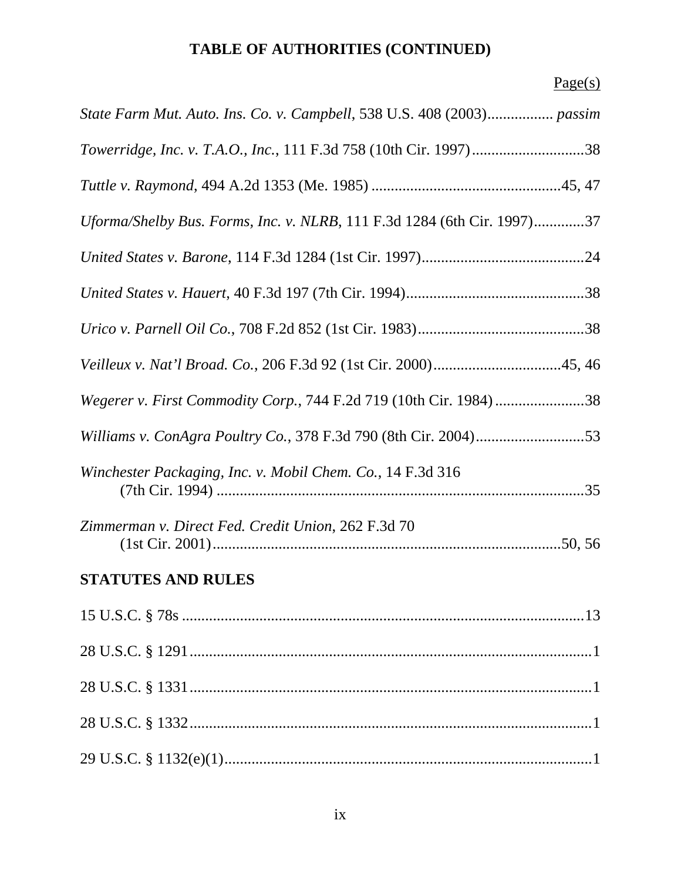**TABLE OF AUTHORITIES (CONTINUED)**

Page(s)

*State Farm Mut. Auto. Ins. Co. v. Campbell*, 538 U.S. 408 (2003)................. *passim*

*Towerridge, Inc. v. T.A.O., Inc.*, 111 F.3d 758 (10th Cir. 1997).............................38

*Tuttle v. Raymond*, 494 A.2d 1353 (Me. 1985) .................................................45, 47

*Uforma/Shelby Bus. Forms, Inc. v. NLRB*, 111 F.3d 1284 (6th Cir. 1997).............37

*United States v. Barone*, 114 F.3d 1284 (1st Cir. 1997)...........................................24

*United States v. Hauert*, 40 F.3d 197 (7th Cir. 1994)..............................................38

*Urico v. Parnell Oil Co.*, 708 F.2d 852 (1st Cir. 1983)............................................38

*Veilleux v. Nat'l Broad. Co.*, 206 F.3d 92 (1st Cir. 2000).................................45, 46

*Wegerer v. First Commodity Corp.*, 744 F.2d 719 (10th Cir. 1984).......................38

*Williams v. ConAgra Poultry Co.*, 378 F.3d 790 (8th Cir. 2004)............................53

*Winchester Packaging, Inc. v. Mobil Chem. Co.*, 14 F.3d 316 (7th Cir. 1994) ...............................................................................................35

*Zimmerman v. Direct Fed. Credit Union*, 262 F.3d 70 (1st Cir. 2001).........................................................................................50, 56

**STATUTES AND RULES**

15 U.S.C. § 78s .........................................................................................................13

28 U.S.C. § 1291.........................................................................................................1

28 U.S.C. § 1331.........................................................................................................1

28 U.S.C. § 1332.........................................................................................................1

29 U.S.C. § 1132(e)(1)................................................................................................1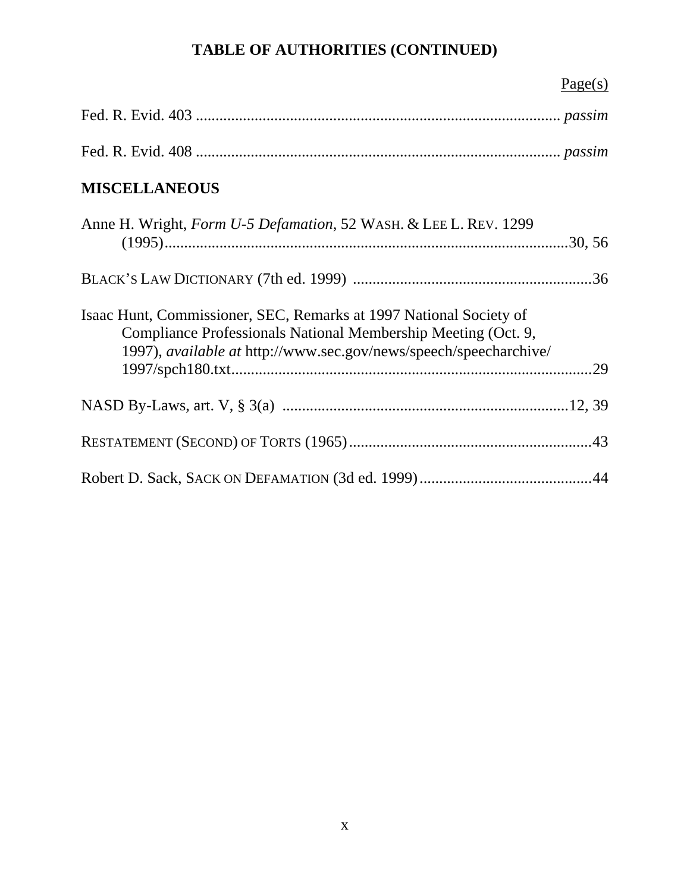# TABLE OF AUTHORITIES (CONTINUED)

Page(s)

Fed. R. Evid. 403 ............................................................................................ *passim*

Fed. R. Evid. 408 ............................................................................................ *passim*

**MISCELLANEOUS**

Anne H. Wright, *Form U-5 Defamation*, 52 WASH. & LEE L. REV. 1299 (1995).......................................................................................................30, 56

BLACK'S LAW DICTIONARY (7th ed. 1999) .............................................................36

Isaac Hunt, Commissioner, SEC, Remarks at 1997 National Society of Compliance Professionals National Membership Meeting (Oct. 9, 1997), *available at* http://www.sec.gov/news/speech/speecharchive/1997/spch180.txt............................................................................................29

NASD By-Laws, art. V, § 3(a) ........................................................................12, 39

RESTATEMENT (SECOND) OF TORTS (1965).............................................................43

Robert D. Sack, SACK ON DEFAMATION (3d ed. 1999)............................................44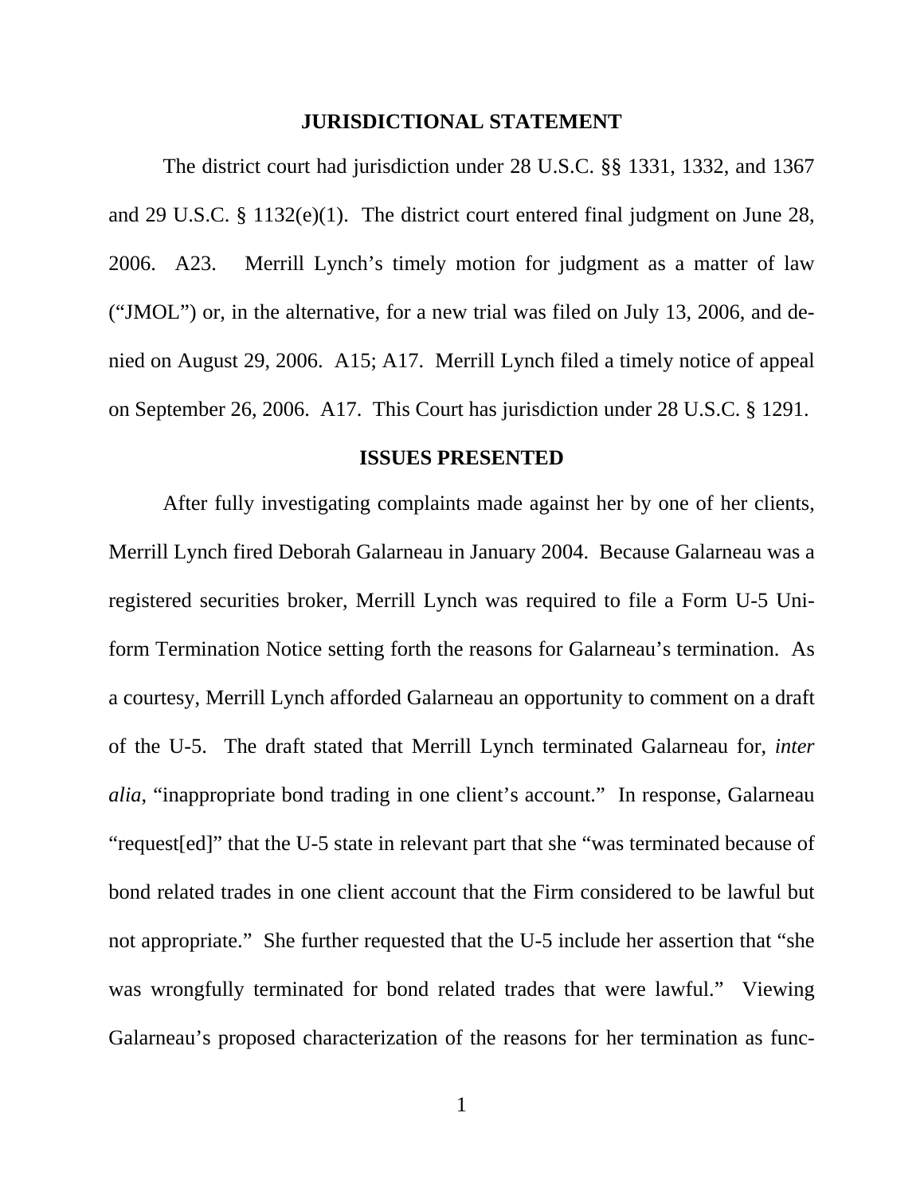## JURISDICTIONAL STATEMENT

The district court had jurisdiction under 28 U.S.C. §§ 1331, 1332, and 1367 and 29 U.S.C. § 1132(e)(1). The district court entered final judgment on June 28, 2006. A23. Merrill Lynch's timely motion for judgment as a matter of law ("JMOL") or, in the alternative, for a new trial was filed on July 13, 2006, and denied on August 29, 2006. A15; A17. Merrill Lynch filed a timely notice of appeal on September 26, 2006. A17. This Court has jurisdiction under 28 U.S.C. § 1291.

## ISSUES PRESENTED

After fully investigating complaints made against her by one of her clients, Merrill Lynch fired Deborah Galarneau in January 2004. Because Galarneau was a registered securities broker, Merrill Lynch was required to file a Form U-5 Uniform Termination Notice setting forth the reasons for Galarneau's termination. As a courtesy, Merrill Lynch afforded Galarneau an opportunity to comment on a draft of the U-5. The draft stated that Merrill Lynch terminated Galarneau for, *inter alia*, "inappropriate bond trading in one client's account." In response, Galarneau "request[ed]" that the U-5 state in relevant part that she "was terminated because of bond related trades in one client account that the Firm considered to be lawful but not appropriate." She further requested that the U-5 include her assertion that "she was wrongfully terminated for bond related trades that were lawful." Viewing Galarneau's proposed characterization of the reasons for her termination as func-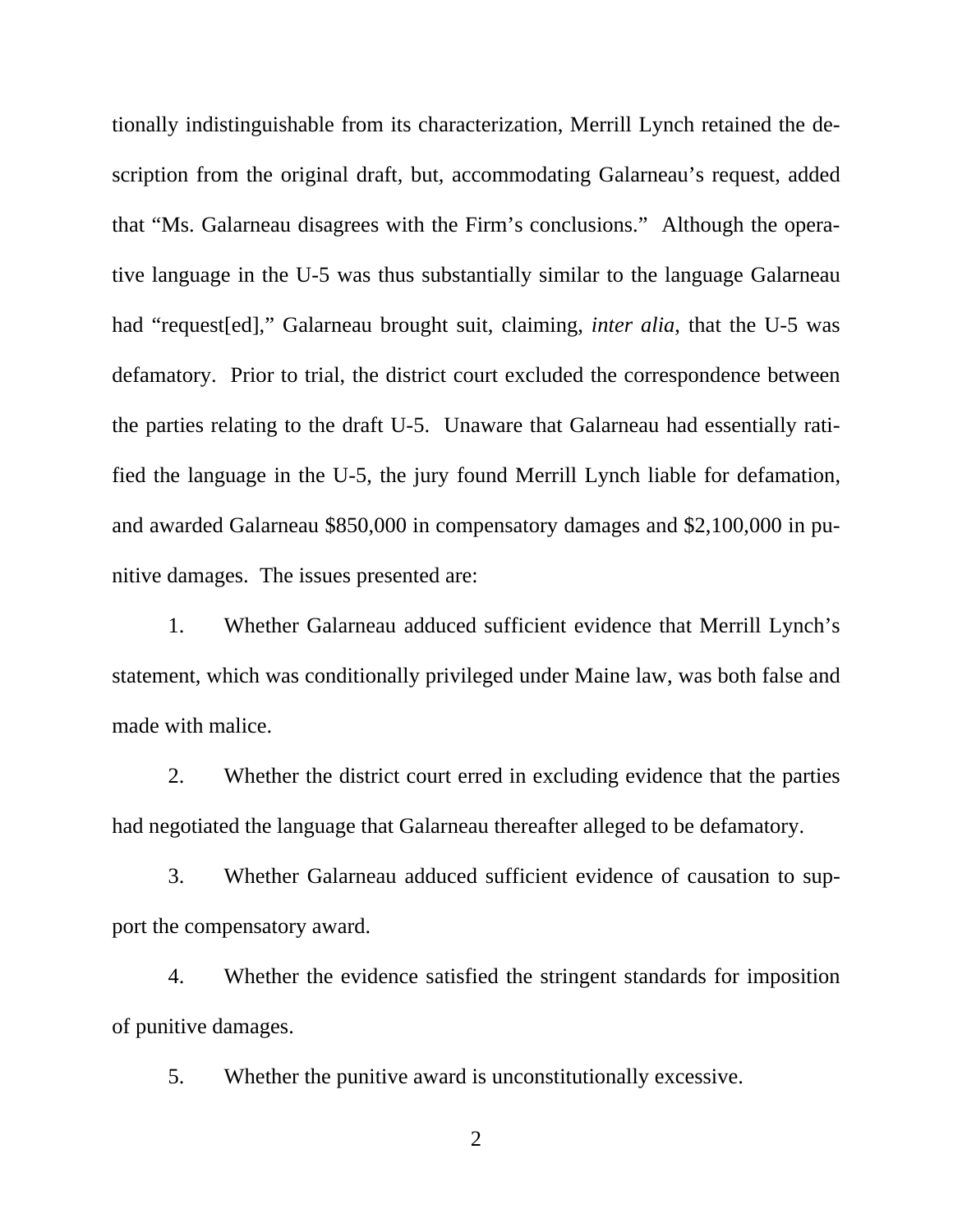tionally indistinguishable from its characterization, Merrill Lynch retained the description from the original draft, but, accommodating Galarneau's request, added that "Ms. Galarneau disagrees with the Firm's conclusions." Although the operative language in the U-5 was thus substantially similar to the language Galarneau had "request[ed]," Galarneau brought suit, claiming, *inter alia*, that the U-5 was defamatory. Prior to trial, the district court excluded the correspondence between the parties relating to the draft U-5. Unaware that Galarneau had essentially ratified the language in the U-5, the jury found Merrill Lynch liable for defamation, and awarded Galarneau $850,000 in compensatory damages and $2,100,000 in punitive damages. The issues presented are:

1. Whether Galarneau adduced sufficient evidence that Merrill Lynch's statement, which was conditionally privileged under Maine law, was both false and made with malice.

2. Whether the district court erred in excluding evidence that the parties had negotiated the language that Galarneau thereafter alleged to be defamatory.

3. Whether Galarneau adduced sufficient evidence of causation to support the compensatory award.

4. Whether the evidence satisfied the stringent standards for imposition of punitive damages.

5. Whether the punitive award is unconstitutionally excessive.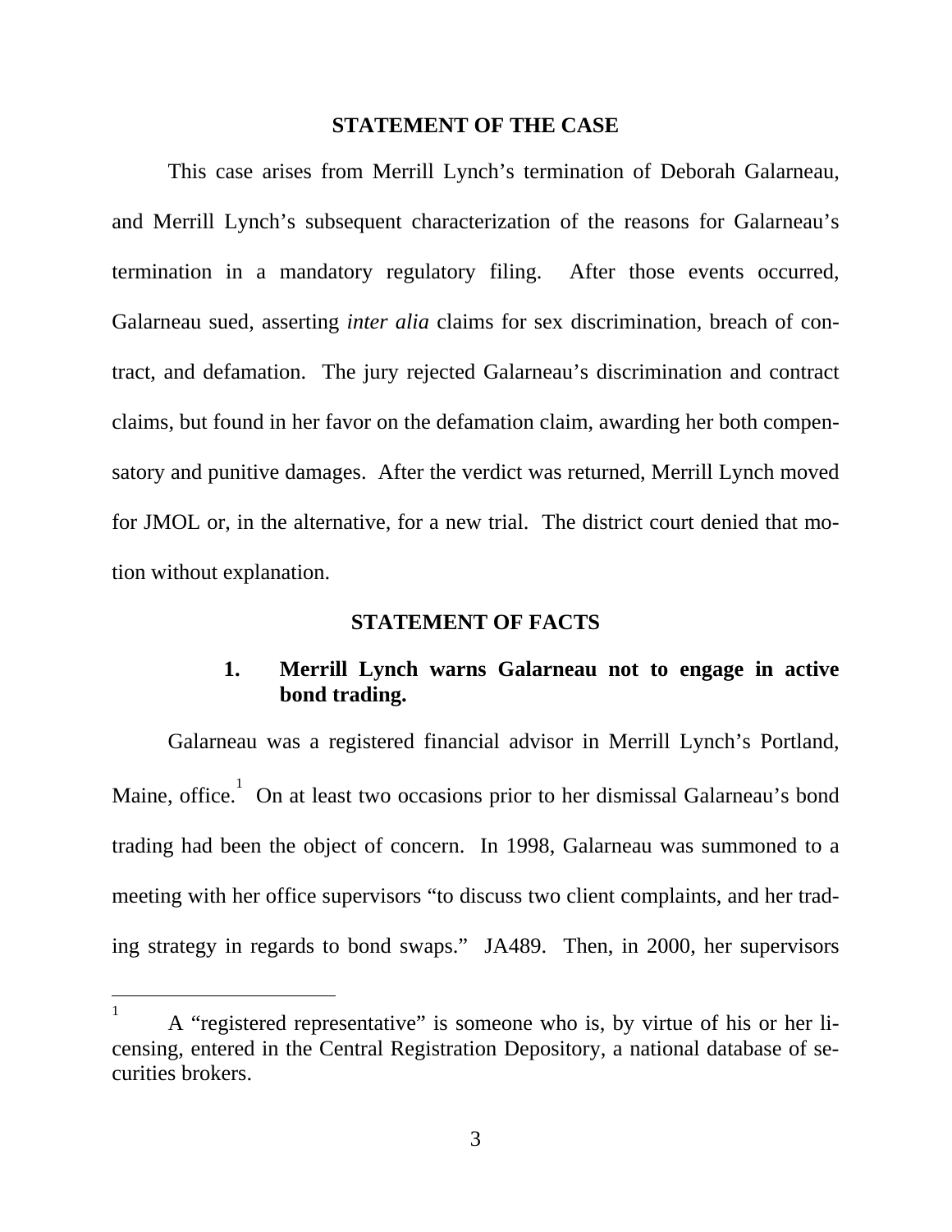## STATEMENT OF THE CASE

This case arises from Merrill Lynch's termination of Deborah Galarneau, and Merrill Lynch's subsequent characterization of the reasons for Galarneau's termination in a mandatory regulatory filing. After those events occurred, Galarneau sued, asserting *inter alia* claims for sex discrimination, breach of contract, and defamation. The jury rejected Galarneau's discrimination and contract claims, but found in her favor on the defamation claim, awarding her both compensatory and punitive damages. After the verdict was returned, Merrill Lynch moved for JMOL or, in the alternative, for a new trial. The district court denied that motion without explanation.

## STATEMENT OF FACTS

### 1. Merrill Lynch warns Galarneau not to engage in active bond trading.

Galarneau was a registered financial advisor in Merrill Lynch's Portland, Maine, office.[1] On at least two occasions prior to her dismissal Galarneau's bond trading had been the object of concern. In 1998, Galarneau was summoned to a meeting with her office supervisors "to discuss two client complaints, and her trading strategy in regards to bond swaps." JA489. Then, in 2000, her supervisors

[1] A "registered representative" is someone who is, by virtue of his or her licensing, entered in the Central Registration Depository, a national database of securities brokers.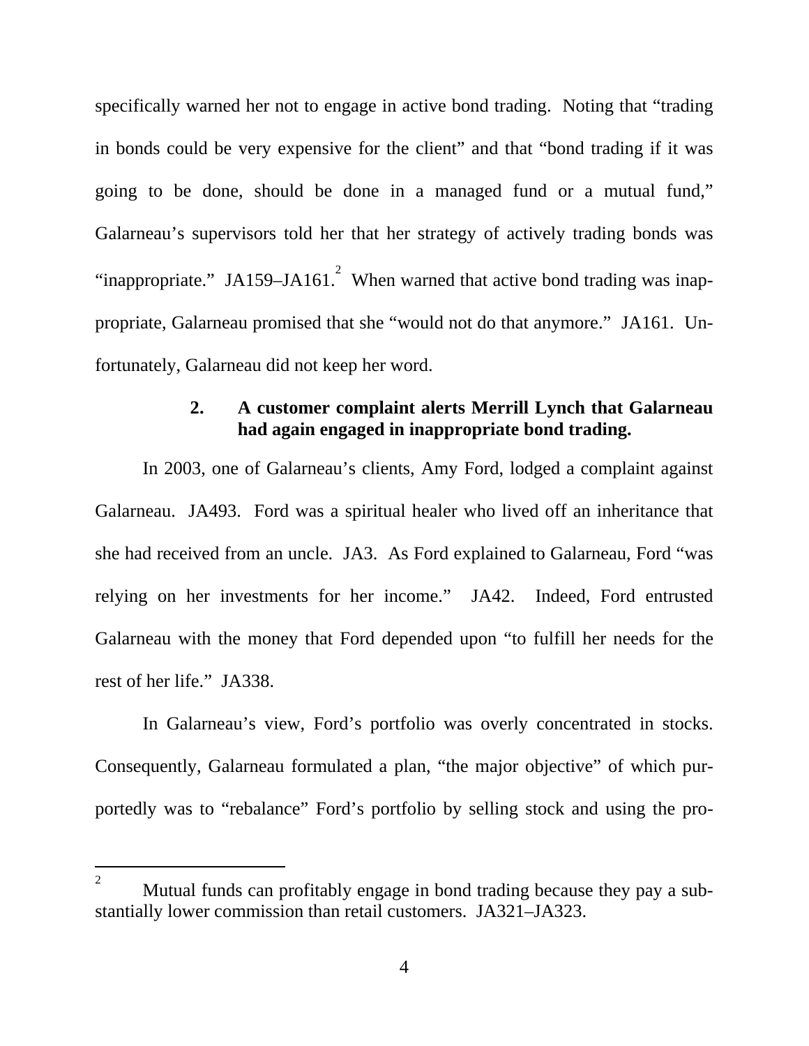specifically warned her not to engage in active bond trading. Noting that "trading in bonds could be very expensive for the client" and that "bond trading if it was going to be done, should be done in a managed fund or a mutual fund," Galarneau's supervisors told her that her strategy of actively trading bonds was "inappropriate." JA159–JA161.[2] When warned that active bond trading was inappropriate, Galarneau promised that she "would not do that anymore." JA161. Unfortunately, Galarneau did not keep her word.

### 2. A customer complaint alerts Merrill Lynch that Galarneau had again engaged in inappropriate bond trading.

In 2003, one of Galarneau's clients, Amy Ford, lodged a complaint against Galarneau. JA493. Ford was a spiritual healer who lived off an inheritance that she had received from an uncle. JA3. As Ford explained to Galarneau, Ford "was relying on her investments for her income." JA42. Indeed, Ford entrusted Galarneau with the money that Ford depended upon "to fulfill her needs for the rest of her life." JA338.

In Galarneau's view, Ford's portfolio was overly concentrated in stocks. Consequently, Galarneau formulated a plan, "the major objective" of which purportedly was to "rebalance" Ford's portfolio by selling stock and using the pro-

---

[2] Mutual funds can profitably engage in bond trading because they pay a substantially lower commission than retail customers. JA321–JA323.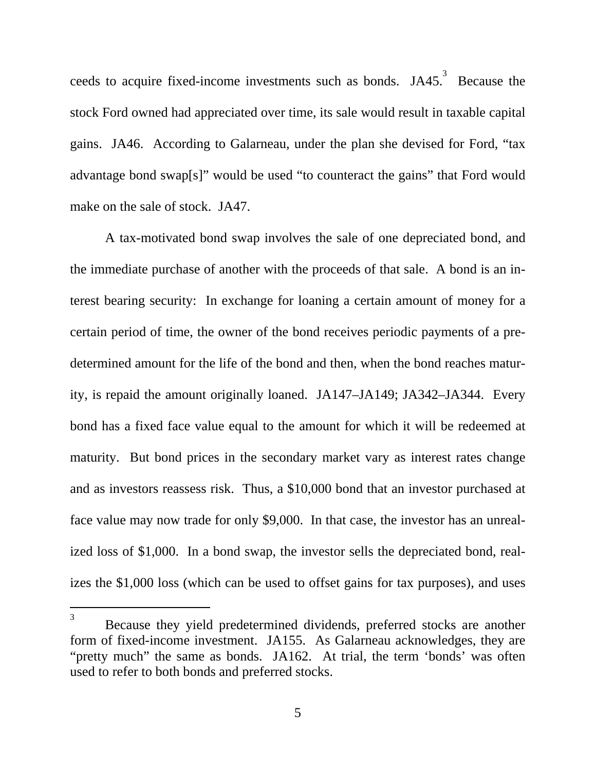ceeds to acquire fixed-income investments such as bonds. JA45.[3] Because the stock Ford owned had appreciated over time, its sale would result in taxable capital gains. JA46. According to Galarneau, under the plan she devised for Ford, "tax advantage bond swap[s]" would be used "to counteract the gains" that Ford would make on the sale of stock. JA47.

A tax-motivated bond swap involves the sale of one depreciated bond, and the immediate purchase of another with the proceeds of that sale. A bond is an interest bearing security: In exchange for loaning a certain amount of money for a certain period of time, the owner of the bond receives periodic payments of a predetermined amount for the life of the bond and then, when the bond reaches maturity, is repaid the amount originally loaned. JA147–JA149; JA342–JA344. Every bond has a fixed face value equal to the amount for which it will be redeemed at maturity. But bond prices in the secondary market vary as interest rates change and as investors reassess risk. Thus, a $10,000 bond that an investor purchased at face value may now trade for only $9,000. In that case, the investor has an unrealized loss of $1,000. In a bond swap, the investor sells the depreciated bond, realizes the $1,000 loss (which can be used to offset gains for tax purposes), and uses

---

[3] Because they yield predetermined dividends, preferred stocks are another form of fixed-income investment. JA155. As Galarneau acknowledges, they are "pretty much" the same as bonds. JA162. At trial, the term 'bonds' was often used to refer to both bonds and preferred stocks.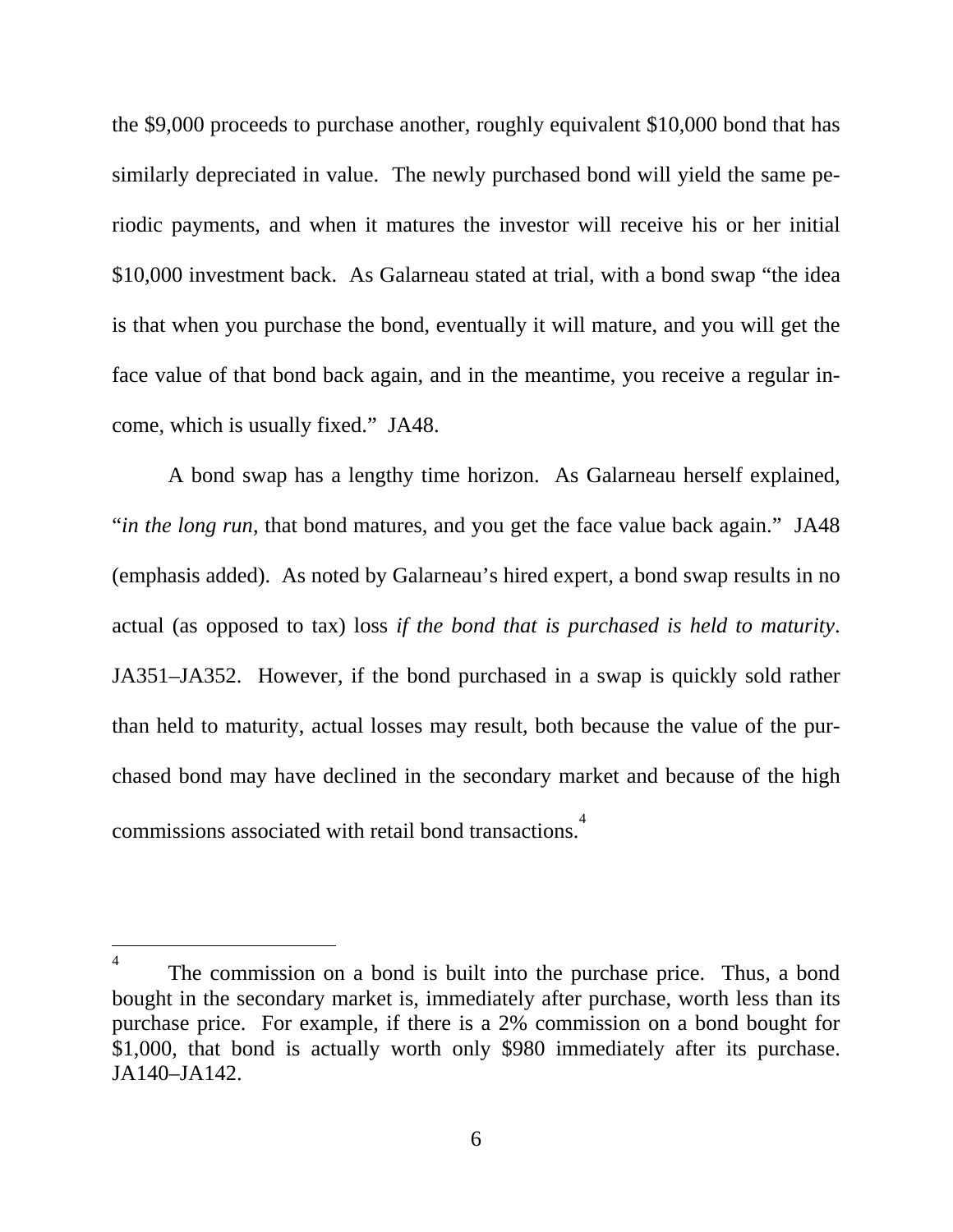the $9,000 proceeds to purchase another, roughly equivalent $10,000 bond that has similarly depreciated in value. The newly purchased bond will yield the same periodic payments, and when it matures the investor will receive his or her initial $10,000 investment back. As Galarneau stated at trial, with a bond swap "the idea is that when you purchase the bond, eventually it will mature, and you will get the face value of that bond back again, and in the meantime, you receive a regular income, which is usually fixed." JA48.

A bond swap has a lengthy time horizon. As Galarneau herself explained, "*in the long run*, that bond matures, and you get the face value back again." JA48 (emphasis added). As noted by Galarneau's hired expert, a bond swap results in no actual (as opposed to tax) loss *if the bond that is purchased is held to maturity*. JA351–JA352. However, if the bond purchased in a swap is quickly sold rather than held to maturity, actual losses may result, both because the value of the purchased bond may have declined in the secondary market and because of the high commissions associated with retail bond transactions.[4]

---

[4] The commission on a bond is built into the purchase price. Thus, a bond bought in the secondary market is, immediately after purchase, worth less than its purchase price. For example, if there is a 2% commission on a bond bought for $1,000, that bond is actually worth only $980 immediately after its purchase. JA140–JA142.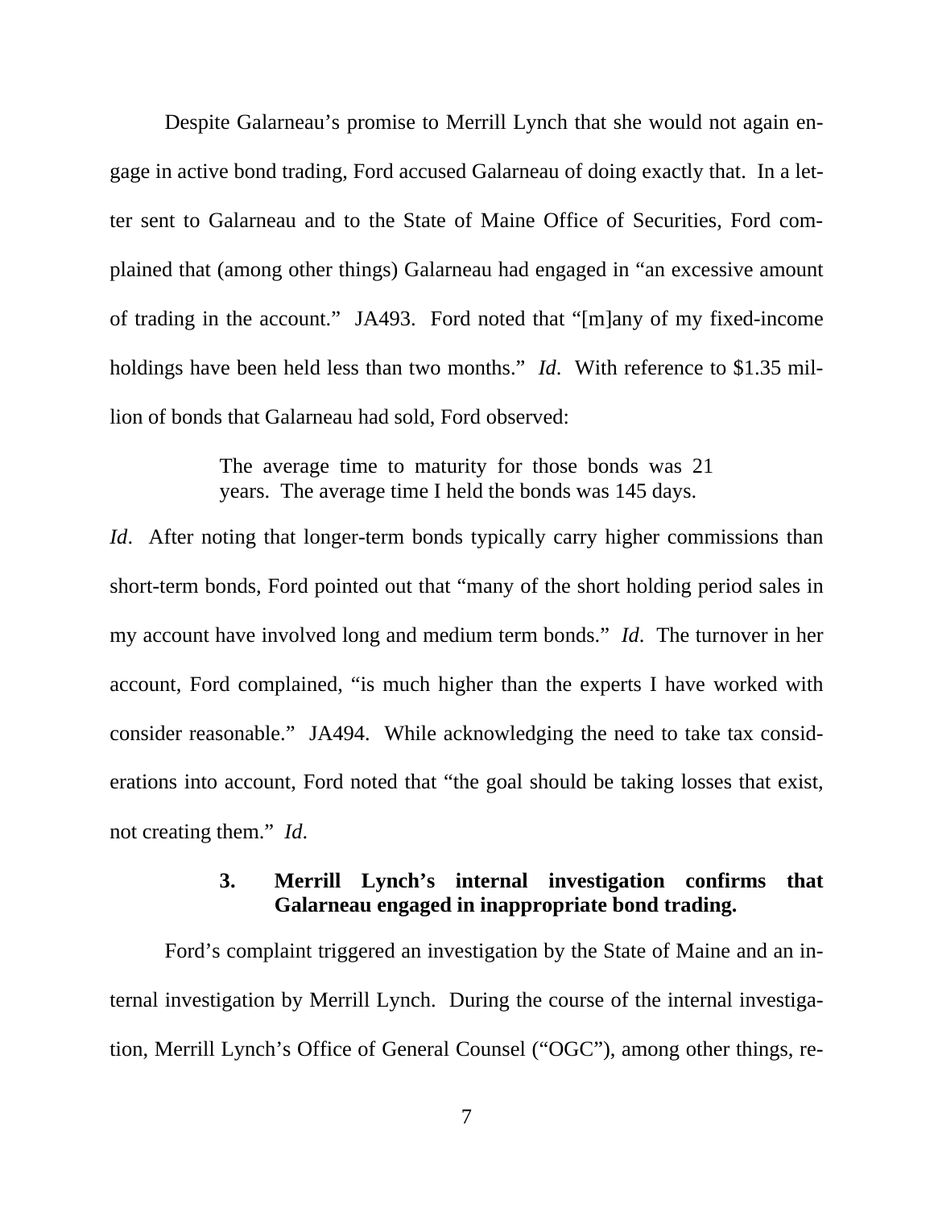Despite Galarneau's promise to Merrill Lynch that she would not again engage in active bond trading, Ford accused Galarneau of doing exactly that. In a letter sent to Galarneau and to the State of Maine Office of Securities, Ford complained that (among other things) Galarneau had engaged in "an excessive amount of trading in the account." JA493. Ford noted that "[m]any of my fixed-income holdings have been held less than two months." *Id*. With reference to $1.35 million of bonds that Galarneau had sold, Ford observed:

> The average time to maturity for those bonds was 21 years. The average time I held the bonds was 145 days.

*Id*. After noting that longer-term bonds typically carry higher commissions than short-term bonds, Ford pointed out that "many of the short holding period sales in my account have involved long and medium term bonds." *Id*. The turnover in her account, Ford complained, "is much higher than the experts I have worked with consider reasonable." JA494. While acknowledging the need to take tax considerations into account, Ford noted that "the goal should be taking losses that exist, not creating them." *Id*.

### 3. Merrill Lynch's internal investigation confirms that Galarneau engaged in inappropriate bond trading.

Ford's complaint triggered an investigation by the State of Maine and an internal investigation by Merrill Lynch. During the course of the internal investigation, Merrill Lynch's Office of General Counsel ("OGC"), among other things, re-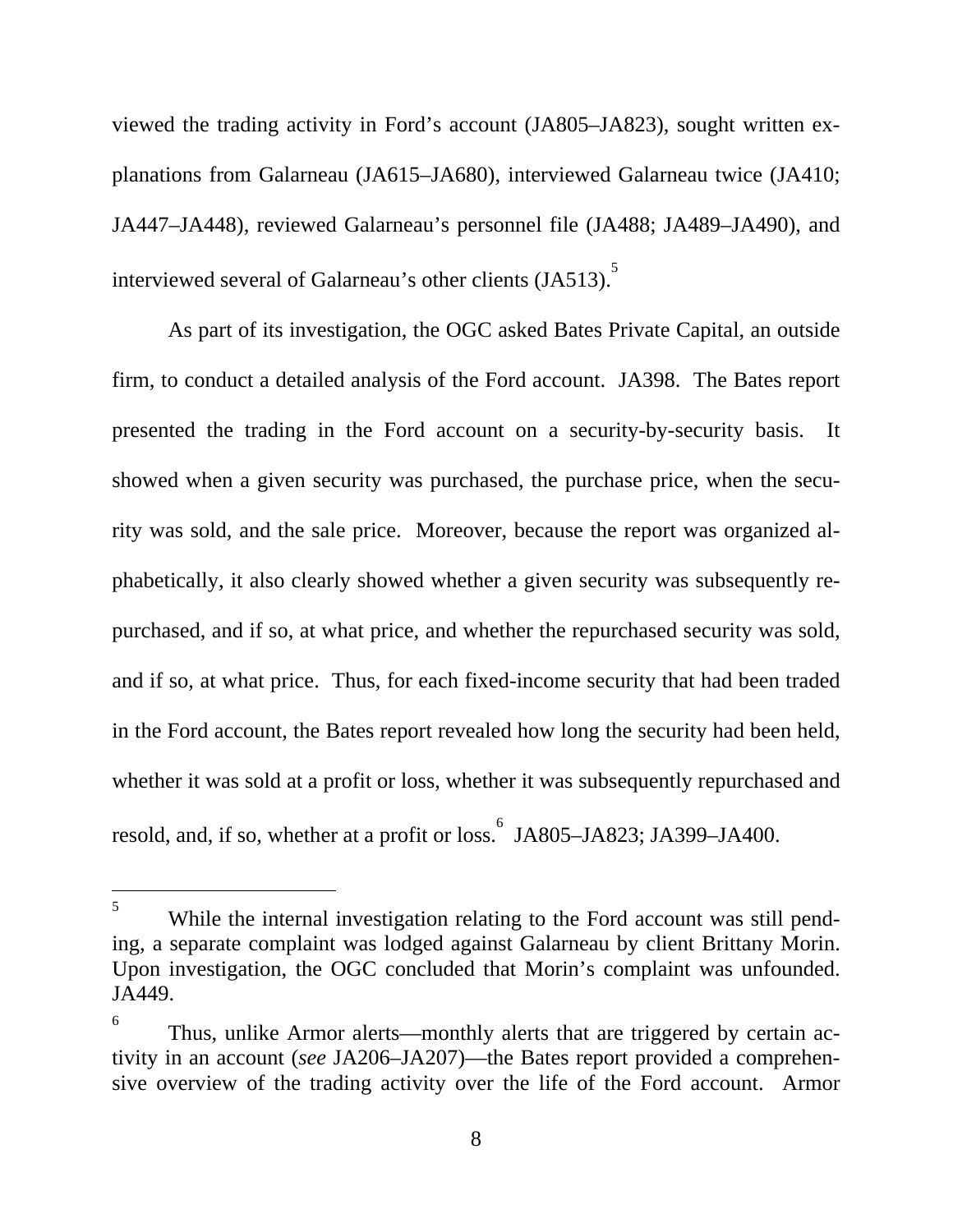viewed the trading activity in Ford's account (JA805–JA823), sought written explanations from Galarneau (JA615–JA680), interviewed Galarneau twice (JA410; JA447–JA448), reviewed Galarneau's personnel file (JA488; JA489–JA490), and interviewed several of Galarneau's other clients (JA513).[5]

As part of its investigation, the OGC asked Bates Private Capital, an outside firm, to conduct a detailed analysis of the Ford account. JA398. The Bates report presented the trading in the Ford account on a security-by-security basis. It showed when a given security was purchased, the purchase price, when the security was sold, and the sale price. Moreover, because the report was organized alphabetically, it also clearly showed whether a given security was subsequently repurchased, and if so, at what price, and whether the repurchased security was sold, and if so, at what price. Thus, for each fixed-income security that had been traded in the Ford account, the Bates report revealed how long the security had been held, whether it was sold at a profit or loss, whether it was subsequently repurchased and resold, and, if so, whether at a profit or loss.[6] JA805–JA823; JA399–JA400.

---

[5] While the internal investigation relating to the Ford account was still pending, a separate complaint was lodged against Galarneau by client Brittany Morin. Upon investigation, the OGC concluded that Morin's complaint was unfounded. JA449.

[6] Thus, unlike Armor alerts—monthly alerts that are triggered by certain activity in an account (*see* JA206–JA207)—the Bates report provided a comprehensive overview of the trading activity over the life of the Ford account. Armor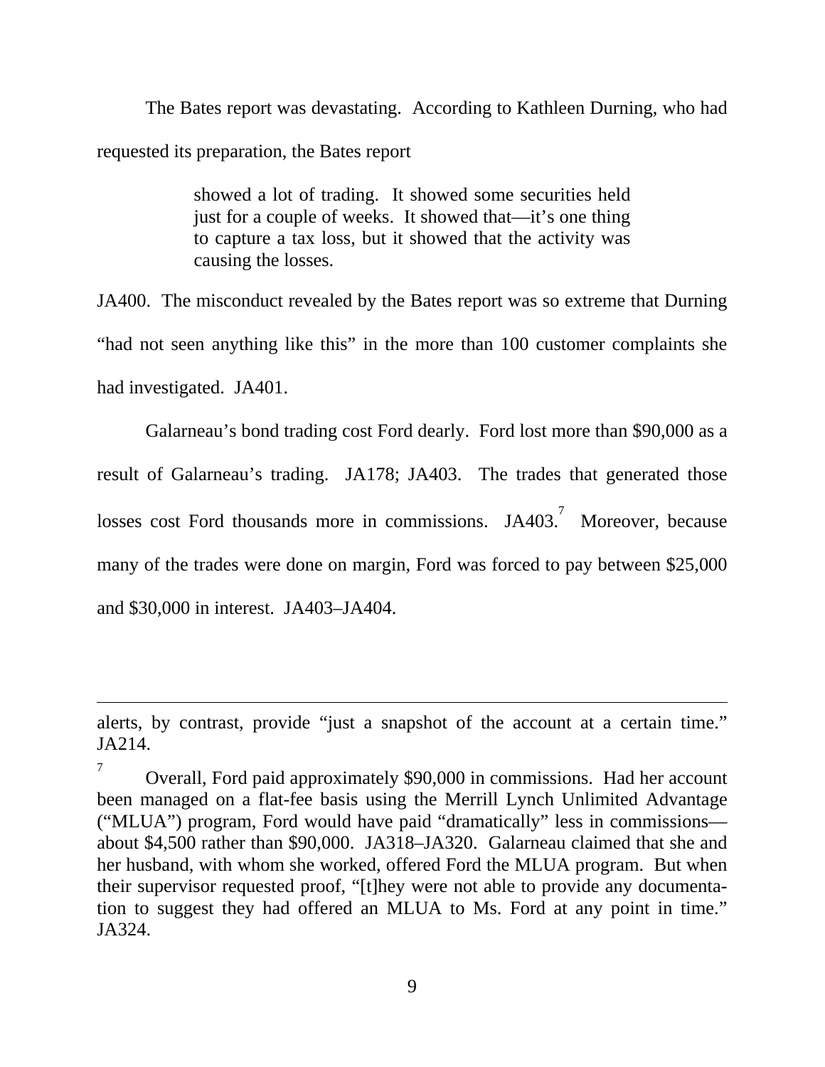The Bates report was devastating. According to Kathleen Durning, who had requested its preparation, the Bates report

> showed a lot of trading. It showed some securities held just for a couple of weeks. It showed that—it's one thing to capture a tax loss, but it showed that the activity was causing the losses.

JA400. The misconduct revealed by the Bates report was so extreme that Durning "had not seen anything like this" in the more than 100 customer complaints she had investigated. JA401.

Galarneau's bond trading cost Ford dearly. Ford lost more than $90,000 as a result of Galarneau's trading. JA178; JA403. The trades that generated those losses cost Ford thousands more in commissions. JA403.[7] Moreover, because many of the trades were done on margin, Ford was forced to pay between $25,000 and $30,000 in interest. JA403–JA404.

---

alerts, by contrast, provide "just a snapshot of the account at a certain time." JA214.

[7] Overall, Ford paid approximately $90,000 in commissions. Had her account been managed on a flat-fee basis using the Merrill Lynch Unlimited Advantage ("MLUA") program, Ford would have paid "dramatically" less in commissions—about $4,500 rather than $90,000. JA318–JA320. Galarneau claimed that she and her husband, with whom she worked, offered Ford the MLUA program. But when their supervisor requested proof, "[t]hey were not able to provide any documentation to suggest they had offered an MLUA to Ms. Ford at any point in time." JA324.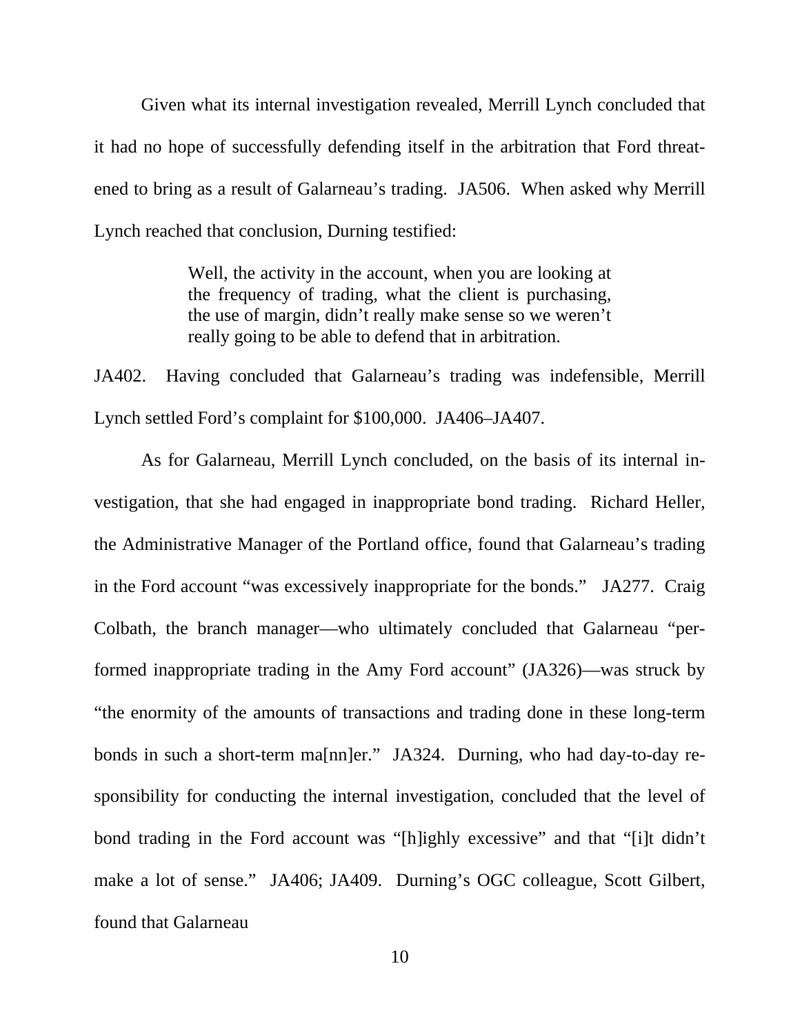Given what its internal investigation revealed, Merrill Lynch concluded that it had no hope of successfully defending itself in the arbitration that Ford threatened to bring as a result of Galarneau's trading. JA506. When asked why Merrill Lynch reached that conclusion, Durning testified:

> Well, the activity in the account, when you are looking at the frequency of trading, what the client is purchasing, the use of margin, didn't really make sense so we weren't really going to be able to defend that in arbitration.

JA402. Having concluded that Galarneau's trading was indefensible, Merrill Lynch settled Ford's complaint for $100,000. JA406–JA407.

As for Galarneau, Merrill Lynch concluded, on the basis of its internal investigation, that she had engaged in inappropriate bond trading. Richard Heller, the Administrative Manager of the Portland office, found that Galarneau's trading in the Ford account "was excessively inappropriate for the bonds." JA277. Craig Colbath, the branch manager—who ultimately concluded that Galarneau "performed inappropriate trading in the Amy Ford account" (JA326)—was struck by "the enormity of the amounts of transactions and trading done in these long-term bonds in such a short-term ma[nn]er." JA324. Durning, who had day-to-day responsibility for conducting the internal investigation, concluded that the level of bond trading in the Ford account was "[h]ighly excessive" and that "[i]t didn't make a lot of sense." JA406; JA409. Durning's OGC colleague, Scott Gilbert, found that Galarneau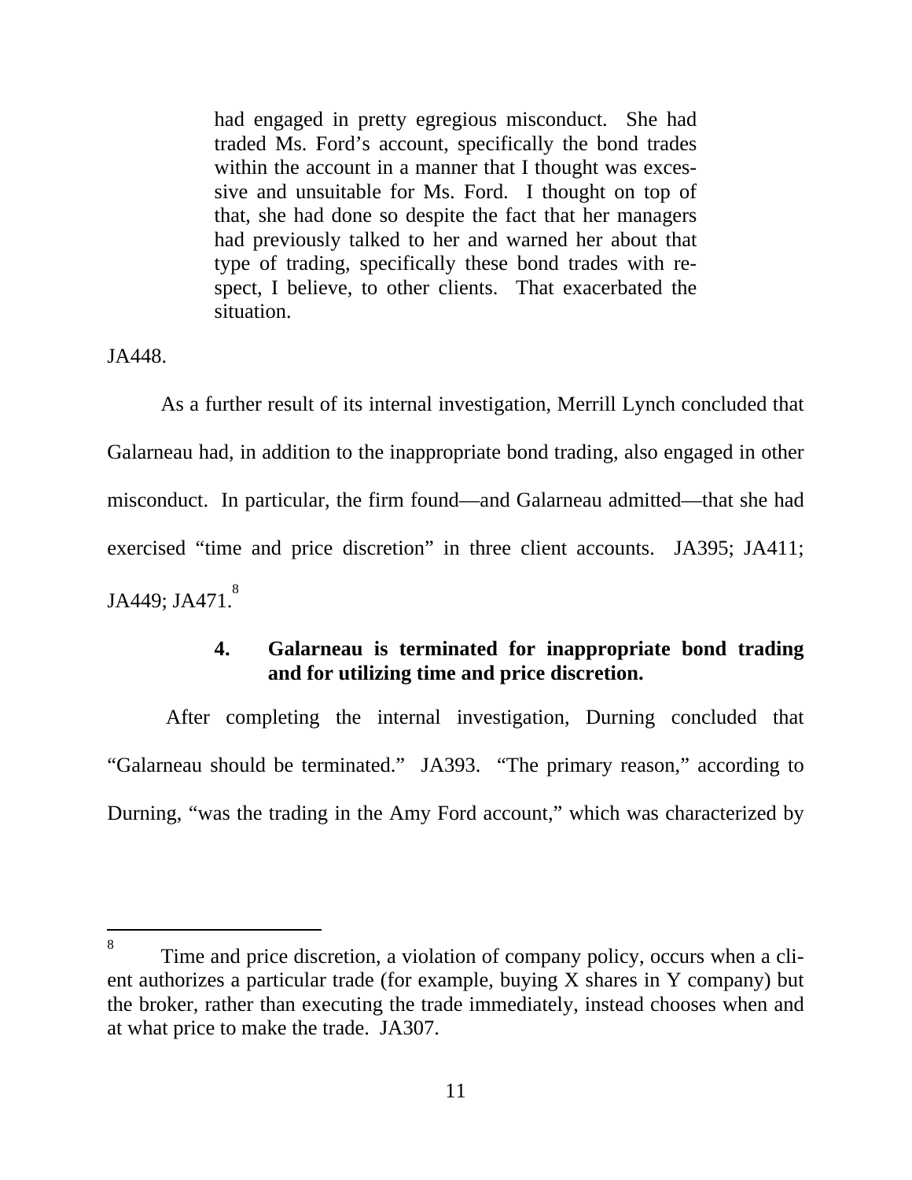> had engaged in pretty egregious misconduct. She had traded Ms. Ford's account, specifically the bond trades within the account in a manner that I thought was excessive and unsuitable for Ms. Ford. I thought on top of that, she had done so despite the fact that her managers had previously talked to her and warned her about that type of trading, specifically these bond trades with respect, I believe, to other clients. That exacerbated the situation.

JA448.

As a further result of its internal investigation, Merrill Lynch concluded that Galarneau had, in addition to the inappropriate bond trading, also engaged in other misconduct. In particular, the firm found—and Galarneau admitted—that she had exercised "time and price discretion" in three client accounts. JA395; JA411; JA449; JA471.[8]

### 4. Galarneau is terminated for inappropriate bond trading and for utilizing time and price discretion.

After completing the internal investigation, Durning concluded that "Galarneau should be terminated." JA393. "The primary reason," according to Durning, "was the trading in the Amy Ford account," which was characterized by

---

[8] Time and price discretion, a violation of company policy, occurs when a client authorizes a particular trade (for example, buying X shares in Y company) but the broker, rather than executing the trade immediately, instead chooses when and at what price to make the trade. JA307.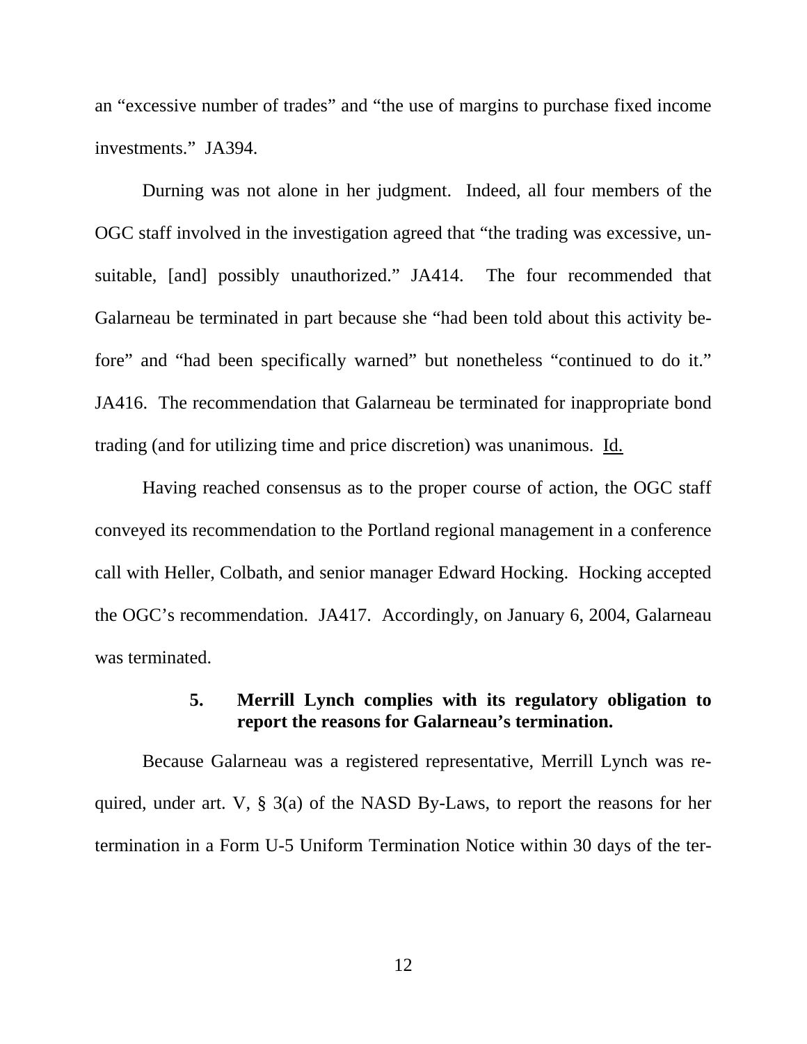an "excessive number of trades" and "the use of margins to purchase fixed income investments." JA394.

Durning was not alone in her judgment. Indeed, all four members of the OGC staff involved in the investigation agreed that "the trading was excessive, unsuitable, [and] possibly unauthorized." JA414. The four recommended that Galarneau be terminated in part because she "had been told about this activity before" and "had been specifically warned" but nonetheless "continued to do it." JA416. The recommendation that Galarneau be terminated for inappropriate bond trading (and for utilizing time and price discretion) was unanimous. Id.

Having reached consensus as to the proper course of action, the OGC staff conveyed its recommendation to the Portland regional management in a conference call with Heller, Colbath, and senior manager Edward Hocking. Hocking accepted the OGC's recommendation. JA417. Accordingly, on January 6, 2004, Galarneau was terminated.

#### 5. Merrill Lynch complies with its regulatory obligation to report the reasons for Galarneau's termination.

Because Galarneau was a registered representative, Merrill Lynch was required, under art. V, § 3(a) of the NASD By-Laws, to report the reasons for her termination in a Form U-5 Uniform Termination Notice within 30 days of the ter-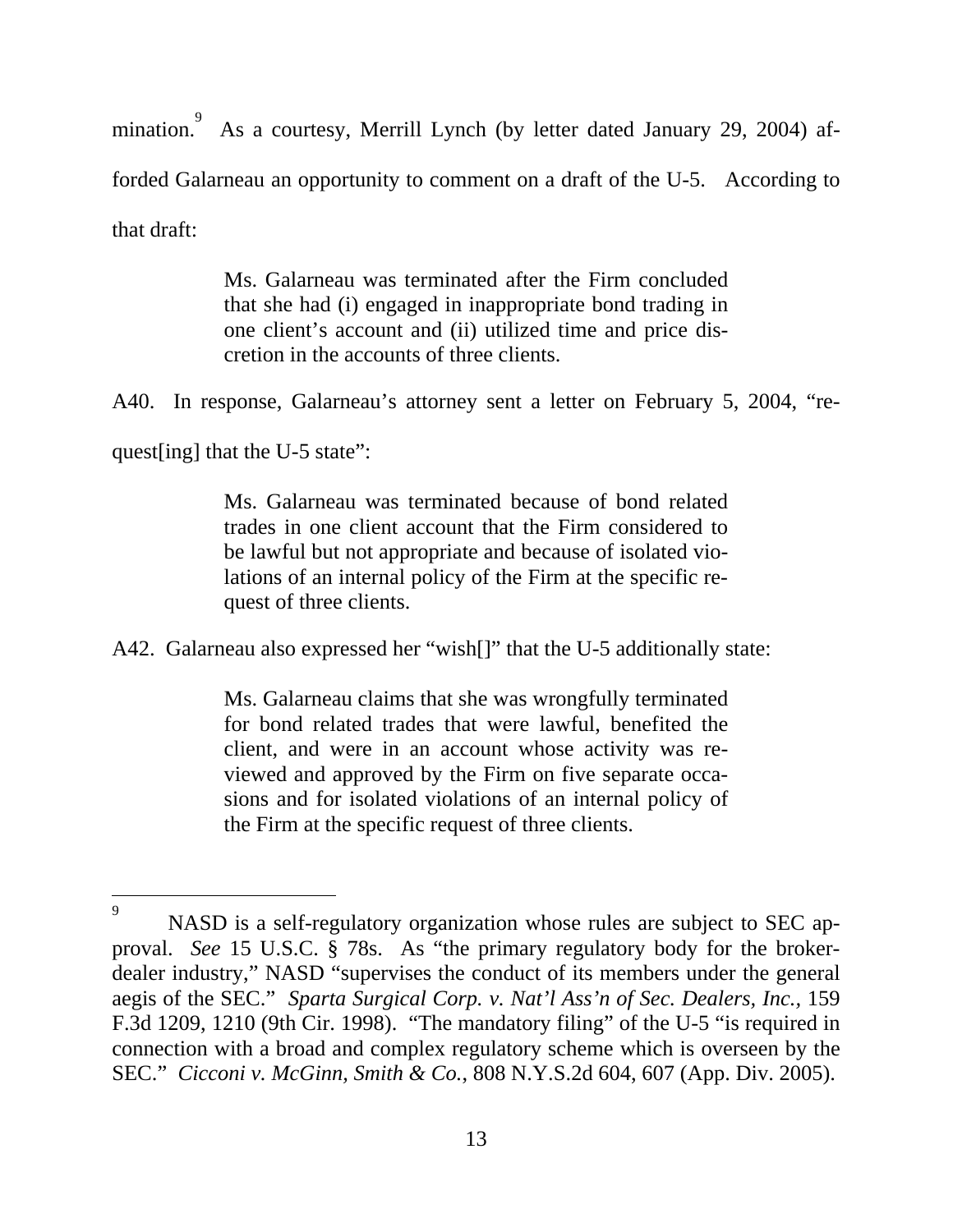mination.[9] As a courtesy, Merrill Lynch (by letter dated January 29, 2004) afforded Galarneau an opportunity to comment on a draft of the U-5. According to that draft:

> Ms. Galarneau was terminated after the Firm concluded that she had (i) engaged in inappropriate bond trading in one client's account and (ii) utilized time and price discretion in the accounts of three clients.

A40. In response, Galarneau's attorney sent a letter on February 5, 2004, "request[ing] that the U-5 state":

> Ms. Galarneau was terminated because of bond related trades in one client account that the Firm considered to be lawful but not appropriate and because of isolated violations of an internal policy of the Firm at the specific request of three clients.

A42. Galarneau also expressed her "wish[]" that the U-5 additionally state:

> Ms. Galarneau claims that she was wrongfully terminated for bond related trades that were lawful, benefited the client, and were in an account whose activity was reviewed and approved by the Firm on five separate occasions and for isolated violations of an internal policy of the Firm at the specific request of three clients.

---

[9] NASD is a self-regulatory organization whose rules are subject to SEC approval. *See* 15 U.S.C. § 78s. As "the primary regulatory body for the broker-dealer industry," NASD "supervises the conduct of its members under the general aegis of the SEC." *Sparta Surgical Corp. v. Nat'l Ass'n of Sec. Dealers, Inc.*, 159 F.3d 1209, 1210 (9th Cir. 1998). "The mandatory filing" of the U-5 "is required in connection with a broad and complex regulatory scheme which is overseen by the SEC." *Cicconi v. McGinn, Smith & Co.*, 808 N.Y.S.2d 604, 607 (App. Div. 2005).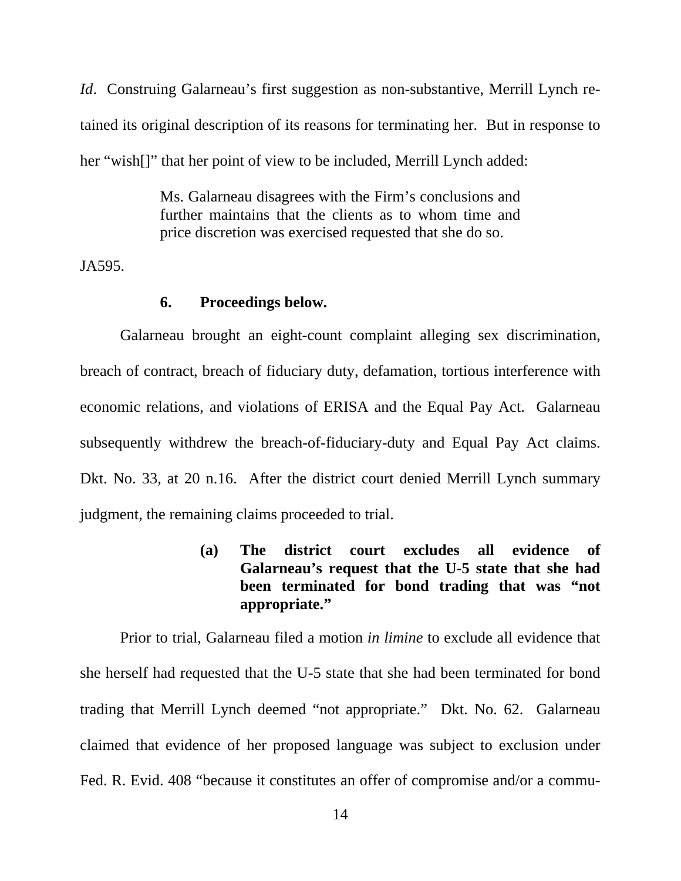*Id*. Construing Galarneau's first suggestion as non-substantive, Merrill Lynch retained its original description of its reasons for terminating her. But in response to her "wish[]" that her point of view to be included, Merrill Lynch added:

> Ms. Galarneau disagrees with the Firm's conclusions and further maintains that the clients as to whom time and price discretion was exercised requested that she do so.

JA595.

#### 6. Proceedings below.

Galarneau brought an eight-count complaint alleging sex discrimination, breach of contract, breach of fiduciary duty, defamation, tortious interference with economic relations, and violations of ERISA and the Equal Pay Act. Galarneau subsequently withdrew the breach-of-fiduciary-duty and Equal Pay Act claims. Dkt. No. 33, at 20 n.16. After the district court denied Merrill Lynch summary judgment, the remaining claims proceeded to trial.

##### (a) The district court excludes all evidence of Galarneau's request that the U-5 state that she had been terminated for bond trading that was "not appropriate."

Prior to trial, Galarneau filed a motion *in limine* to exclude all evidence that she herself had requested that the U-5 state that she had been terminated for bond trading that Merrill Lynch deemed "not appropriate." Dkt. No. 62. Galarneau claimed that evidence of her proposed language was subject to exclusion under Fed. R. Evid. 408 "because it constitutes an offer of compromise and/or a commu-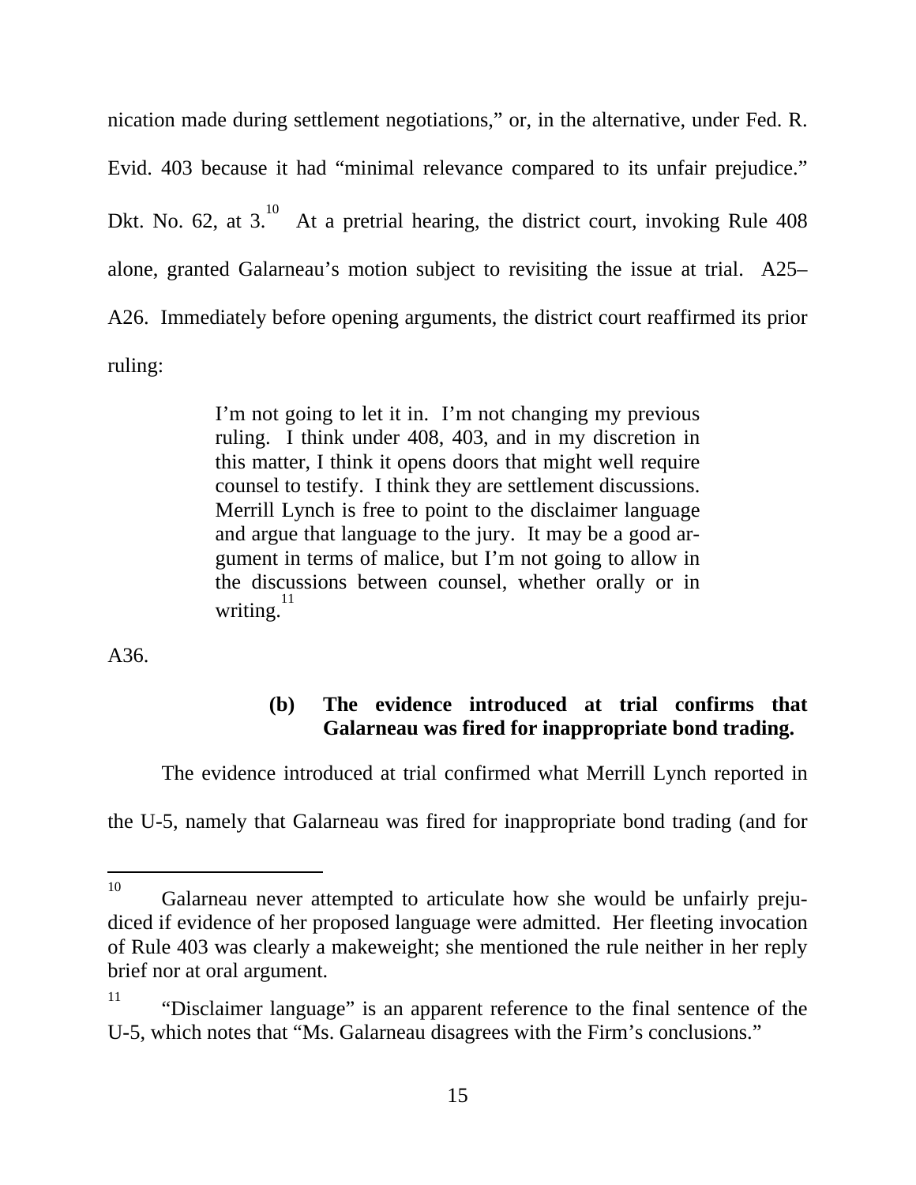nication made during settlement negotiations," or, in the alternative, under Fed. R. Evid. 403 because it had "minimal relevance compared to its unfair prejudice." Dkt. No. 62, at 3.[10] At a pretrial hearing, the district court, invoking Rule 408 alone, granted Galarneau's motion subject to revisiting the issue at trial. A25–A26. Immediately before opening arguments, the district court reaffirmed its prior ruling:

> I'm not going to let it in. I'm not changing my previous ruling. I think under 408, 403, and in my discretion in this matter, I think it opens doors that might well require counsel to testify. I think they are settlement discussions. Merrill Lynch is free to point to the disclaimer language and argue that language to the jury. It may be a good argument in terms of malice, but I'm not going to allow in the discussions between counsel, whether orally or in writing.[11]

A36.

**(b) The evidence introduced at trial confirms that Galarneau was fired for inappropriate bond trading.**

The evidence introduced at trial confirmed what Merrill Lynch reported in the U-5, namely that Galarneau was fired for inappropriate bond trading (and for

---

[10] Galarneau never attempted to articulate how she would be unfairly prejudiced if evidence of her proposed language were admitted. Her fleeting invocation of Rule 403 was clearly a makeweight; she mentioned the rule neither in her reply brief nor at oral argument.

[11] "Disclaimer language" is an apparent reference to the final sentence of the U-5, which notes that "Ms. Galarneau disagrees with the Firm's conclusions."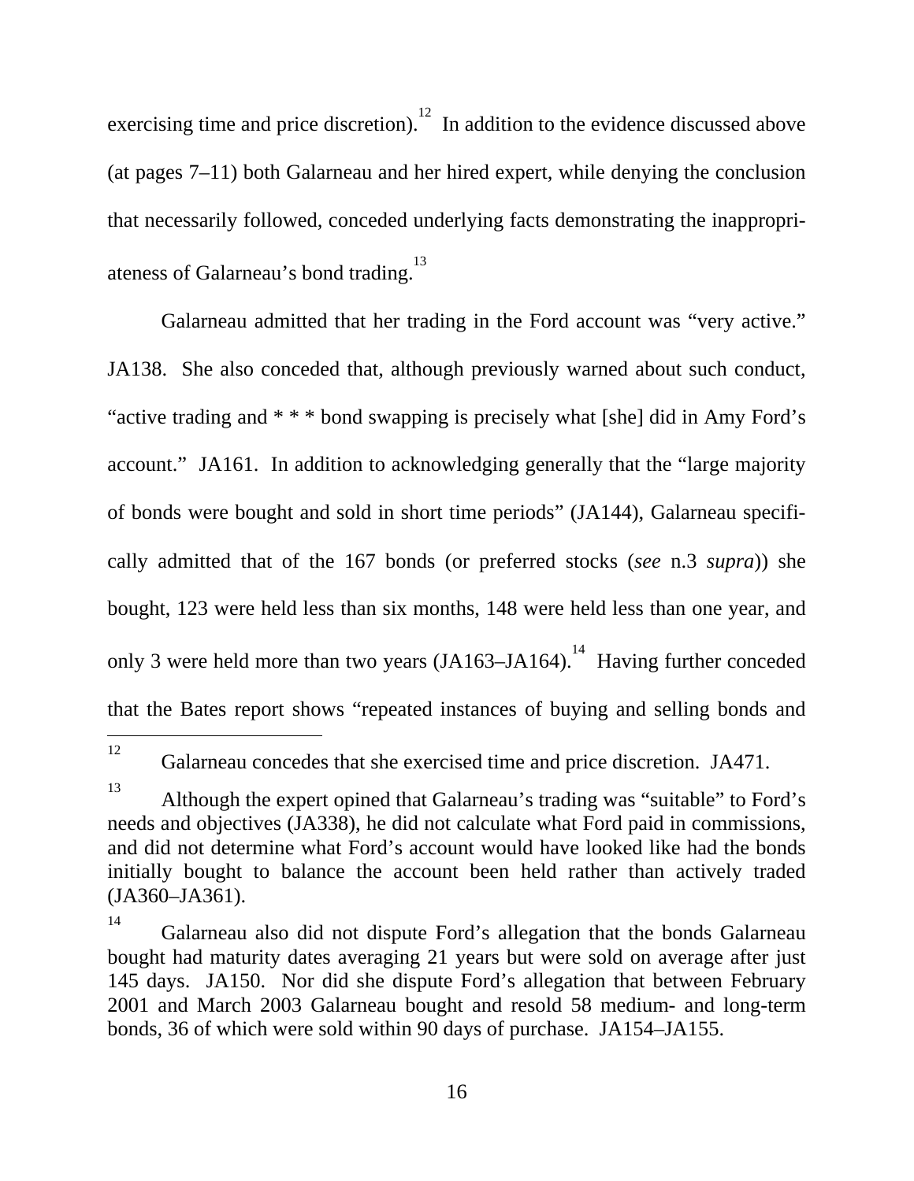exercising time and price discretion).[12] In addition to the evidence discussed above (at pages 7–11) both Galarneau and her hired expert, while denying the conclusion that necessarily followed, conceded underlying facts demonstrating the inappropriateness of Galarneau's bond trading.[13]

Galarneau admitted that her trading in the Ford account was "very active." JA138. She also conceded that, although previously warned about such conduct, "active trading and * * * bond swapping is precisely what [she] did in Amy Ford's account." JA161. In addition to acknowledging generally that the "large majority of bonds were bought and sold in short time periods" (JA144), Galarneau specifically admitted that of the 167 bonds (or preferred stocks (*see* n.3 *supra*)) she bought, 123 were held less than six months, 148 were held less than one year, and only 3 were held more than two years (JA163–JA164).[14] Having further conceded that the Bates report shows "repeated instances of buying and selling bonds and

---

[12] Galarneau concedes that she exercised time and price discretion. JA471.

[13] Although the expert opined that Galarneau's trading was "suitable" to Ford's needs and objectives (JA338), he did not calculate what Ford paid in commissions, and did not determine what Ford's account would have looked like had the bonds initially bought to balance the account been held rather than actively traded (JA360–JA361).

[14] Galarneau also did not dispute Ford's allegation that the bonds Galarneau bought had maturity dates averaging 21 years but were sold on average after just 145 days. JA150. Nor did she dispute Ford's allegation that between February 2001 and March 2003 Galarneau bought and resold 58 medium- and long-term bonds, 36 of which were sold within 90 days of purchase. JA154–JA155.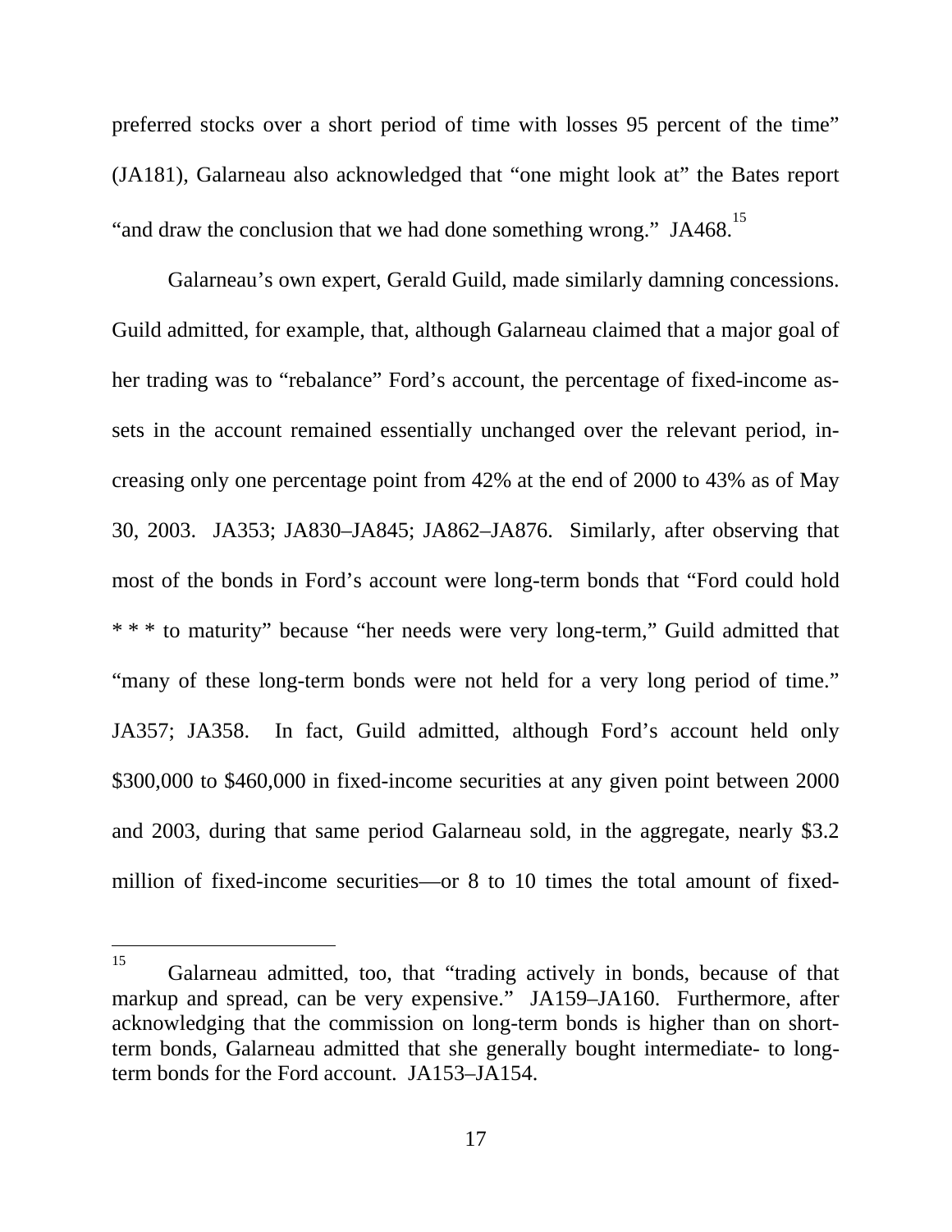preferred stocks over a short period of time with losses 95 percent of the time" (JA181), Galarneau also acknowledged that "one might look at" the Bates report "and draw the conclusion that we had done something wrong." JA468.[15]

Galarneau's own expert, Gerald Guild, made similarly damning concessions. Guild admitted, for example, that, although Galarneau claimed that a major goal of her trading was to "rebalance" Ford's account, the percentage of fixed-income assets in the account remained essentially unchanged over the relevant period, increasing only one percentage point from 42% at the end of 2000 to 43% as of May 30, 2003. JA353; JA830–JA845; JA862–JA876. Similarly, after observing that most of the bonds in Ford's account were long-term bonds that "Ford could hold * * * to maturity" because "her needs were very long-term," Guild admitted that "many of these long-term bonds were not held for a very long period of time." JA357; JA358. In fact, Guild admitted, although Ford's account held only $300,000 to $460,000 in fixed-income securities at any given point between 2000 and 2003, during that same period Galarneau sold, in the aggregate, nearly $3.2 million of fixed-income securities—or 8 to 10 times the total amount of fixed-

---

[15] Galarneau admitted, too, that "trading actively in bonds, because of that markup and spread, can be very expensive." JA159–JA160. Furthermore, after acknowledging that the commission on long-term bonds is higher than on short-term bonds, Galarneau admitted that she generally bought intermediate- to long-term bonds for the Ford account. JA153–JA154.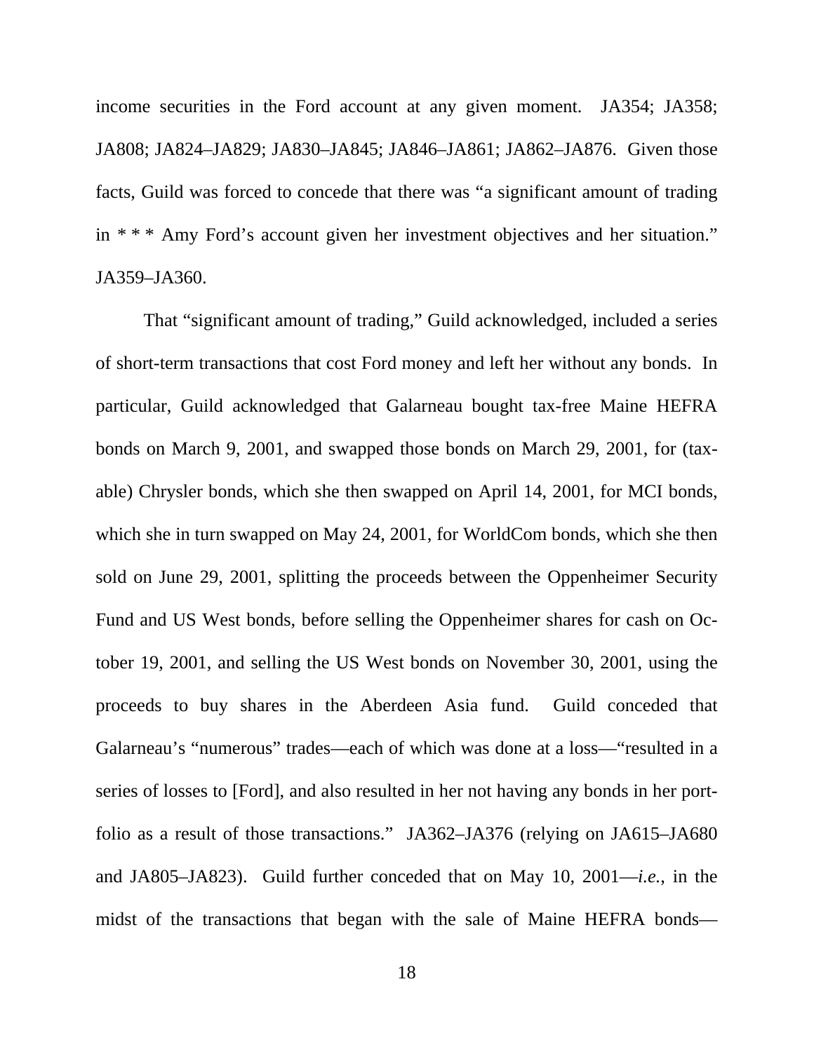income securities in the Ford account at any given moment. JA354; JA358; JA808; JA824–JA829; JA830–JA845; JA846–JA861; JA862–JA876. Given those facts, Guild was forced to concede that there was "a significant amount of trading in * * * Amy Ford's account given her investment objectives and her situation." JA359–JA360.

That "significant amount of trading," Guild acknowledged, included a series of short-term transactions that cost Ford money and left her without any bonds. In particular, Guild acknowledged that Galarneau bought tax-free Maine HEFRA bonds on March 9, 2001, and swapped those bonds on March 29, 2001, for (taxable) Chrysler bonds, which she then swapped on April 14, 2001, for MCI bonds, which she in turn swapped on May 24, 2001, for WorldCom bonds, which she then sold on June 29, 2001, splitting the proceeds between the Oppenheimer Security Fund and US West bonds, before selling the Oppenheimer shares for cash on October 19, 2001, and selling the US West bonds on November 30, 2001, using the proceeds to buy shares in the Aberdeen Asia fund. Guild conceded that Galarneau's "numerous" trades—each of which was done at a loss—"resulted in a series of losses to [Ford], and also resulted in her not having any bonds in her portfolio as a result of those transactions." JA362–JA376 (relying on JA615–JA680 and JA805–JA823). Guild further conceded that on May 10, 2001—*i.e.*, in the midst of the transactions that began with the sale of Maine HEFRA bonds—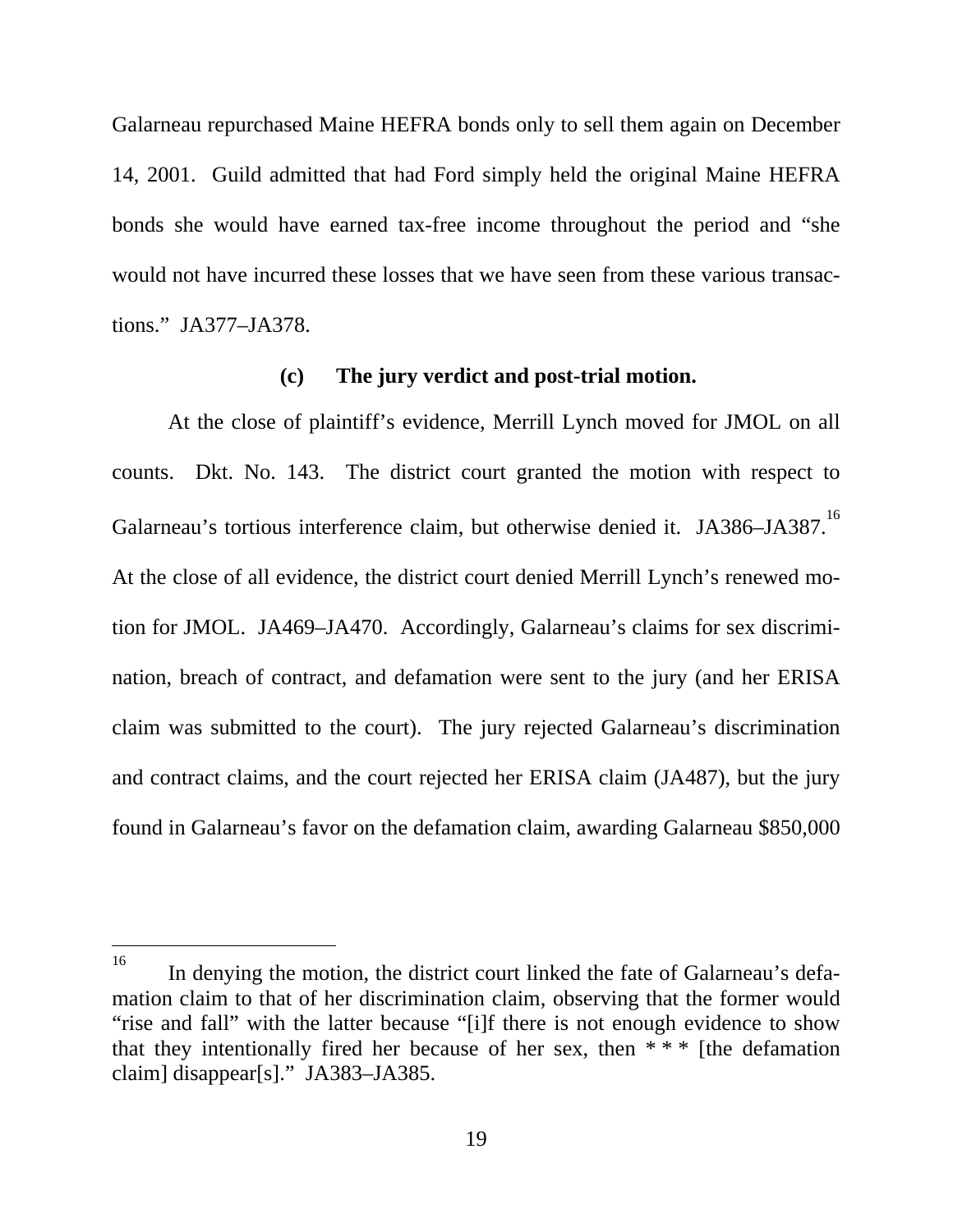Galarneau repurchased Maine HEFRA bonds only to sell them again on December 14, 2001. Guild admitted that had Ford simply held the original Maine HEFRA bonds she would have earned tax-free income throughout the period and "she would not have incurred these losses that we have seen from these various transactions." JA377–JA378.

#### (c) The jury verdict and post-trial motion.

At the close of plaintiff's evidence, Merrill Lynch moved for JMOL on all counts. Dkt. No. 143. The district court granted the motion with respect to Galarneau's tortious interference claim, but otherwise denied it. JA386–JA387.[16] At the close of all evidence, the district court denied Merrill Lynch's renewed motion for JMOL. JA469–JA470. Accordingly, Galarneau's claims for sex discrimination, breach of contract, and defamation were sent to the jury (and her ERISA claim was submitted to the court). The jury rejected Galarneau's discrimination and contract claims, and the court rejected her ERISA claim (JA487), but the jury found in Galarneau's favor on the defamation claim, awarding Galarneau $850,000

---

[16] In denying the motion, the district court linked the fate of Galarneau's defamation claim to that of her discrimination claim, observing that the former would "rise and fall" with the latter because "[i]f there is not enough evidence to show that they intentionally fired her because of her sex, then * * * [the defamation claim] disappear[s]." JA383–JA385.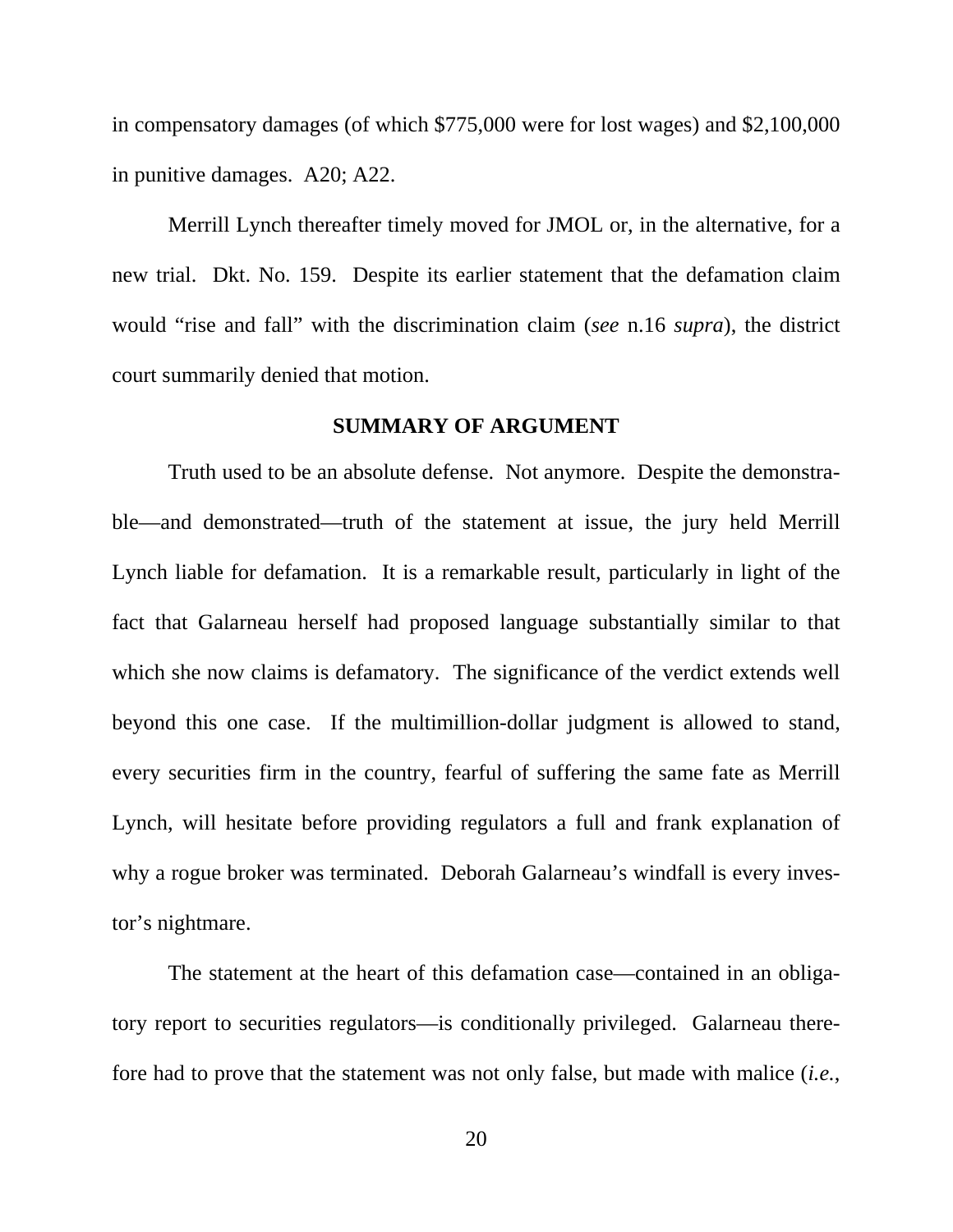in compensatory damages (of which $775,000 were for lost wages) and $2,100,000 in punitive damages. A20; A22.

Merrill Lynch thereafter timely moved for JMOL or, in the alternative, for a new trial. Dkt. No. 159. Despite its earlier statement that the defamation claim would "rise and fall" with the discrimination claim (*see* n.16 *supra*), the district court summarily denied that motion.

## SUMMARY OF ARGUMENT

Truth used to be an absolute defense. Not anymore. Despite the demonstrable—and demonstrated—truth of the statement at issue, the jury held Merrill Lynch liable for defamation. It is a remarkable result, particularly in light of the fact that Galarneau herself had proposed language substantially similar to that which she now claims is defamatory. The significance of the verdict extends well beyond this one case. If the multimillion-dollar judgment is allowed to stand, every securities firm in the country, fearful of suffering the same fate as Merrill Lynch, will hesitate before providing regulators a full and frank explanation of why a rogue broker was terminated. Deborah Galarneau's windfall is every investor's nightmare.

The statement at the heart of this defamation case—contained in an obligatory report to securities regulators—is conditionally privileged. Galarneau therefore had to prove that the statement was not only false, but made with malice (*i.e.*,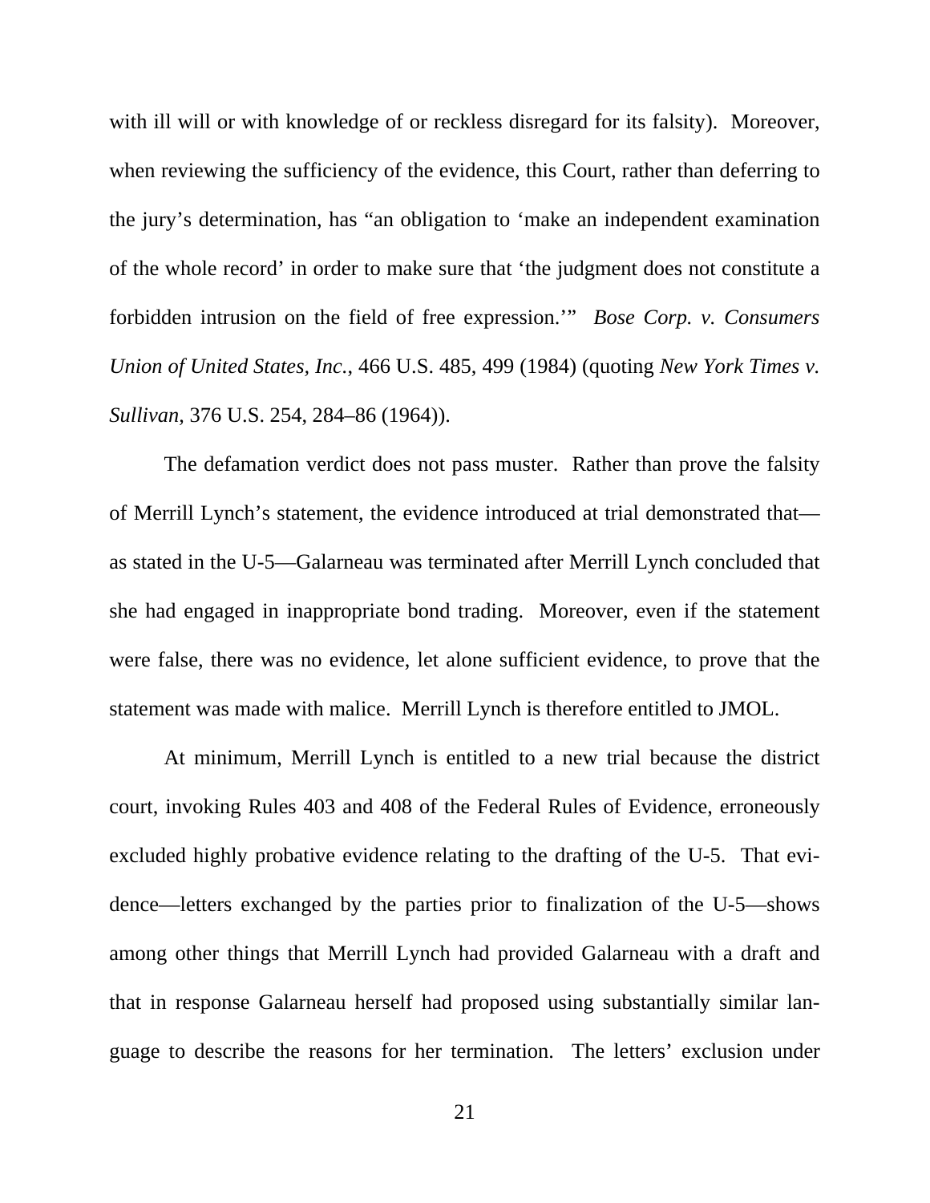with ill will or with knowledge of or reckless disregard for its falsity). Moreover, when reviewing the sufficiency of the evidence, this Court, rather than deferring to the jury's determination, has "an obligation to 'make an independent examination of the whole record' in order to make sure that 'the judgment does not constitute a forbidden intrusion on the field of free expression.'" *Bose Corp. v. Consumers Union of United States, Inc.*, 466 U.S. 485, 499 (1984) (quoting *New York Times v. Sullivan*, 376 U.S. 254, 284–86 (1964)).

The defamation verdict does not pass muster. Rather than prove the falsity of Merrill Lynch's statement, the evidence introduced at trial demonstrated that—as stated in the U-5—Galarneau was terminated after Merrill Lynch concluded that she had engaged in inappropriate bond trading. Moreover, even if the statement were false, there was no evidence, let alone sufficient evidence, to prove that the statement was made with malice. Merrill Lynch is therefore entitled to JMOL.

At minimum, Merrill Lynch is entitled to a new trial because the district court, invoking Rules 403 and 408 of the Federal Rules of Evidence, erroneously excluded highly probative evidence relating to the drafting of the U-5. That evidence—letters exchanged by the parties prior to finalization of the U-5—shows among other things that Merrill Lynch had provided Galarneau with a draft and that in response Galarneau herself had proposed using substantially similar language to describe the reasons for her termination. The letters' exclusion under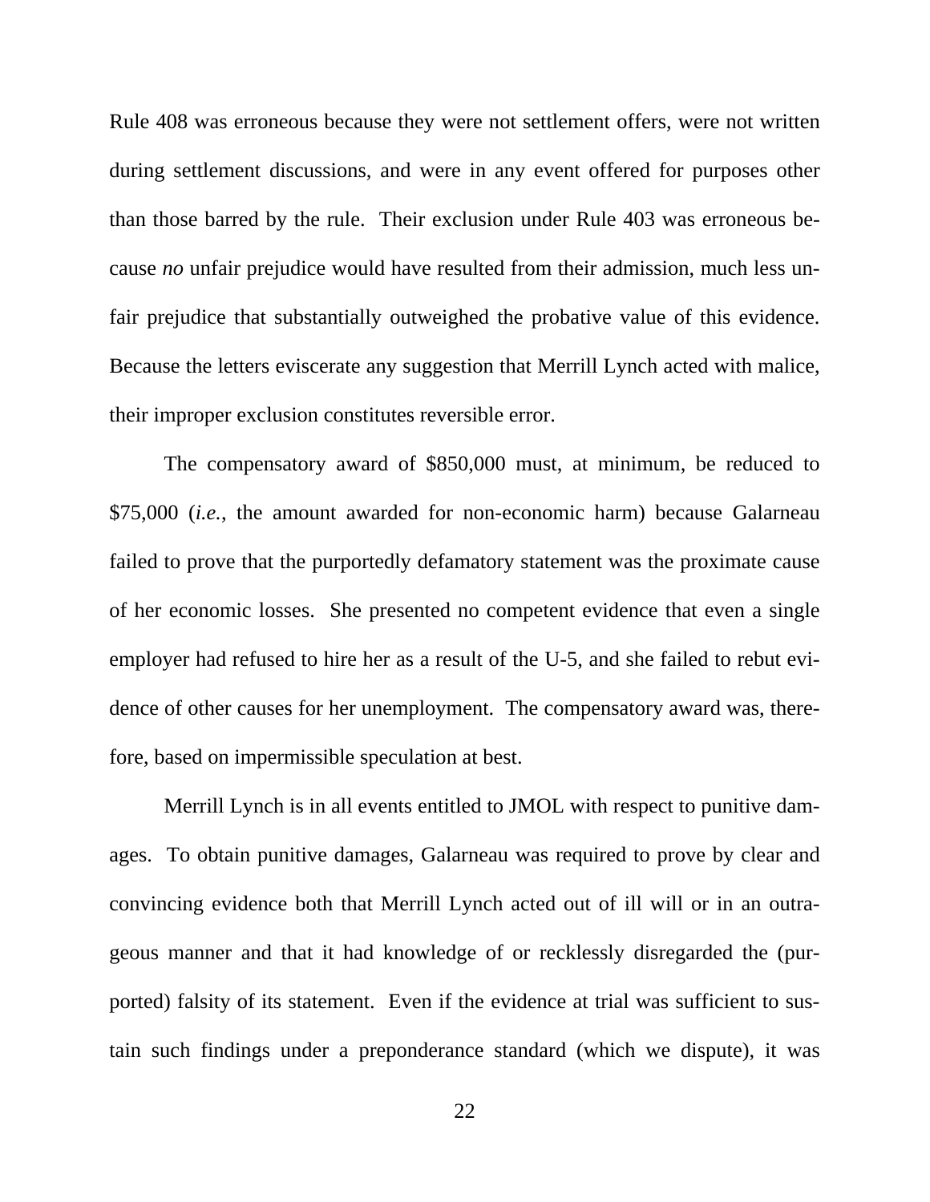Rule 408 was erroneous because they were not settlement offers, were not written during settlement discussions, and were in any event offered for purposes other than those barred by the rule. Their exclusion under Rule 403 was erroneous because *no* unfair prejudice would have resulted from their admission, much less unfair prejudice that substantially outweighed the probative value of this evidence. Because the letters eviscerate any suggestion that Merrill Lynch acted with malice, their improper exclusion constitutes reversible error.

The compensatory award of $850,000 must, at minimum, be reduced to $75,000 (*i.e.*, the amount awarded for non-economic harm) because Galarneau failed to prove that the purportedly defamatory statement was the proximate cause of her economic losses. She presented no competent evidence that even a single employer had refused to hire her as a result of the U-5, and she failed to rebut evidence of other causes for her unemployment. The compensatory award was, therefore, based on impermissible speculation at best.

Merrill Lynch is in all events entitled to JMOL with respect to punitive damages. To obtain punitive damages, Galarneau was required to prove by clear and convincing evidence both that Merrill Lynch acted out of ill will or in an outrageous manner and that it had knowledge of or recklessly disregarded the (purported) falsity of its statement. Even if the evidence at trial was sufficient to sustain such findings under a preponderance standard (which we dispute), it was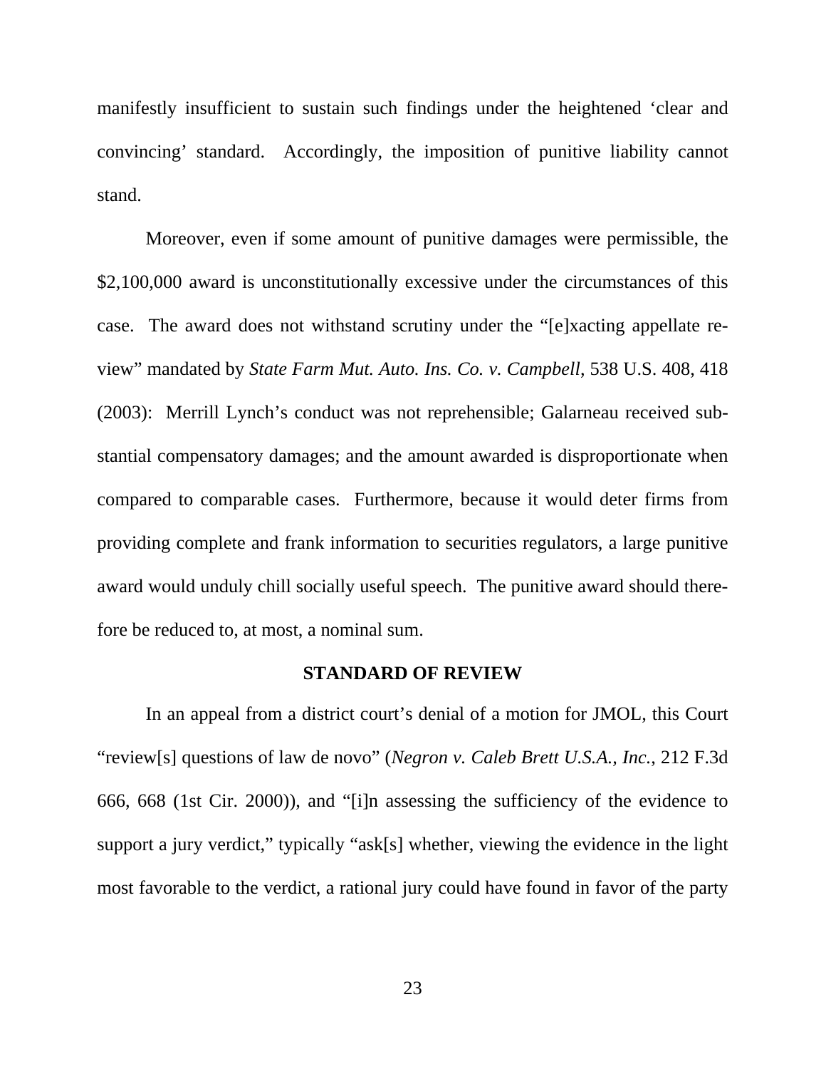manifestly insufficient to sustain such findings under the heightened 'clear and convincing' standard. Accordingly, the imposition of punitive liability cannot stand.

Moreover, even if some amount of punitive damages were permissible, the $2,100,000 award is unconstitutionally excessive under the circumstances of this case. The award does not withstand scrutiny under the "[e]xacting appellate review" mandated by *State Farm Mut. Auto. Ins. Co. v. Campbell*, 538 U.S. 408, 418 (2003): Merrill Lynch's conduct was not reprehensible; Galarneau received substantial compensatory damages; and the amount awarded is disproportionate when compared to comparable cases. Furthermore, because it would deter firms from providing complete and frank information to securities regulators, a large punitive award would unduly chill socially useful speech. The punitive award should therefore be reduced to, at most, a nominal sum.

## STANDARD OF REVIEW

In an appeal from a district court's denial of a motion for JMOL, this Court "review[s] questions of law de novo" (*Negron v. Caleb Brett U.S.A., Inc.*, 212 F.3d 666, 668 (1st Cir. 2000)), and "[i]n assessing the sufficiency of the evidence to support a jury verdict," typically "ask[s] whether, viewing the evidence in the light most favorable to the verdict, a rational jury could have found in favor of the party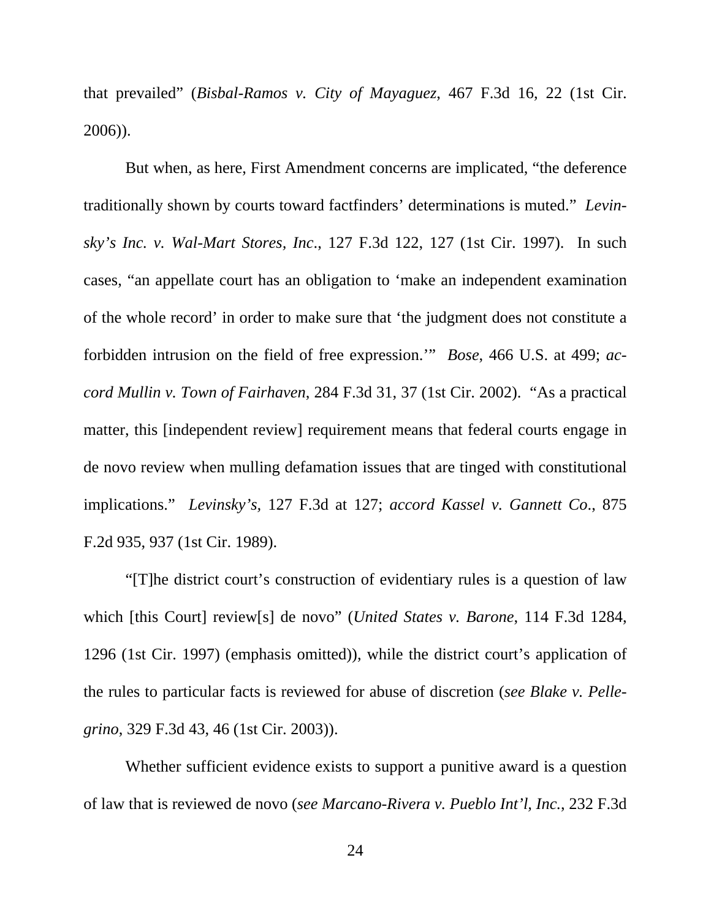that prevailed" (*Bisbal-Ramos v. City of Mayaguez*, 467 F.3d 16, 22 (1st Cir. 2006)).

But when, as here, First Amendment concerns are implicated, "the deference traditionally shown by courts toward factfinders' determinations is muted." *Levinsky's Inc. v. Wal-Mart Stores, Inc*., 127 F.3d 122, 127 (1st Cir. 1997). In such cases, "an appellate court has an obligation to 'make an independent examination of the whole record' in order to make sure that 'the judgment does not constitute a forbidden intrusion on the field of free expression.'" *Bose*, 466 U.S. at 499; *accord Mullin v. Town of Fairhaven*, 284 F.3d 31, 37 (1st Cir. 2002). "As a practical matter, this [independent review] requirement means that federal courts engage in de novo review when mulling defamation issues that are tinged with constitutional implications." *Levinsky's*, 127 F.3d at 127; *accord Kassel v. Gannett Co*., 875 F.2d 935, 937 (1st Cir. 1989).

"[T]he district court's construction of evidentiary rules is a question of law which [this Court] review[s] de novo" (*United States v. Barone*, 114 F.3d 1284, 1296 (1st Cir. 1997) (emphasis omitted)), while the district court's application of the rules to particular facts is reviewed for abuse of discretion (*see Blake v. Pellegrino*, 329 F.3d 43, 46 (1st Cir. 2003)).

Whether sufficient evidence exists to support a punitive award is a question of law that is reviewed de novo (*see Marcano-Rivera v. Pueblo Int'l, Inc.*, 232 F.3d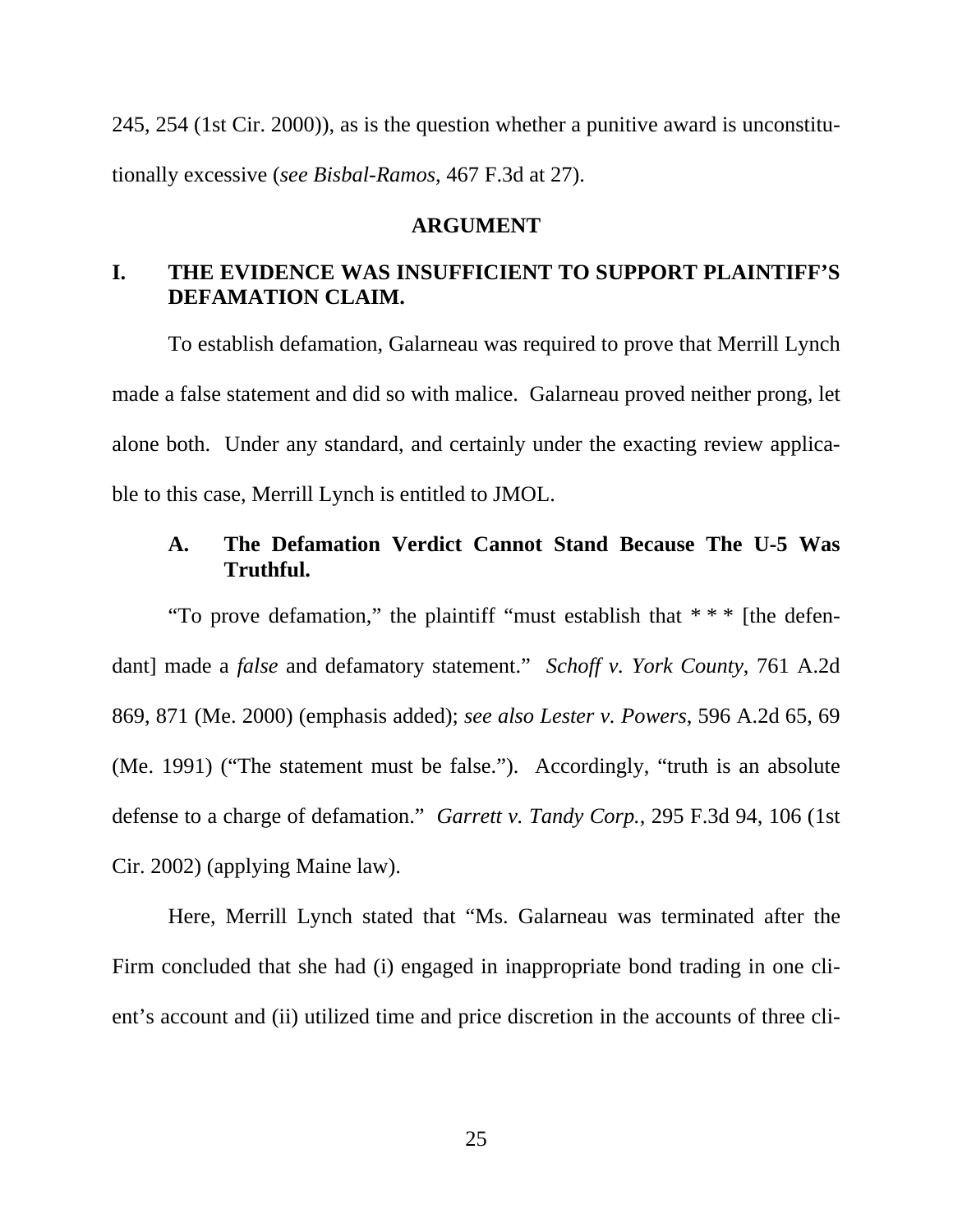245, 254 (1st Cir. 2000)), as is the question whether a punitive award is unconstitutionally excessive (*see Bisbal-Ramos*, 467 F.3d at 27).

## ARGUMENT

### I. THE EVIDENCE WAS INSUFFICIENT TO SUPPORT PLAINTIFF'S DEFAMATION CLAIM.

To establish defamation, Galarneau was required to prove that Merrill Lynch made a false statement and did so with malice. Galarneau proved neither prong, let alone both. Under any standard, and certainly under the exacting review applicable to this case, Merrill Lynch is entitled to JMOL.

#### A. The Defamation Verdict Cannot Stand Because The U-5 Was Truthful.

"To prove defamation," the plaintiff "must establish that * * * [the defendant] made a *false* and defamatory statement." *Schoff v. York County*, 761 A.2d 869, 871 (Me. 2000) (emphasis added); *see also Lester v. Powers*, 596 A.2d 65, 69 (Me. 1991) ("The statement must be false."). Accordingly, "truth is an absolute defense to a charge of defamation." *Garrett v. Tandy Corp.*, 295 F.3d 94, 106 (1st Cir. 2002) (applying Maine law).

Here, Merrill Lynch stated that "Ms. Galarneau was terminated after the Firm concluded that she had (i) engaged in inappropriate bond trading in one client's account and (ii) utilized time and price discretion in the accounts of three cli-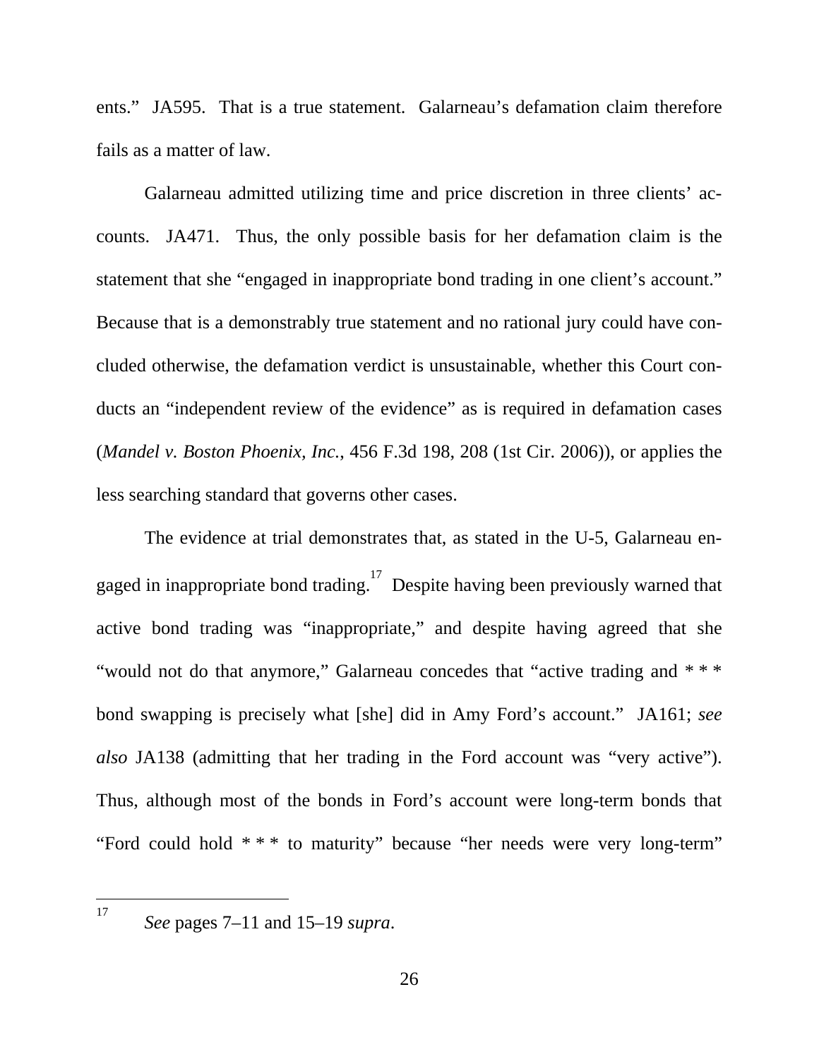ents." JA595. That is a true statement. Galarneau's defamation claim therefore fails as a matter of law.

Galarneau admitted utilizing time and price discretion in three clients' accounts. JA471. Thus, the only possible basis for her defamation claim is the statement that she "engaged in inappropriate bond trading in one client's account." Because that is a demonstrably true statement and no rational jury could have concluded otherwise, the defamation verdict is unsustainable, whether this Court conducts an "independent review of the evidence" as is required in defamation cases (*Mandel v. Boston Phoenix, Inc.*, 456 F.3d 198, 208 (1st Cir. 2006)), or applies the less searching standard that governs other cases.

The evidence at trial demonstrates that, as stated in the U-5, Galarneau engaged in inappropriate bond trading.[17] Despite having been previously warned that active bond trading was "inappropriate," and despite having agreed that she "would not do that anymore," Galarneau concedes that "active trading and * * * bond swapping is precisely what [she] did in Amy Ford's account." JA161; *see also* JA138 (admitting that her trading in the Ford account was "very active"). Thus, although most of the bonds in Ford's account were long-term bonds that "Ford could hold * * * to maturity" because "her needs were very long-term"

---

[17] *See* pages 7–11 and 15–19 *supra*.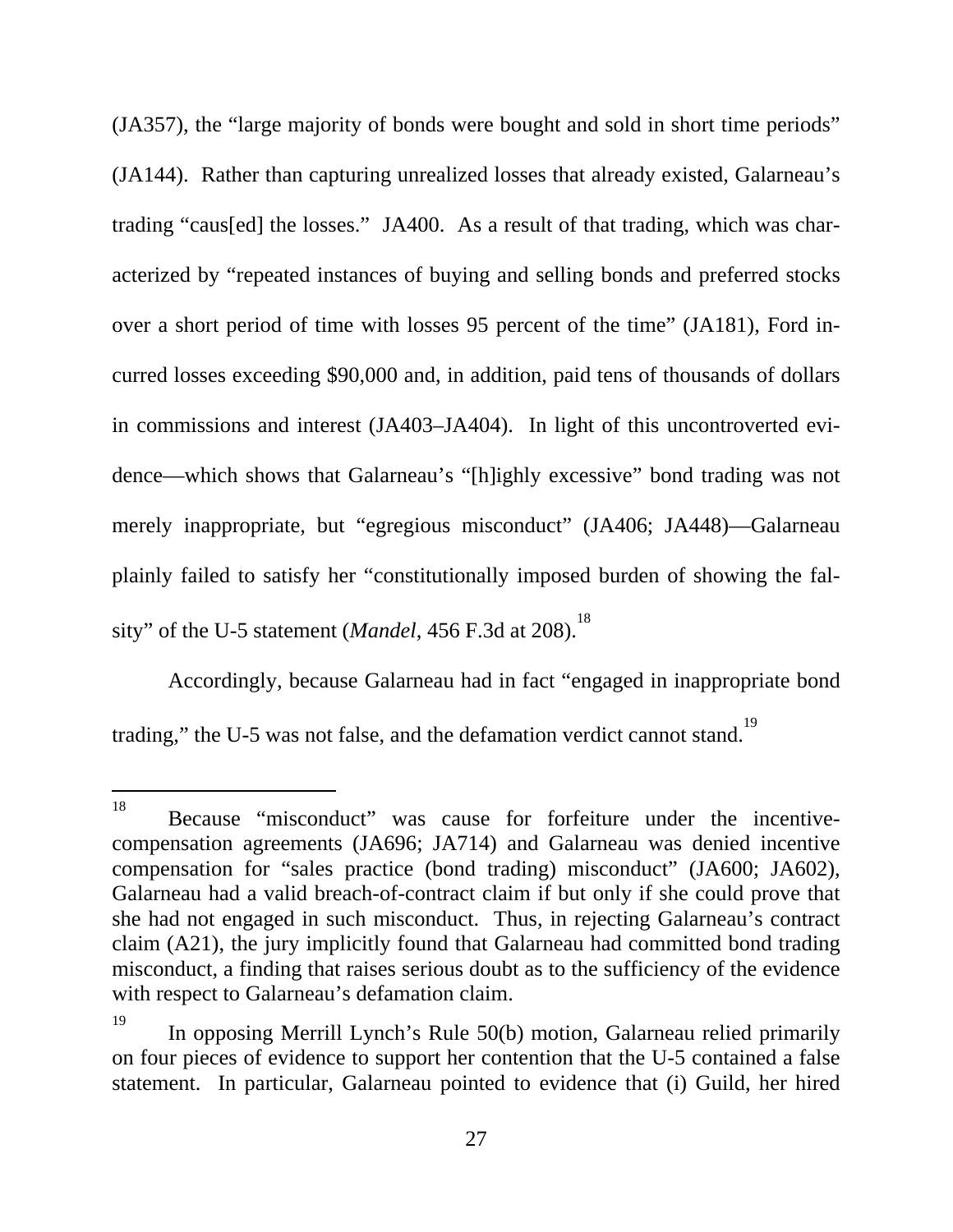(JA357), the "large majority of bonds were bought and sold in short time periods" (JA144). Rather than capturing unrealized losses that already existed, Galarneau's trading "caus[ed] the losses." JA400. As a result of that trading, which was characterized by "repeated instances of buying and selling bonds and preferred stocks over a short period of time with losses 95 percent of the time" (JA181), Ford incurred losses exceeding $90,000 and, in addition, paid tens of thousands of dollars in commissions and interest (JA403–JA404). In light of this uncontroverted evidence—which shows that Galarneau's "[h]ighly excessive" bond trading was not merely inappropriate, but "egregious misconduct" (JA406; JA448)—Galarneau plainly failed to satisfy her "constitutionally imposed burden of showing the falsity" of the U-5 statement (*Mandel*, 456 F.3d at 208).[18]

Accordingly, because Galarneau had in fact "engaged in inappropriate bond trading," the U-5 was not false, and the defamation verdict cannot stand.[19]

---

[18] Because "misconduct" was cause for forfeiture under the incentive-compensation agreements (JA696; JA714) and Galarneau was denied incentive compensation for "sales practice (bond trading) misconduct" (JA600; JA602), Galarneau had a valid breach-of-contract claim if but only if she could prove that she had not engaged in such misconduct. Thus, in rejecting Galarneau's contract claim (A21), the jury implicitly found that Galarneau had committed bond trading misconduct, a finding that raises serious doubt as to the sufficiency of the evidence with respect to Galarneau's defamation claim.

[19] In opposing Merrill Lynch's Rule 50(b) motion, Galarneau relied primarily on four pieces of evidence to support her contention that the U-5 contained a false statement. In particular, Galarneau pointed to evidence that (i) Guild, her hired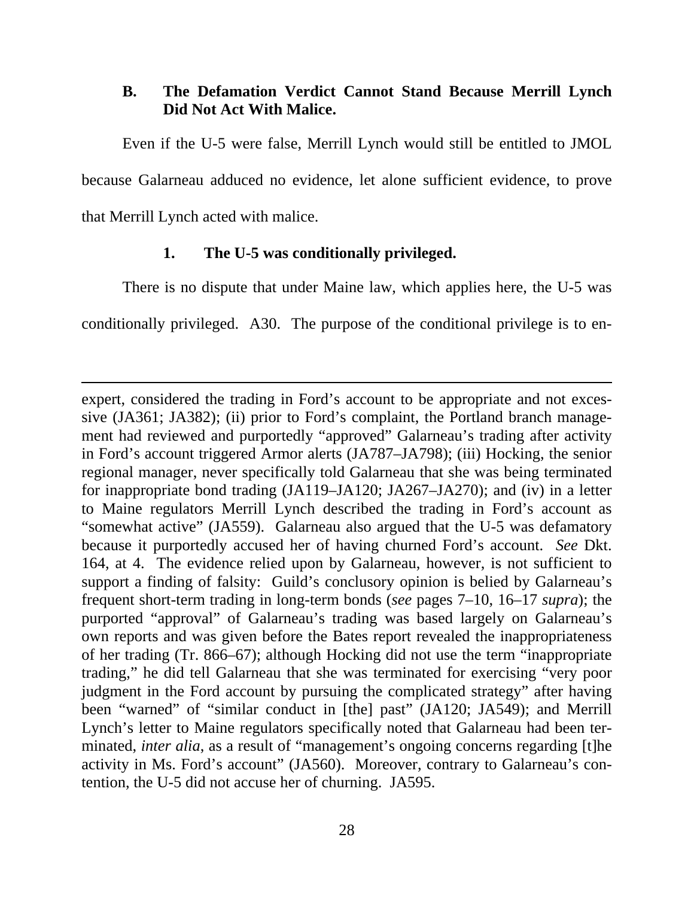### B. The Defamation Verdict Cannot Stand Because Merrill Lynch Did Not Act With Malice.

Even if the U-5 were false, Merrill Lynch would still be entitled to JMOL because Galarneau adduced no evidence, let alone sufficient evidence, to prove that Merrill Lynch acted with malice.

#### 1. The U-5 was conditionally privileged.

There is no dispute that under Maine law, which applies here, the U-5 was conditionally privileged. A30. The purpose of the conditional privilege is to en-

---

expert, considered the trading in Ford's account to be appropriate and not excessive (JA361; JA382); (ii) prior to Ford's complaint, the Portland branch management had reviewed and purportedly "approved" Galarneau's trading after activity in Ford's account triggered Armor alerts (JA787–JA798); (iii) Hocking, the senior regional manager, never specifically told Galarneau that she was being terminated for inappropriate bond trading (JA119–JA120; JA267–JA270); and (iv) in a letter to Maine regulators Merrill Lynch described the trading in Ford's account as "somewhat active" (JA559). Galarneau also argued that the U-5 was defamatory because it purportedly accused her of having churned Ford's account. *See* Dkt. 164, at 4. The evidence relied upon by Galarneau, however, is not sufficient to support a finding of falsity: Guild's conclusory opinion is belied by Galarneau's frequent short-term trading in long-term bonds (*see* pages 7–10, 16–17 *supra*); the purported "approval" of Galarneau's trading was based largely on Galarneau's own reports and was given before the Bates report revealed the inappropriateness of her trading (Tr. 866–67); although Hocking did not use the term "inappropriate trading," he did tell Galarneau that she was terminated for exercising "very poor judgment in the Ford account by pursuing the complicated strategy" after having been "warned" of "similar conduct in [the] past" (JA120; JA549); and Merrill Lynch's letter to Maine regulators specifically noted that Galarneau had been terminated, *inter alia*, as a result of "management's ongoing concerns regarding [t]he activity in Ms. Ford's account" (JA560). Moreover, contrary to Galarneau's contention, the U-5 did not accuse her of churning. JA595.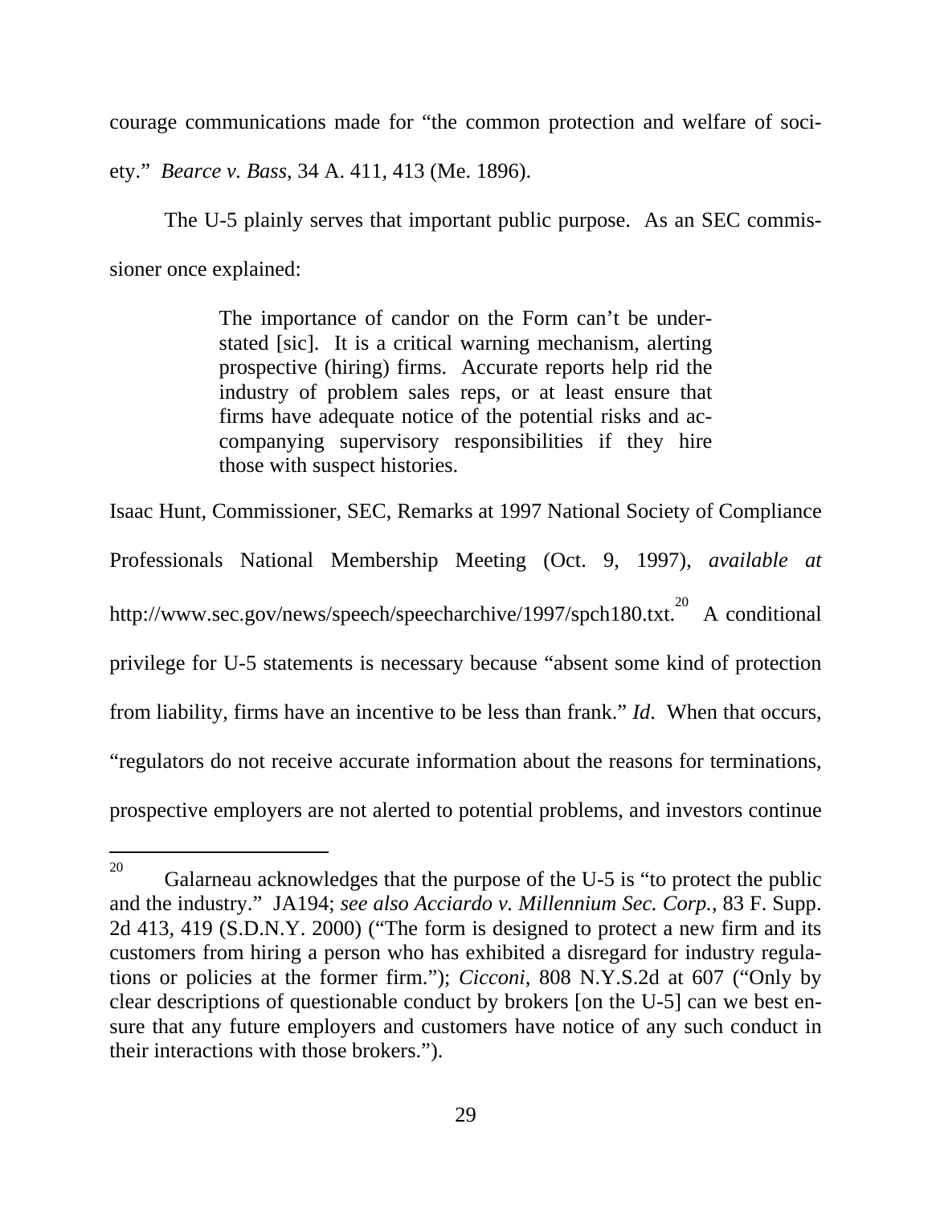courage communications made for "the common protection and welfare of society." *Bearce v. Bass*, 34 A. 411, 413 (Me. 1896).

The U-5 plainly serves that important public purpose. As an SEC commissioner once explained:

> The importance of candor on the Form can't be understated [sic]. It is a critical warning mechanism, alerting prospective (hiring) firms. Accurate reports help rid the industry of problem sales reps, or at least ensure that firms have adequate notice of the potential risks and accompanying supervisory responsibilities if they hire those with suspect histories.

Isaac Hunt, Commissioner, SEC, Remarks at 1997 National Society of Compliance Professionals National Membership Meeting (Oct. 9, 1997), *available at* http://www.sec.gov/news/speech/speecharchive/1997/spch180.txt.[20] A conditional privilege for U-5 statements is necessary because "absent some kind of protection from liability, firms have an incentive to be less than frank." *Id.* When that occurs, "regulators do not receive accurate information about the reasons for terminations, prospective employers are not alerted to potential problems, and investors continue

---

[20] Galarneau acknowledges that the purpose of the U-5 is "to protect the public and the industry." JA194; *see also Acciardo v. Millennium Sec. Corp.*, 83 F. Supp. 2d 413, 419 (S.D.N.Y. 2000) ("The form is designed to protect a new firm and its customers from hiring a person who has exhibited a disregard for industry regulations or policies at the former firm."); *Cicconi*, 808 N.Y.S.2d at 607 ("Only by clear descriptions of questionable conduct by brokers [on the U-5] can we best ensure that any future employers and customers have notice of any such conduct in their interactions with those brokers.").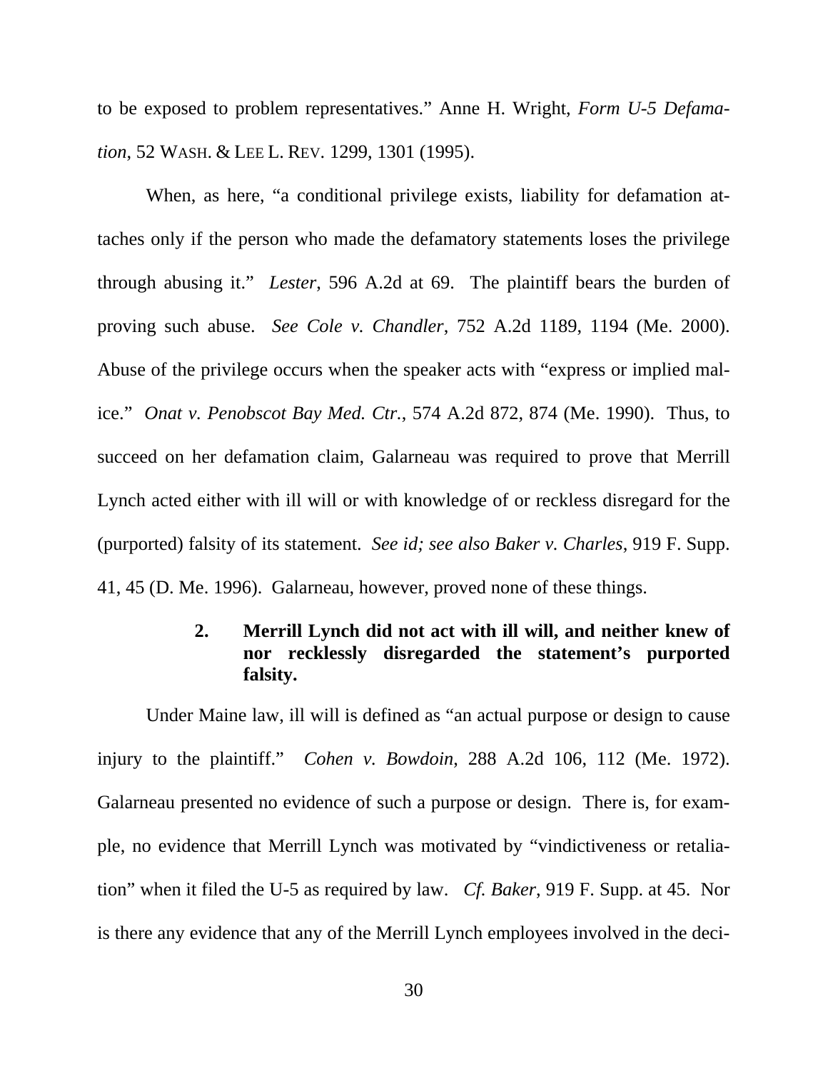to be exposed to problem representatives." Anne H. Wright, *Form U-5 Defamation*, 52 WASH. & LEE L. REV. 1299, 1301 (1995).

When, as here, "a conditional privilege exists, liability for defamation attaches only if the person who made the defamatory statements loses the privilege through abusing it." *Lester*, 596 A.2d at 69. The plaintiff bears the burden of proving such abuse. *See Cole v. Chandler*, 752 A.2d 1189, 1194 (Me. 2000). Abuse of the privilege occurs when the speaker acts with "express or implied malice." *Onat v. Penobscot Bay Med. Ctr.*, 574 A.2d 872, 874 (Me. 1990). Thus, to succeed on her defamation claim, Galarneau was required to prove that Merrill Lynch acted either with ill will or with knowledge of or reckless disregard for the (purported) falsity of its statement. *See id; see also Baker v. Charles*, 919 F. Supp. 41, 45 (D. Me. 1996). Galarneau, however, proved none of these things.

### 2. Merrill Lynch did not act with ill will, and neither knew of nor recklessly disregarded the statement's purported falsity.

Under Maine law, ill will is defined as "an actual purpose or design to cause injury to the plaintiff." *Cohen v. Bowdoin*, 288 A.2d 106, 112 (Me. 1972). Galarneau presented no evidence of such a purpose or design. There is, for example, no evidence that Merrill Lynch was motivated by "vindictiveness or retaliation" when it filed the U-5 as required by law. *Cf. Baker*, 919 F. Supp. at 45. Nor is there any evidence that any of the Merrill Lynch employees involved in the deci-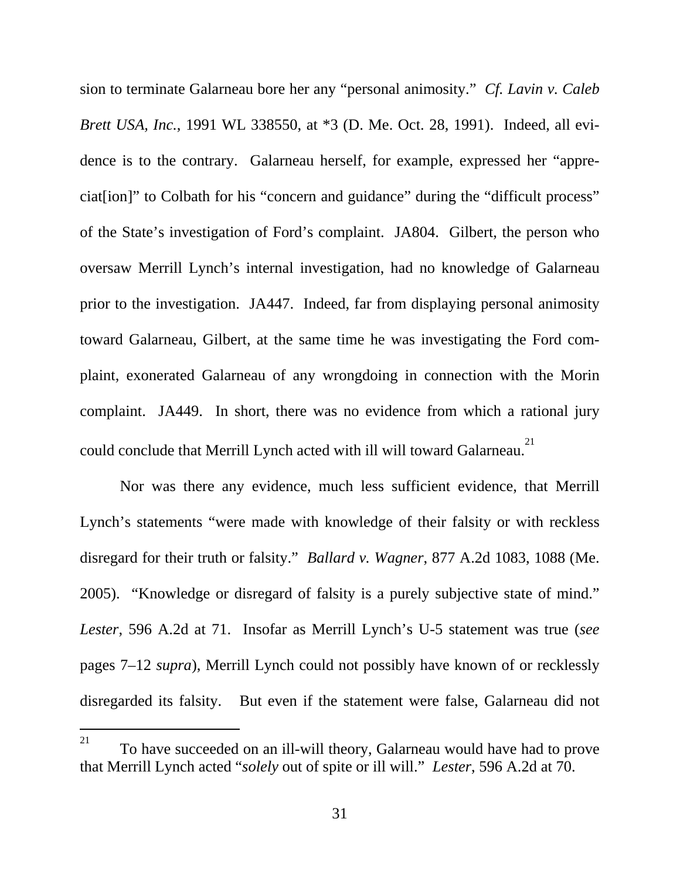sion to terminate Galarneau bore her any "personal animosity." *Cf. Lavin v. Caleb Brett USA, Inc.*, 1991 WL 338550, at *3 (D. Me. Oct. 28, 1991). Indeed, all evidence is to the contrary. Galarneau herself, for example, expressed her "appreciat[ion]" to Colbath for his "concern and guidance" during the "difficult process" of the State's investigation of Ford's complaint. JA804. Gilbert, the person who oversaw Merrill Lynch's internal investigation, had no knowledge of Galarneau prior to the investigation. JA447. Indeed, far from displaying personal animosity toward Galarneau, Gilbert, at the same time he was investigating the Ford complaint, exonerated Galarneau of any wrongdoing in connection with the Morin complaint. JA449. In short, there was no evidence from which a rational jury could conclude that Merrill Lynch acted with ill will toward Galarneau.[21]

Nor was there any evidence, much less sufficient evidence, that Merrill Lynch's statements "were made with knowledge of their falsity or with reckless disregard for their truth or falsity." *Ballard v. Wagner*, 877 A.2d 1083, 1088 (Me. 2005). "Knowledge or disregard of falsity is a purely subjective state of mind." *Lester*, 596 A.2d at 71. Insofar as Merrill Lynch's U-5 statement was true (*see* pages 7–12 *supra*), Merrill Lynch could not possibly have known of or recklessly disregarded its falsity. But even if the statement were false, Galarneau did not

---

[21] To have succeeded on an ill-will theory, Galarneau would have had to prove that Merrill Lynch acted "*solely* out of spite or ill will." *Lester*, 596 A.2d at 70.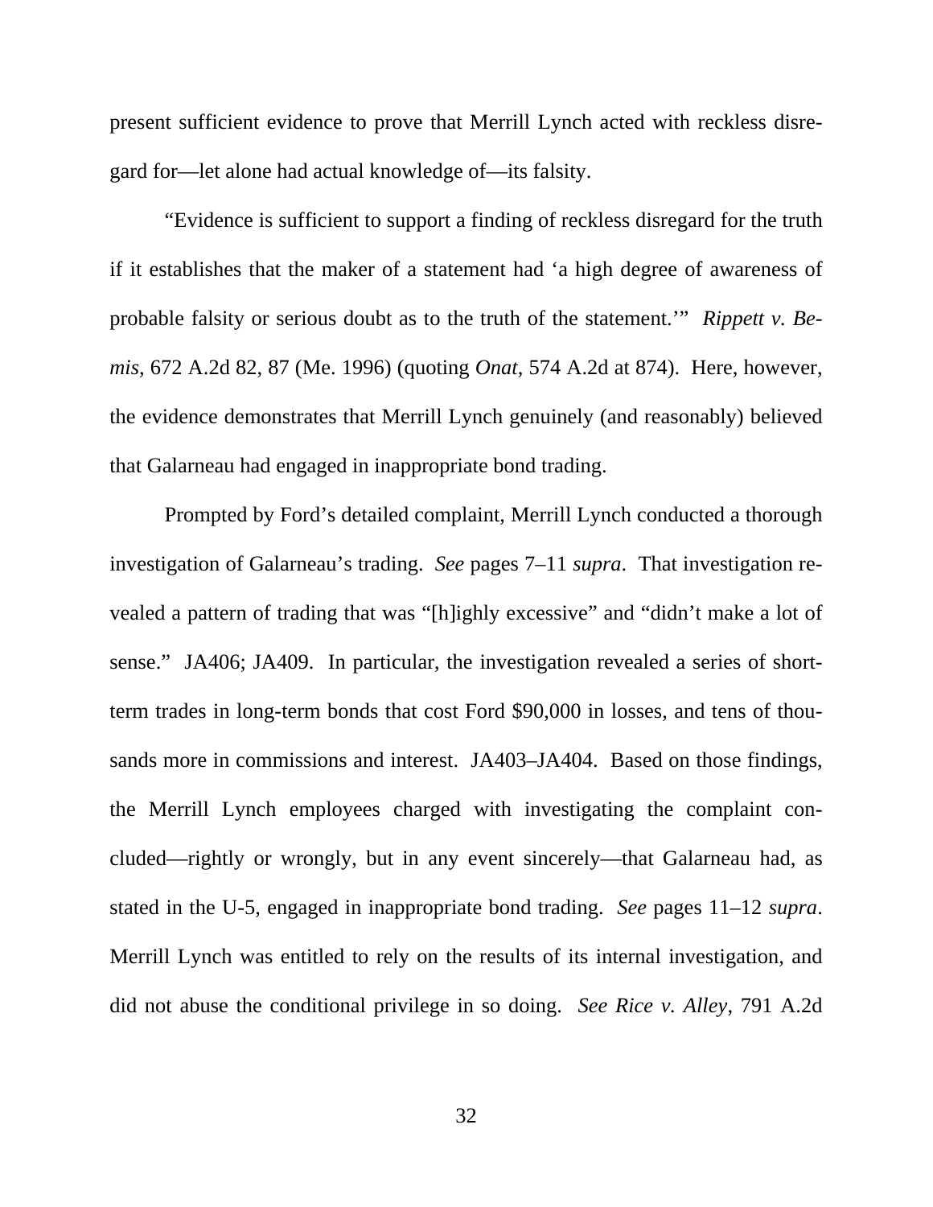present sufficient evidence to prove that Merrill Lynch acted with reckless disregard for—let alone had actual knowledge of—its falsity.

"Evidence is sufficient to support a finding of reckless disregard for the truth if it establishes that the maker of a statement had 'a high degree of awareness of probable falsity or serious doubt as to the truth of the statement.'" *Rippett v. Bemis*, 672 A.2d 82, 87 (Me. 1996) (quoting *Onat*, 574 A.2d at 874). Here, however, the evidence demonstrates that Merrill Lynch genuinely (and reasonably) believed that Galarneau had engaged in inappropriate bond trading.

Prompted by Ford's detailed complaint, Merrill Lynch conducted a thorough investigation of Galarneau's trading. *See* pages 7–11 *supra*. That investigation revealed a pattern of trading that was "[h]ighly excessive" and "didn't make a lot of sense." JA406; JA409. In particular, the investigation revealed a series of short-term trades in long-term bonds that cost Ford $90,000 in losses, and tens of thousands more in commissions and interest. JA403–JA404. Based on those findings, the Merrill Lynch employees charged with investigating the complaint concluded—rightly or wrongly, but in any event sincerely—that Galarneau had, as stated in the U-5, engaged in inappropriate bond trading. *See* pages 11–12 *supra*. Merrill Lynch was entitled to rely on the results of its internal investigation, and did not abuse the conditional privilege in so doing. *See Rice v. Alley*, 791 A.2d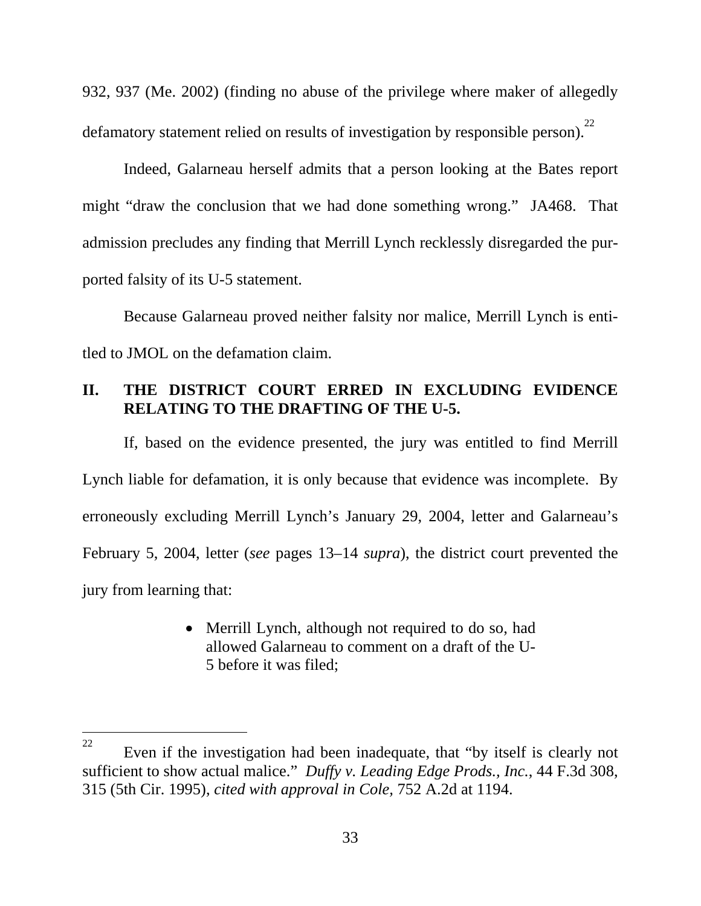932, 937 (Me. 2002) (finding no abuse of the privilege where maker of allegedly defamatory statement relied on results of investigation by responsible person).[22]

Indeed, Galarneau herself admits that a person looking at the Bates report might "draw the conclusion that we had done something wrong." JA468. That admission precludes any finding that Merrill Lynch recklessly disregarded the purported falsity of its U-5 statement.

Because Galarneau proved neither falsity nor malice, Merrill Lynch is entitled to JMOL on the defamation claim.

## II. THE DISTRICT COURT ERRED IN EXCLUDING EVIDENCE RELATING TO THE DRAFTING OF THE U-5.

If, based on the evidence presented, the jury was entitled to find Merrill Lynch liable for defamation, it is only because that evidence was incomplete. By erroneously excluding Merrill Lynch's January 29, 2004, letter and Galarneau's February 5, 2004, letter (*see* pages 13–14 *supra*), the district court prevented the jury from learning that:

- Merrill Lynch, although not required to do so, had allowed Galarneau to comment on a draft of the U-5 before it was filed;

---

[22] Even if the investigation had been inadequate, that "by itself is clearly not sufficient to show actual malice." *Duffy v. Leading Edge Prods., Inc.*, 44 F.3d 308, 315 (5th Cir. 1995), *cited with approval in Cole*, 752 A.2d at 1194.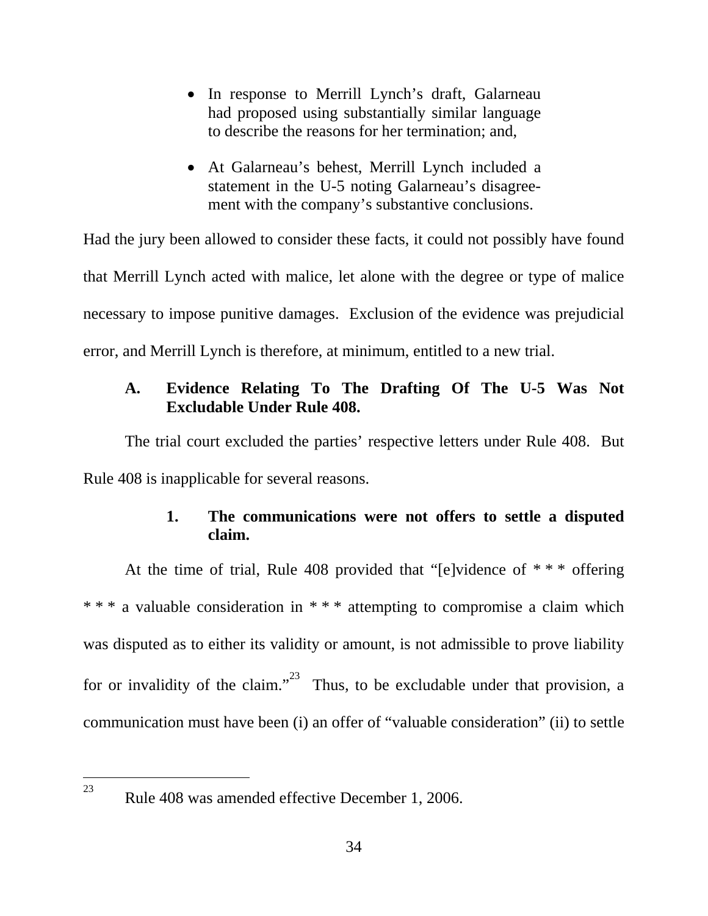- In response to Merrill Lynch's draft, Galarneau had proposed using substantially similar language to describe the reasons for her termination; and,

- At Galarneau's behest, Merrill Lynch included a statement in the U-5 noting Galarneau's disagreement with the company's substantive conclusions.

Had the jury been allowed to consider these facts, it could not possibly have found that Merrill Lynch acted with malice, let alone with the degree or type of malice necessary to impose punitive damages. Exclusion of the evidence was prejudicial error, and Merrill Lynch is therefore, at minimum, entitled to a new trial.

### A. Evidence Relating To The Drafting Of The U-5 Was Not Excludable Under Rule 408.

The trial court excluded the parties' respective letters under Rule 408. But Rule 408 is inapplicable for several reasons.

#### 1. The communications were not offers to settle a disputed claim.

At the time of trial, Rule 408 provided that "[e]vidence of * * * offering * * * a valuable consideration in * * * attempting to compromise a claim which was disputed as to either its validity or amount, is not admissible to prove liability for or invalidity of the claim."[23] Thus, to be excludable under that provision, a communication must have been (i) an offer of "valuable consideration" (ii) to settle

---

[23] Rule 408 was amended effective December 1, 2006.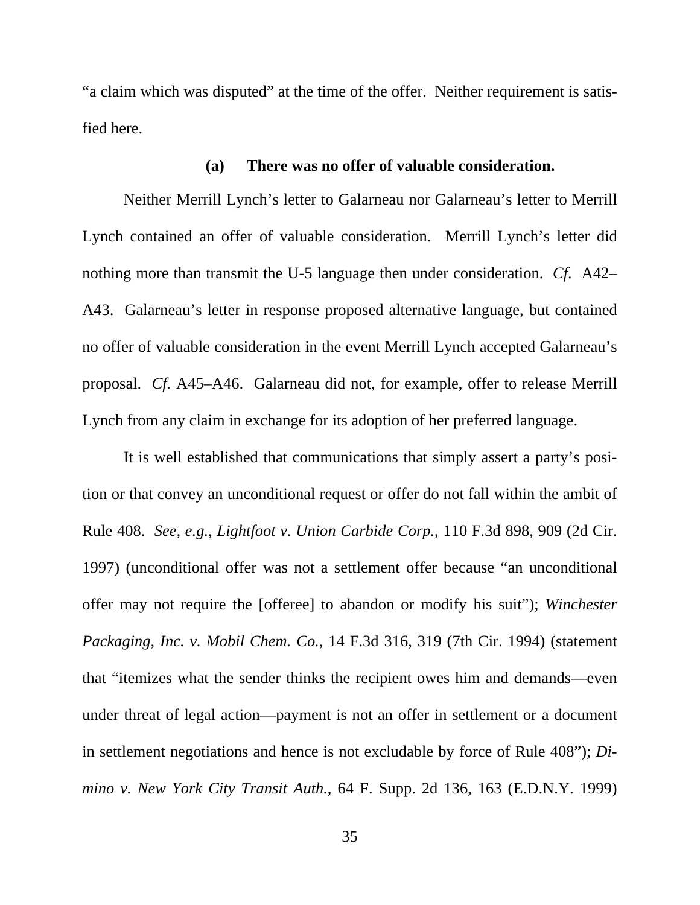"a claim which was disputed" at the time of the offer. Neither requirement is satisfied here.

**(a) There was no offer of valuable consideration.**

Neither Merrill Lynch's letter to Galarneau nor Galarneau's letter to Merrill Lynch contained an offer of valuable consideration. Merrill Lynch's letter did nothing more than transmit the U-5 language then under consideration. *Cf.* A42–A43. Galarneau's letter in response proposed alternative language, but contained no offer of valuable consideration in the event Merrill Lynch accepted Galarneau's proposal. *Cf.* A45–A46. Galarneau did not, for example, offer to release Merrill Lynch from any claim in exchange for its adoption of her preferred language.

It is well established that communications that simply assert a party's position or that convey an unconditional request or offer do not fall within the ambit of Rule 408. *See, e.g.*, *Lightfoot v. Union Carbide Corp.*, 110 F.3d 898, 909 (2d Cir. 1997) (unconditional offer was not a settlement offer because "an unconditional offer may not require the [offeree] to abandon or modify his suit"); *Winchester Packaging, Inc. v. Mobil Chem. Co.*, 14 F.3d 316, 319 (7th Cir. 1994) (statement that "itemizes what the sender thinks the recipient owes him and demands—even under threat of legal action—payment is not an offer in settlement or a document in settlement negotiations and hence is not excludable by force of Rule 408"); *Dimino v. New York City Transit Auth.*, 64 F. Supp. 2d 136, 163 (E.D.N.Y. 1999)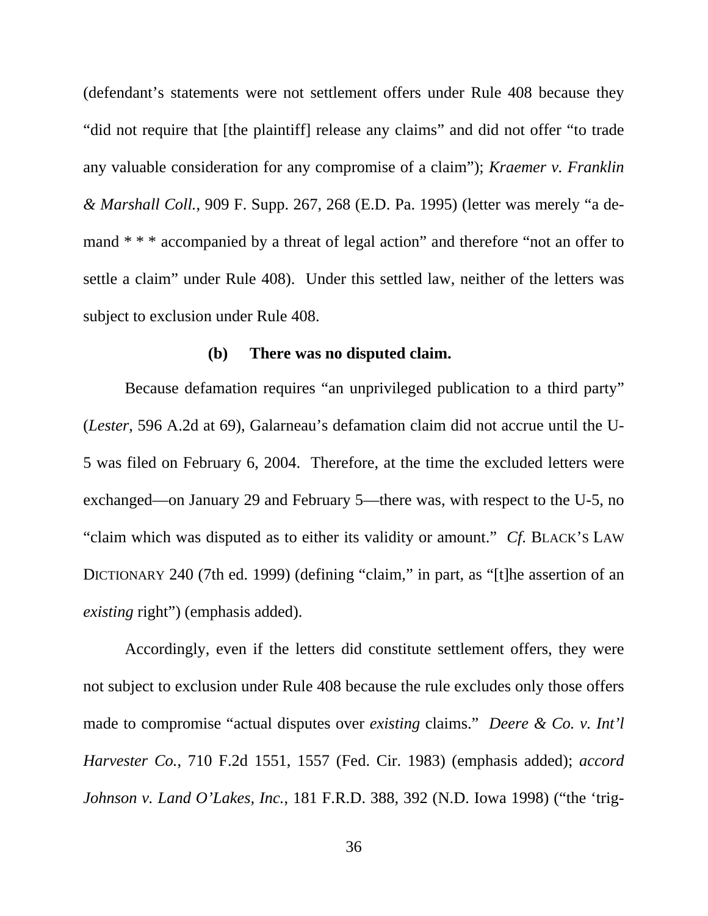(defendant's statements were not settlement offers under Rule 408 because they "did not require that [the plaintiff] release any claims" and did not offer "to trade any valuable consideration for any compromise of a claim"); *Kraemer v. Franklin & Marshall Coll.*, 909 F. Supp. 267, 268 (E.D. Pa. 1995) (letter was merely "a demand * * * accompanied by a threat of legal action" and therefore "not an offer to settle a claim" under Rule 408). Under this settled law, neither of the letters was subject to exclusion under Rule 408.

**(b) There was no disputed claim.**

Because defamation requires "an unprivileged publication to a third party" (*Lester*, 596 A.2d at 69), Galarneau's defamation claim did not accrue until the U-5 was filed on February 6, 2004. Therefore, at the time the excluded letters were exchanged—on January 29 and February 5—there was, with respect to the U-5, no "claim which was disputed as to either its validity or amount." *Cf.* BLACK'S LAW DICTIONARY 240 (7th ed. 1999) (defining "claim," in part, as "[t]he assertion of an *existing* right") (emphasis added).

Accordingly, even if the letters did constitute settlement offers, they were not subject to exclusion under Rule 408 because the rule excludes only those offers made to compromise "actual disputes over *existing* claims." *Deere & Co. v. Int'l Harvester Co.*, 710 F.2d 1551, 1557 (Fed. Cir. 1983) (emphasis added); *accord Johnson v. Land O'Lakes, Inc.*, 181 F.R.D. 388, 392 (N.D. Iowa 1998) ("the 'trig-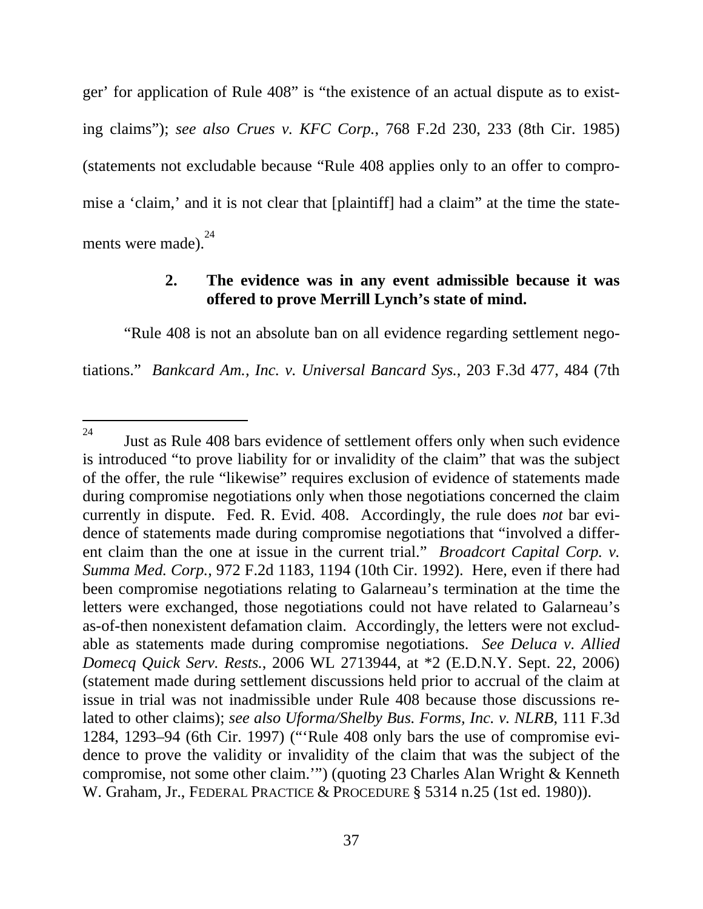ger' for application of Rule 408" is "the existence of an actual dispute as to existing claims"); *see also Crues v. KFC Corp.*, 768 F.2d 230, 233 (8th Cir. 1985) (statements not excludable because "Rule 408 applies only to an offer to compromise a 'claim,' and it is not clear that [plaintiff] had a claim" at the time the statements were made).[24]

#### 2. The evidence was in any event admissible because it was offered to prove Merrill Lynch's state of mind.

"Rule 408 is not an absolute ban on all evidence regarding settlement negotiations." *Bankcard Am., Inc. v. Universal Bancard Sys.*, 203 F.3d 477, 484 (7th

---

[24] Just as Rule 408 bars evidence of settlement offers only when such evidence is introduced "to prove liability for or invalidity of the claim" that was the subject of the offer, the rule "likewise" requires exclusion of evidence of statements made during compromise negotiations only when those negotiations concerned the claim currently in dispute. Fed. R. Evid. 408. Accordingly, the rule does *not* bar evidence of statements made during compromise negotiations that "involved a different claim than the one at issue in the current trial." *Broadcort Capital Corp. v. Summa Med. Corp.*, 972 F.2d 1183, 1194 (10th Cir. 1992). Here, even if there had been compromise negotiations relating to Galarneau's termination at the time the letters were exchanged, those negotiations could not have related to Galarneau's as-of-then nonexistent defamation claim. Accordingly, the letters were not excludable as statements made during compromise negotiations. *See Deluca v. Allied Domecq Quick Serv. Rests.*, 2006 WL 2713944, at *2 (E.D.N.Y. Sept. 22, 2006) (statement made during settlement discussions held prior to accrual of the claim at issue in trial was not inadmissible under Rule 408 because those discussions related to other claims); *see also Uforma/Shelby Bus. Forms, Inc. v. NLRB*, 111 F.3d 1284, 1293–94 (6th Cir. 1997) ("'Rule 408 only bars the use of compromise evidence to prove the validity or invalidity of the claim that was the subject of the compromise, not some other claim.'") (quoting 23 Charles Alan Wright & Kenneth W. Graham, Jr., FEDERAL PRACTICE & PROCEDURE § 5314 n.25 (1st ed. 1980)).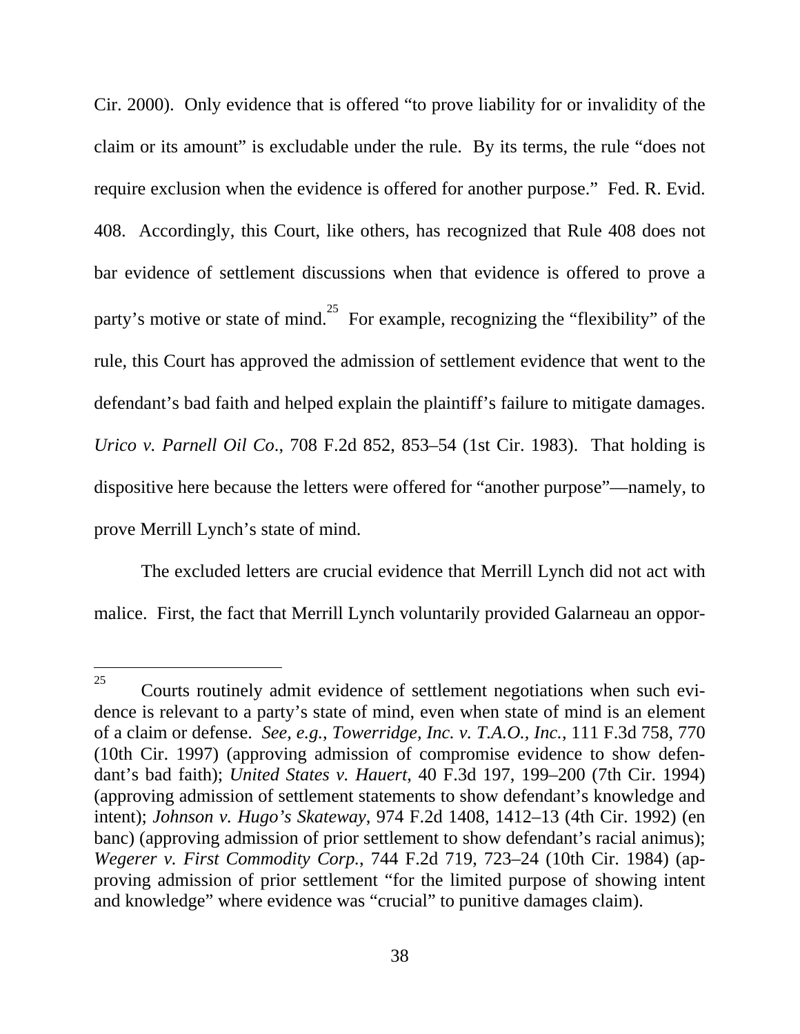Cir. 2000). Only evidence that is offered "to prove liability for or invalidity of the claim or its amount" is excludable under the rule. By its terms, the rule "does not require exclusion when the evidence is offered for another purpose." Fed. R. Evid. 408. Accordingly, this Court, like others, has recognized that Rule 408 does not bar evidence of settlement discussions when that evidence is offered to prove a party's motive or state of mind.[25] For example, recognizing the "flexibility" of the rule, this Court has approved the admission of settlement evidence that went to the defendant's bad faith and helped explain the plaintiff's failure to mitigate damages. *Urico v. Parnell Oil Co.*, 708 F.2d 852, 853–54 (1st Cir. 1983). That holding is dispositive here because the letters were offered for "another purpose"—namely, to prove Merrill Lynch's state of mind.

The excluded letters are crucial evidence that Merrill Lynch did not act with malice. First, the fact that Merrill Lynch voluntarily provided Galarneau an oppor-

---

[25] Courts routinely admit evidence of settlement negotiations when such evidence is relevant to a party's state of mind, even when state of mind is an element of a claim or defense. *See, e.g.*, *Towerridge, Inc. v. T.A.O., Inc.*, 111 F.3d 758, 770 (10th Cir. 1997) (approving admission of compromise evidence to show defendant's bad faith); *United States v. Hauert*, 40 F.3d 197, 199–200 (7th Cir. 1994) (approving admission of settlement statements to show defendant's knowledge and intent); *Johnson v. Hugo's Skateway*, 974 F.2d 1408, 1412–13 (4th Cir. 1992) (en banc) (approving admission of prior settlement to show defendant's racial animus); *Wegerer v. First Commodity Corp.*, 744 F.2d 719, 723–24 (10th Cir. 1984) (approving admission of prior settlement "for the limited purpose of showing intent and knowledge" where evidence was "crucial" to punitive damages claim).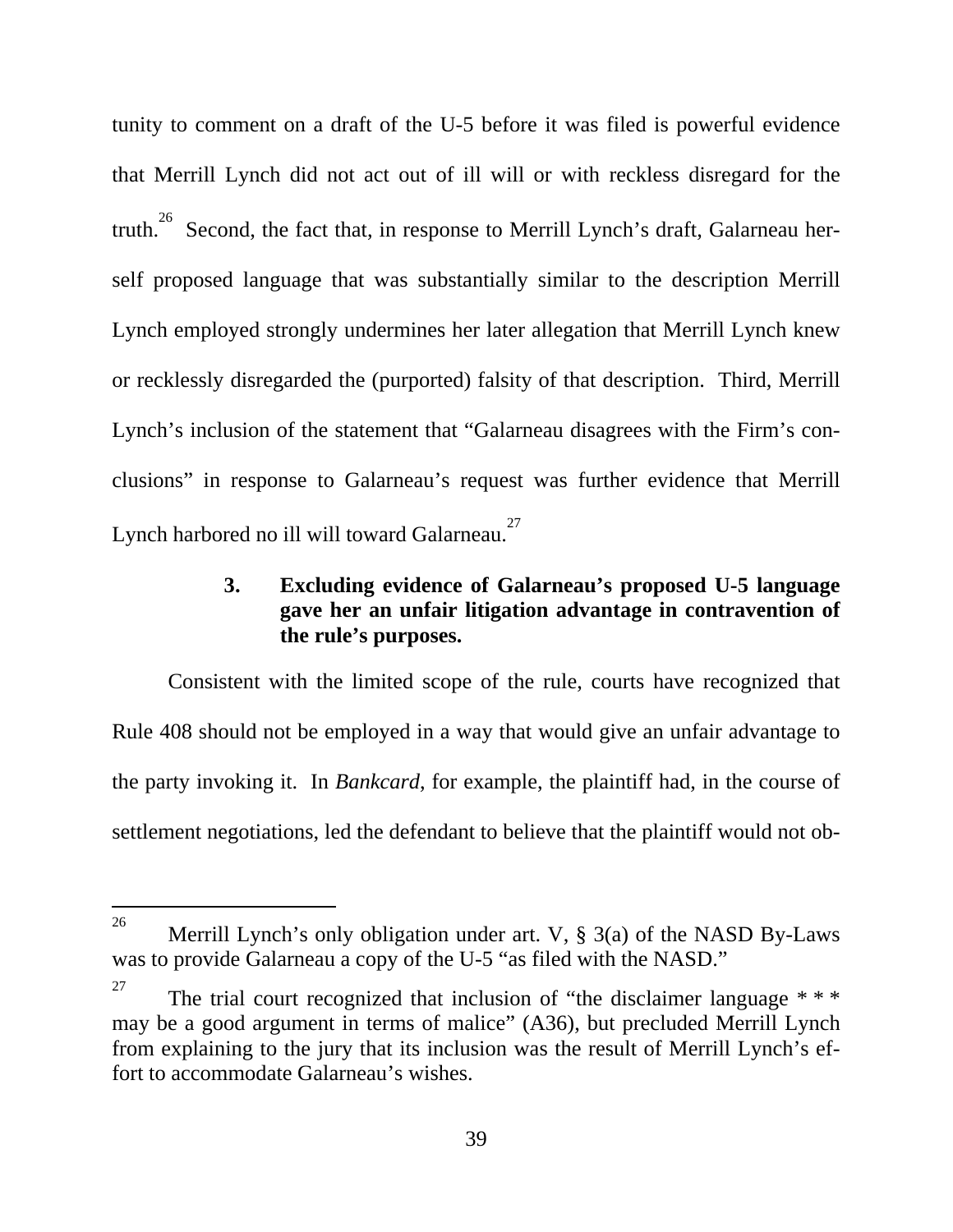tunity to comment on a draft of the U-5 before it was filed is powerful evidence that Merrill Lynch did not act out of ill will or with reckless disregard for the truth.[26] Second, the fact that, in response to Merrill Lynch's draft, Galarneau herself proposed language that was substantially similar to the description Merrill Lynch employed strongly undermines her later allegation that Merrill Lynch knew or recklessly disregarded the (purported) falsity of that description. Third, Merrill Lynch's inclusion of the statement that "Galarneau disagrees with the Firm's conclusions" in response to Galarneau's request was further evidence that Merrill Lynch harbored no ill will toward Galarneau.[27]

### 3. Excluding evidence of Galarneau's proposed U-5 language gave her an unfair litigation advantage in contravention of the rule's purposes.

Consistent with the limited scope of the rule, courts have recognized that Rule 408 should not be employed in a way that would give an unfair advantage to the party invoking it. In *Bankcard*, for example, the plaintiff had, in the course of settlement negotiations, led the defendant to believe that the plaintiff would not ob-

---

[26] Merrill Lynch's only obligation under art. V, § 3(a) of the NASD By-Laws was to provide Galarneau a copy of the U-5 "as filed with the NASD."

[27] The trial court recognized that inclusion of "the disclaimer language * * * may be a good argument in terms of malice" (A36), but precluded Merrill Lynch from explaining to the jury that its inclusion was the result of Merrill Lynch's effort to accommodate Galarneau's wishes.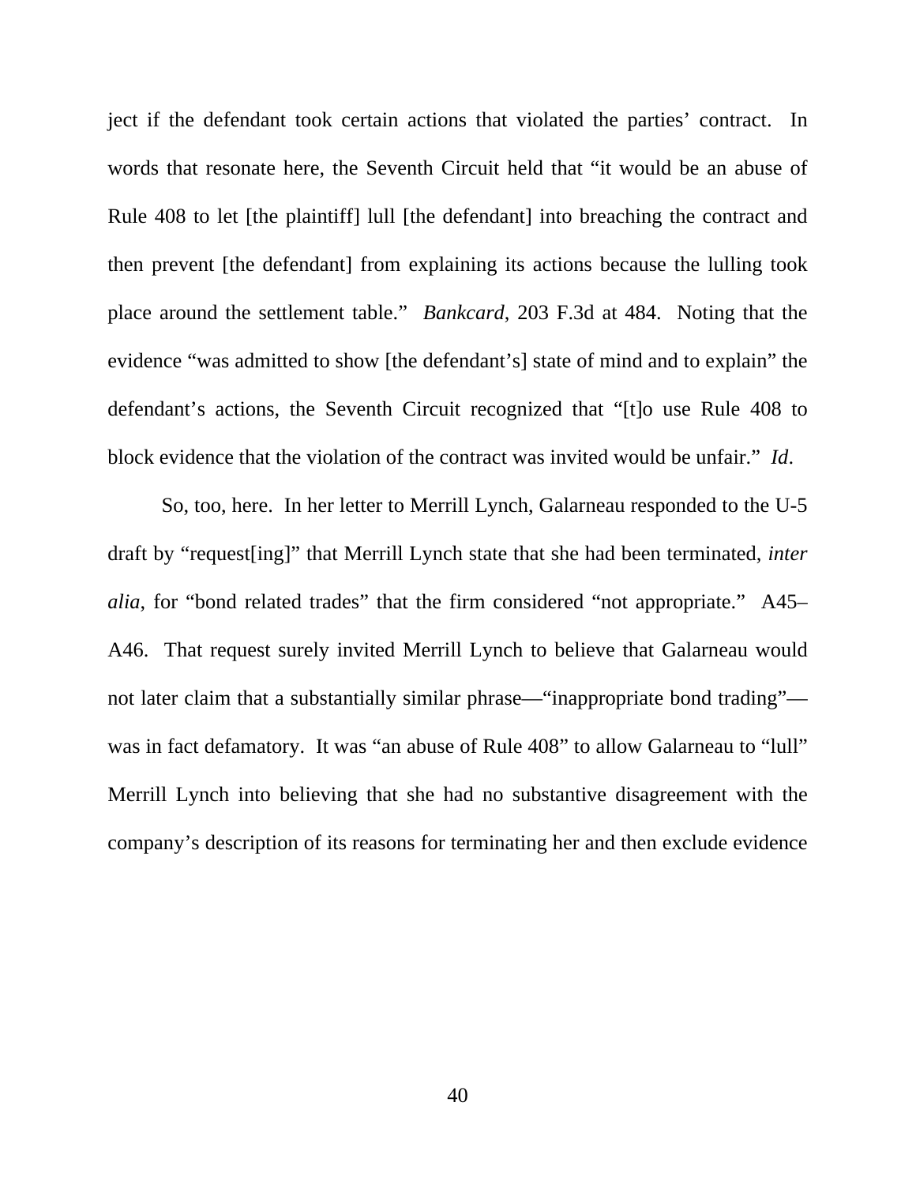ject if the defendant took certain actions that violated the parties' contract. In words that resonate here, the Seventh Circuit held that "it would be an abuse of Rule 408 to let [the plaintiff] lull [the defendant] into breaching the contract and then prevent [the defendant] from explaining its actions because the lulling took place around the settlement table." *Bankcard*, 203 F.3d at 484. Noting that the evidence "was admitted to show [the defendant's] state of mind and to explain" the defendant's actions, the Seventh Circuit recognized that "[t]o use Rule 408 to block evidence that the violation of the contract was invited would be unfair." *Id*.

So, too, here. In her letter to Merrill Lynch, Galarneau responded to the U-5 draft by "request[ing]" that Merrill Lynch state that she had been terminated, *inter alia*, for "bond related trades" that the firm considered "not appropriate." A45–A46. That request surely invited Merrill Lynch to believe that Galarneau would not later claim that a substantially similar phrase—"inappropriate bond trading"—was in fact defamatory. It was "an abuse of Rule 408" to allow Galarneau to "lull" Merrill Lynch into believing that she had no substantive disagreement with the company's description of its reasons for terminating her and then exclude evidence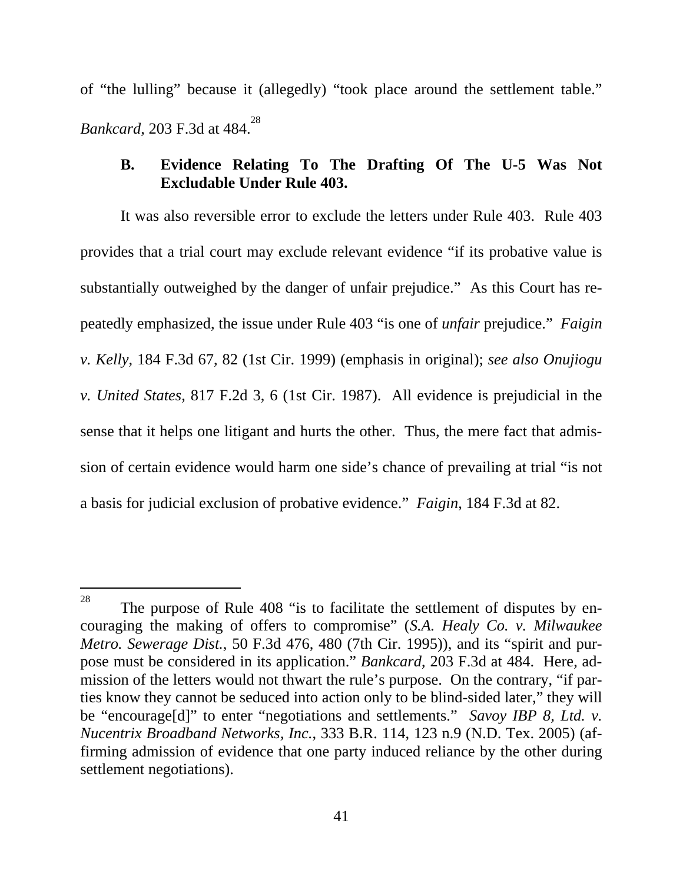of "the lulling" because it (allegedly) "took place around the settlement table." *Bankcard*, 203 F.3d at 484.[28]

### B. Evidence Relating To The Drafting Of The U-5 Was Not Excludable Under Rule 403.

It was also reversible error to exclude the letters under Rule 403. Rule 403 provides that a trial court may exclude relevant evidence "if its probative value is substantially outweighed by the danger of unfair prejudice." As this Court has repeatedly emphasized, the issue under Rule 403 "is one of *unfair* prejudice." *Faigin v. Kelly*, 184 F.3d 67, 82 (1st Cir. 1999) (emphasis in original); *see also Onujiogu v. United States*, 817 F.2d 3, 6 (1st Cir. 1987). All evidence is prejudicial in the sense that it helps one litigant and hurts the other. Thus, the mere fact that admission of certain evidence would harm one side's chance of prevailing at trial "is not a basis for judicial exclusion of probative evidence." *Faigin*, 184 F.3d at 82.

---

[28] The purpose of Rule 408 "is to facilitate the settlement of disputes by encouraging the making of offers to compromise" (*S.A. Healy Co. v. Milwaukee Metro. Sewerage Dist.*, 50 F.3d 476, 480 (7th Cir. 1995)), and its "spirit and purpose must be considered in its application." *Bankcard*, 203 F.3d at 484. Here, admission of the letters would not thwart the rule's purpose. On the contrary, "if parties know they cannot be seduced into action only to be blind-sided later," they will be "encourage[d]" to enter "negotiations and settlements." *Savoy IBP 8, Ltd. v. Nucentrix Broadband Networks, Inc.*, 333 B.R. 114, 123 n.9 (N.D. Tex. 2005) (affirming admission of evidence that one party induced reliance by the other during settlement negotiations).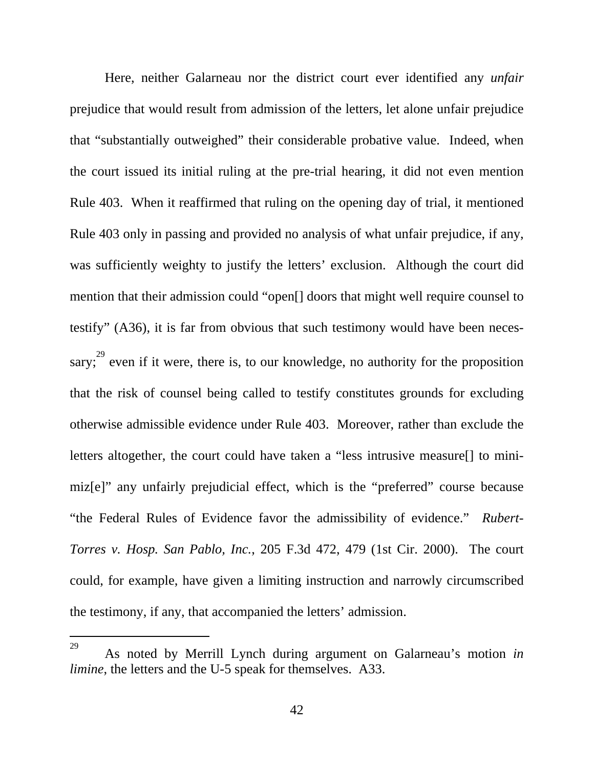Here, neither Galarneau nor the district court ever identified any *unfair* prejudice that would result from admission of the letters, let alone unfair prejudice that "substantially outweighed" their considerable probative value. Indeed, when the court issued its initial ruling at the pre-trial hearing, it did not even mention Rule 403. When it reaffirmed that ruling on the opening day of trial, it mentioned Rule 403 only in passing and provided no analysis of what unfair prejudice, if any, was sufficiently weighty to justify the letters' exclusion. Although the court did mention that their admission could "open[] doors that might well require counsel to testify" (A36), it is far from obvious that such testimony would have been necessary;[29] even if it were, there is, to our knowledge, no authority for the proposition that the risk of counsel being called to testify constitutes grounds for excluding otherwise admissible evidence under Rule 403. Moreover, rather than exclude the letters altogether, the court could have taken a "less intrusive measure[] to minimiz[e]" any unfairly prejudicial effect, which is the "preferred" course because "the Federal Rules of Evidence favor the admissibility of evidence." *Rubert-Torres v. Hosp. San Pablo, Inc.*, 205 F.3d 472, 479 (1st Cir. 2000). The court could, for example, have given a limiting instruction and narrowly circumscribed the testimony, if any, that accompanied the letters' admission.

---

[29] As noted by Merrill Lynch during argument on Galarneau's motion *in limine*, the letters and the U-5 speak for themselves. A33.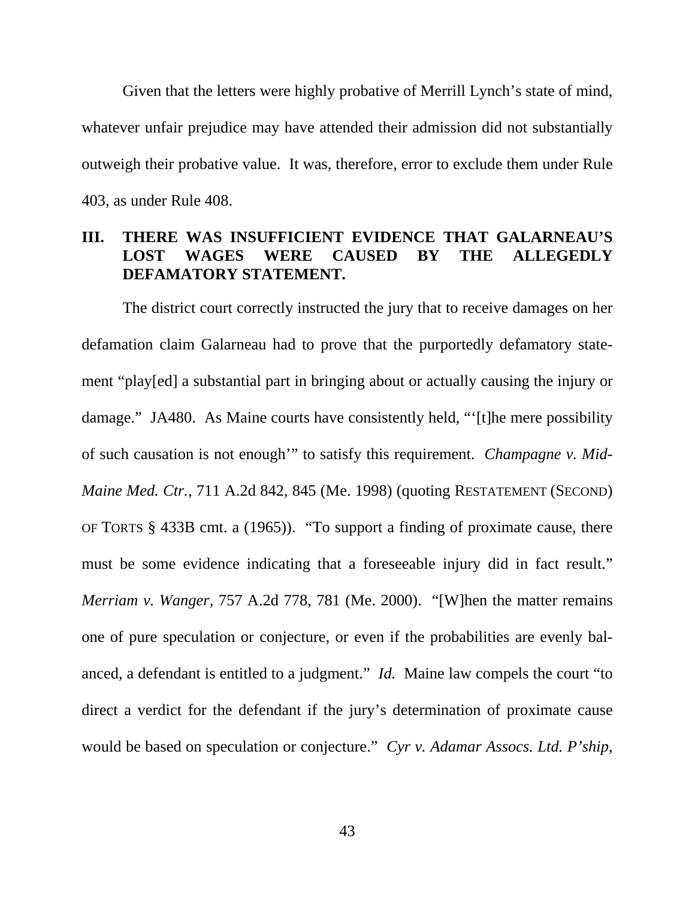Given that the letters were highly probative of Merrill Lynch's state of mind, whatever unfair prejudice may have attended their admission did not substantially outweigh their probative value. It was, therefore, error to exclude them under Rule 403, as under Rule 408.

## III. THERE WAS INSUFFICIENT EVIDENCE THAT GALARNEAU'S LOST WAGES WERE CAUSED BY THE ALLEGEDLY DEFAMATORY STATEMENT.

The district court correctly instructed the jury that to receive damages on her defamation claim Galarneau had to prove that the purportedly defamatory statement "play[ed] a substantial part in bringing about or actually causing the injury or damage." JA480. As Maine courts have consistently held, "'[t]he mere possibility of such causation is not enough'" to satisfy this requirement. *Champagne v. Mid-Maine Med. Ctr.*, 711 A.2d 842, 845 (Me. 1998) (quoting RESTATEMENT (SECOND) OF TORTS § 433B cmt. a (1965)). "To support a finding of proximate cause, there must be some evidence indicating that a foreseeable injury did in fact result." *Merriam v. Wanger*, 757 A.2d 778, 781 (Me. 2000). "[W]hen the matter remains one of pure speculation or conjecture, or even if the probabilities are evenly balanced, a defendant is entitled to a judgment." *Id.* Maine law compels the court "to direct a verdict for the defendant if the jury's determination of proximate cause would be based on speculation or conjecture." *Cyr v. Adamar Assocs. Ltd. P'ship*,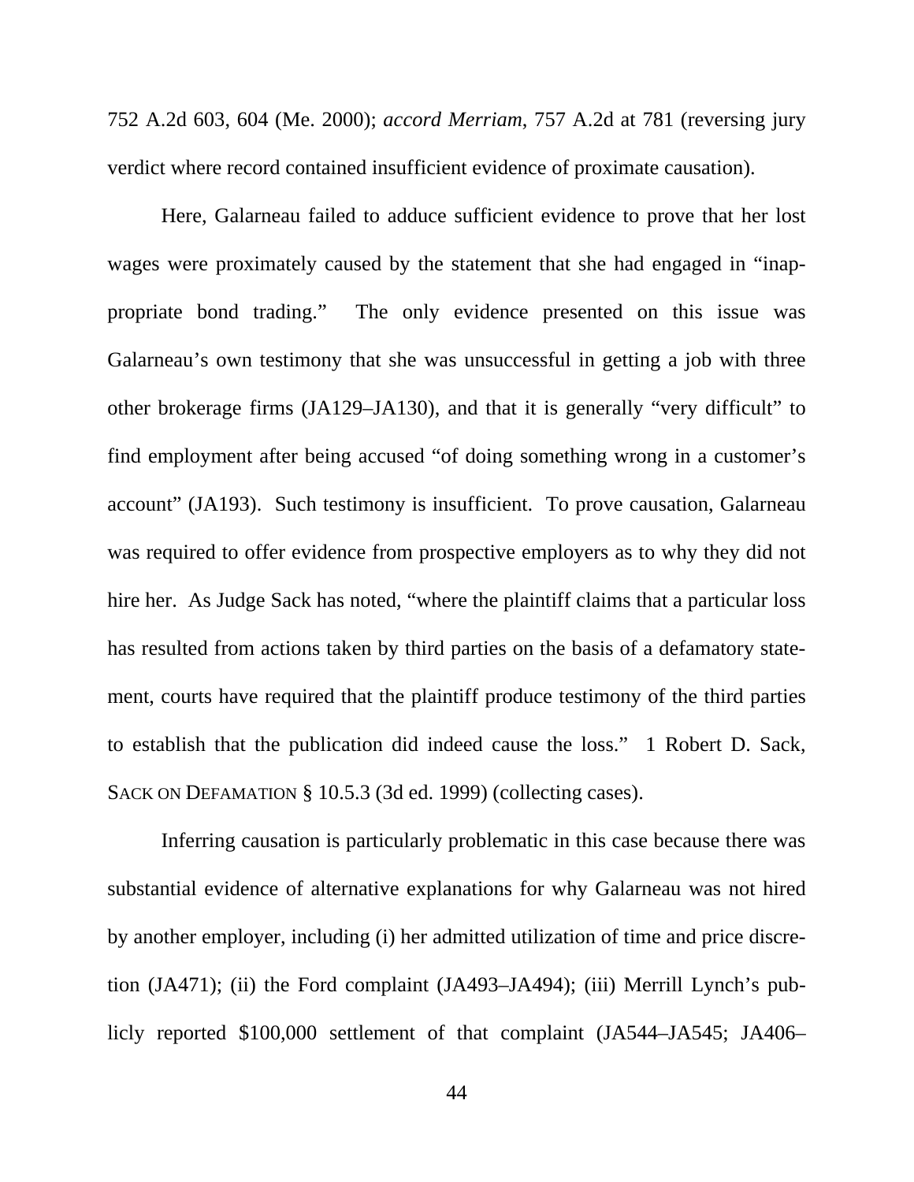752 A.2d 603, 604 (Me. 2000); *accord Merriam*, 757 A.2d at 781 (reversing jury verdict where record contained insufficient evidence of proximate causation).

Here, Galarneau failed to adduce sufficient evidence to prove that her lost wages were proximately caused by the statement that she had engaged in "inappropriate bond trading." The only evidence presented on this issue was Galarneau's own testimony that she was unsuccessful in getting a job with three other brokerage firms (JA129–JA130), and that it is generally "very difficult" to find employment after being accused "of doing something wrong in a customer's account" (JA193). Such testimony is insufficient. To prove causation, Galarneau was required to offer evidence from prospective employers as to why they did not hire her. As Judge Sack has noted, "where the plaintiff claims that a particular loss has resulted from actions taken by third parties on the basis of a defamatory statement, courts have required that the plaintiff produce testimony of the third parties to establish that the publication did indeed cause the loss." 1 Robert D. Sack, SACK ON DEFAMATION § 10.5.3 (3d ed. 1999) (collecting cases).

Inferring causation is particularly problematic in this case because there was substantial evidence of alternative explanations for why Galarneau was not hired by another employer, including (i) her admitted utilization of time and price discretion (JA471); (ii) the Ford complaint (JA493–JA494); (iii) Merrill Lynch's publicly reported $100,000 settlement of that complaint (JA544–JA545; JA406–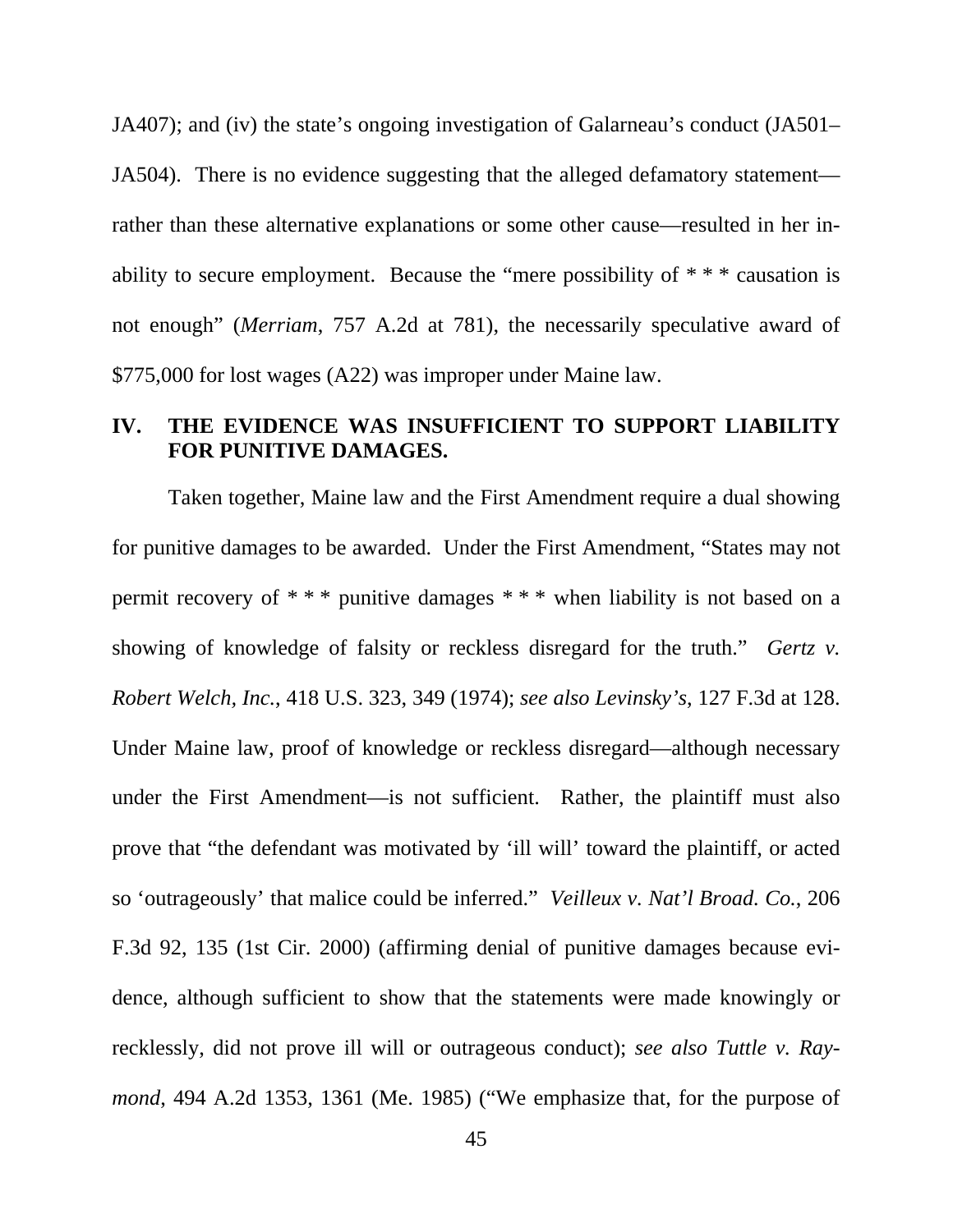JA407); and (iv) the state's ongoing investigation of Galarneau's conduct (JA501–JA504). There is no evidence suggesting that the alleged defamatory statement—rather than these alternative explanations or some other cause—resulted in her inability to secure employment. Because the "mere possibility of * * * causation is not enough" (*Merriam*, 757 A.2d at 781), the necessarily speculative award of $775,000 for lost wages (A22) was improper under Maine law.

## IV. THE EVIDENCE WAS INSUFFICIENT TO SUPPORT LIABILITY FOR PUNITIVE DAMAGES.

Taken together, Maine law and the First Amendment require a dual showing for punitive damages to be awarded. Under the First Amendment, "States may not permit recovery of * * * punitive damages * * * when liability is not based on a showing of knowledge of falsity or reckless disregard for the truth." *Gertz v. Robert Welch, Inc.*, 418 U.S. 323, 349 (1974); *see also Levinsky's*, 127 F.3d at 128. Under Maine law, proof of knowledge or reckless disregard—although necessary under the First Amendment—is not sufficient. Rather, the plaintiff must also prove that "the defendant was motivated by 'ill will' toward the plaintiff, or acted so 'outrageously' that malice could be inferred." *Veilleux v. Nat'l Broad. Co.*, 206 F.3d 92, 135 (1st Cir. 2000) (affirming denial of punitive damages because evidence, although sufficient to show that the statements were made knowingly or recklessly, did not prove ill will or outrageous conduct); *see also Tuttle v. Raymond*, 494 A.2d 1353, 1361 (Me. 1985) ("We emphasize that, for the purpose of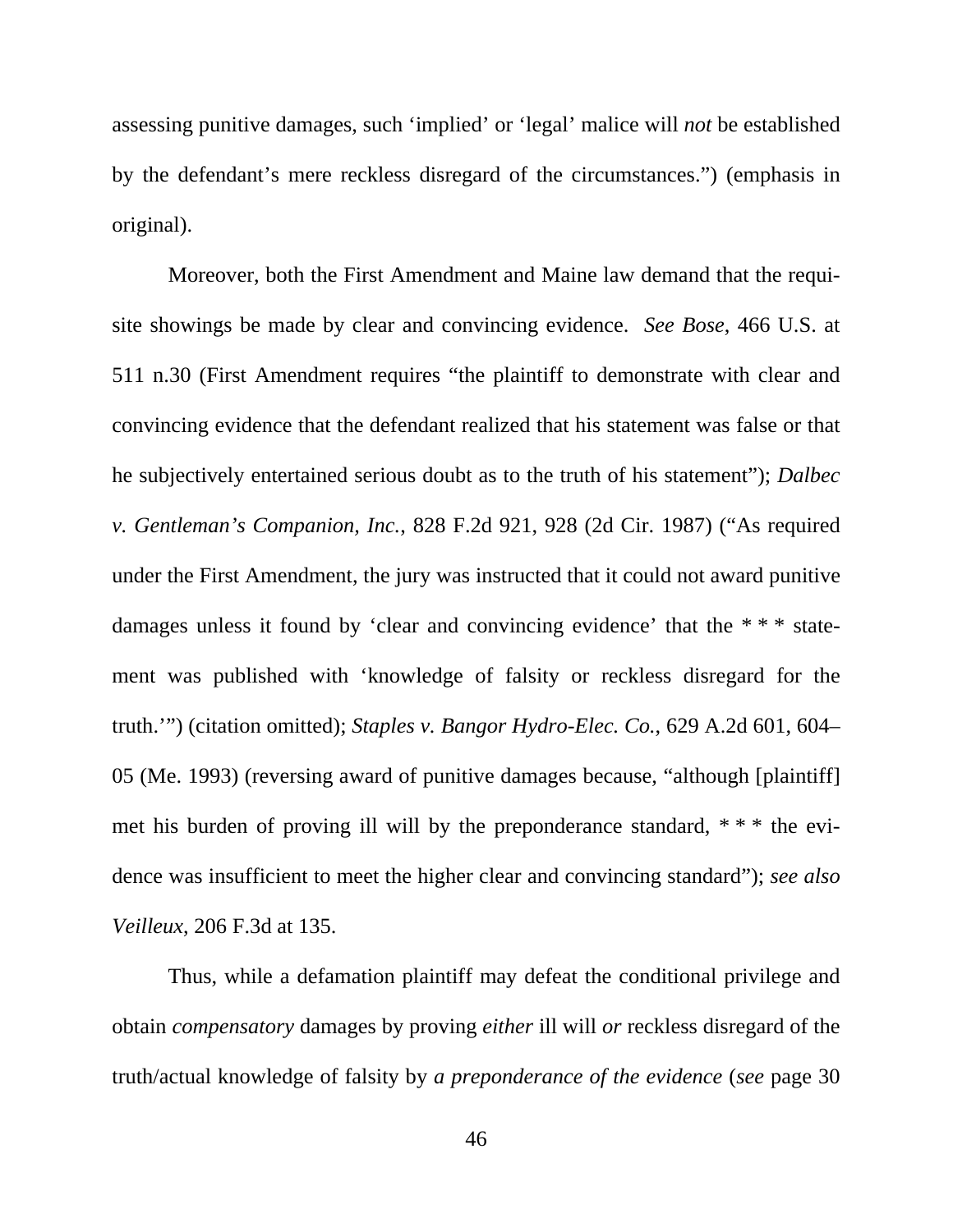assessing punitive damages, such ‘implied’ or ‘legal’ malice will *not* be established by the defendant’s mere reckless disregard of the circumstances.”) (emphasis in original).

Moreover, both the First Amendment and Maine law demand that the requisite showings be made by clear and convincing evidence. *See Bose*, 466 U.S. at 511 n.30 (First Amendment requires “the plaintiff to demonstrate with clear and convincing evidence that the defendant realized that his statement was false or that he subjectively entertained serious doubt as to the truth of his statement”); *Dalbec v. Gentleman’s Companion, Inc.*, 828 F.2d 921, 928 (2d Cir. 1987) (“As required under the First Amendment, the jury was instructed that it could not award punitive damages unless it found by ‘clear and convincing evidence’ that the * * * statement was published with ‘knowledge of falsity or reckless disregard for the truth.’”) (citation omitted); *Staples v. Bangor Hydro-Elec. Co.*, 629 A.2d 601, 604–05 (Me. 1993) (reversing award of punitive damages because, “although [plaintiff] met his burden of proving ill will by the preponderance standard, * * * the evidence was insufficient to meet the higher clear and convincing standard”); *see also Veilleux*, 206 F.3d at 135.

Thus, while a defamation plaintiff may defeat the conditional privilege and obtain *compensatory* damages by proving *either* ill will *or* reckless disregard of the truth/actual knowledge of falsity by *a preponderance of the evidence* (*see* page 30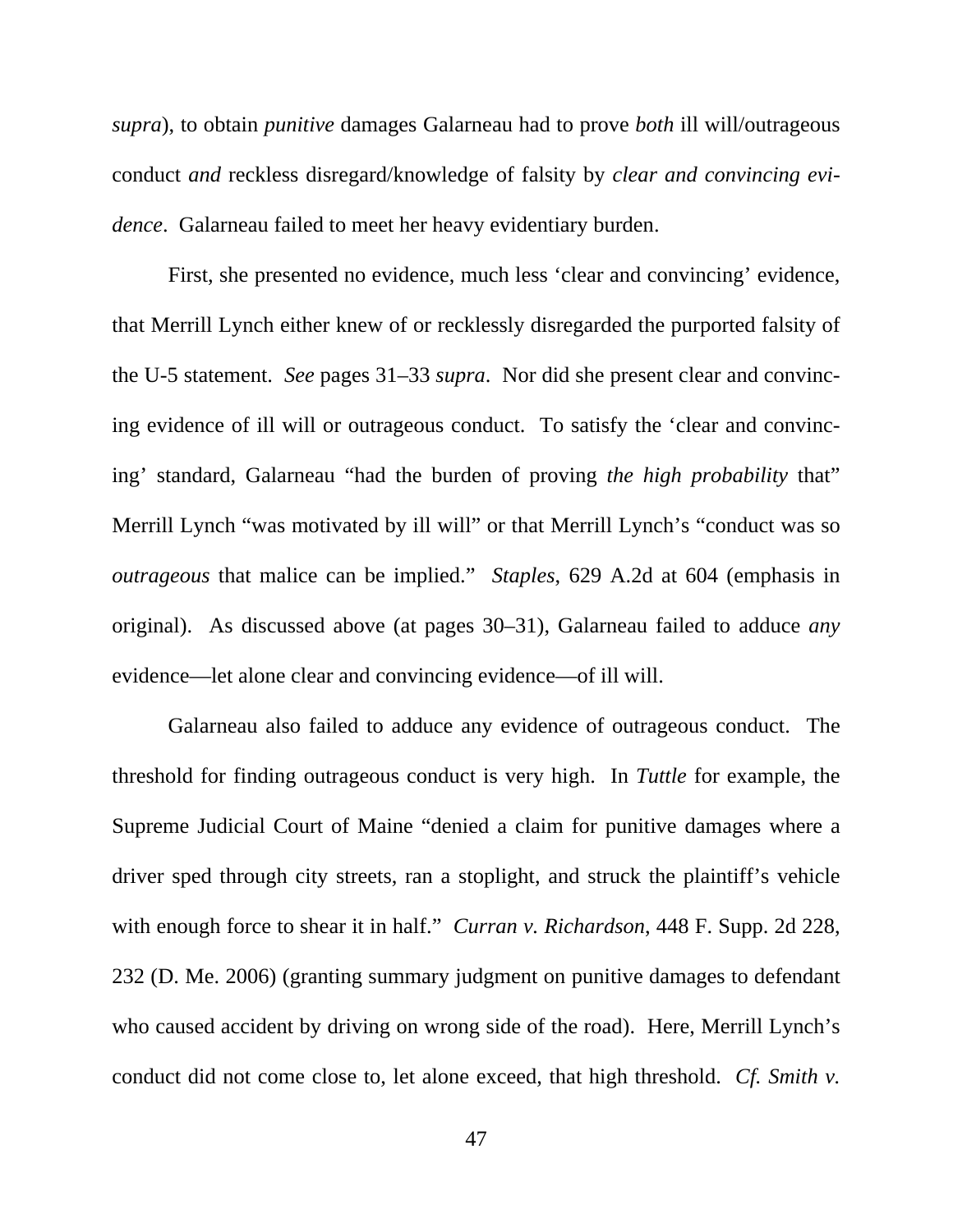*supra*), to obtain *punitive* damages Galarneau had to prove *both* ill will/outrageous conduct *and* reckless disregard/knowledge of falsity by *clear and convincing evidence*. Galarneau failed to meet her heavy evidentiary burden.

First, she presented no evidence, much less 'clear and convincing' evidence, that Merrill Lynch either knew of or recklessly disregarded the purported falsity of the U-5 statement. *See* pages 31–33 *supra*. Nor did she present clear and convincing evidence of ill will or outrageous conduct. To satisfy the 'clear and convincing' standard, Galarneau "had the burden of proving *the high probability* that" Merrill Lynch "was motivated by ill will" or that Merrill Lynch's "conduct was so *outrageous* that malice can be implied." *Staples*, 629 A.2d at 604 (emphasis in original). As discussed above (at pages 30–31), Galarneau failed to adduce *any* evidence—let alone clear and convincing evidence—of ill will.

Galarneau also failed to adduce any evidence of outrageous conduct. The threshold for finding outrageous conduct is very high. In *Tuttle* for example, the Supreme Judicial Court of Maine "denied a claim for punitive damages where a driver sped through city streets, ran a stoplight, and struck the plaintiff's vehicle with enough force to shear it in half." *Curran v. Richardson*, 448 F. Supp. 2d 228, 232 (D. Me. 2006) (granting summary judgment on punitive damages to defendant who caused accident by driving on wrong side of the road). Here, Merrill Lynch's conduct did not come close to, let alone exceed, that high threshold. *Cf. Smith v.*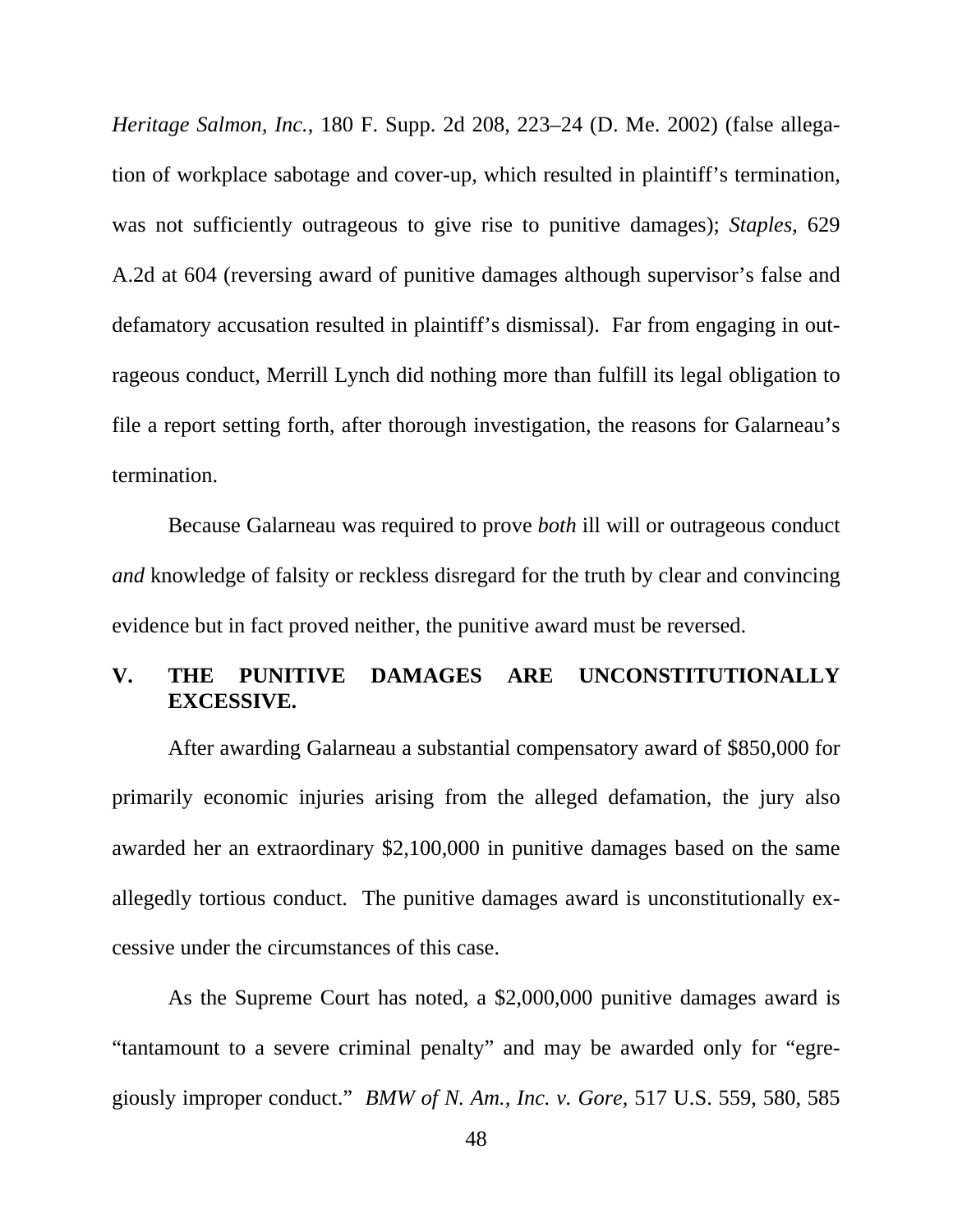*Heritage Salmon, Inc.*, 180 F. Supp. 2d 208, 223–24 (D. Me. 2002) (false allegation of workplace sabotage and cover-up, which resulted in plaintiff's termination, was not sufficiently outrageous to give rise to punitive damages); *Staples*, 629 A.2d at 604 (reversing award of punitive damages although supervisor's false and defamatory accusation resulted in plaintiff's dismissal). Far from engaging in outrageous conduct, Merrill Lynch did nothing more than fulfill its legal obligation to file a report setting forth, after thorough investigation, the reasons for Galarneau's termination.

Because Galarneau was required to prove *both* ill will or outrageous conduct *and* knowledge of falsity or reckless disregard for the truth by clear and convincing evidence but in fact proved neither, the punitive award must be reversed.

## V. THE PUNITIVE DAMAGES ARE UNCONSTITUTIONALLY EXCESSIVE.

After awarding Galarneau a substantial compensatory award of $850,000 for primarily economic injuries arising from the alleged defamation, the jury also awarded her an extraordinary $2,100,000 in punitive damages based on the same allegedly tortious conduct. The punitive damages award is unconstitutionally excessive under the circumstances of this case.

As the Supreme Court has noted, a $2,000,000 punitive damages award is "tantamount to a severe criminal penalty" and may be awarded only for "egregiously improper conduct." *BMW of N. Am., Inc. v. Gore*, 517 U.S. 559, 580, 585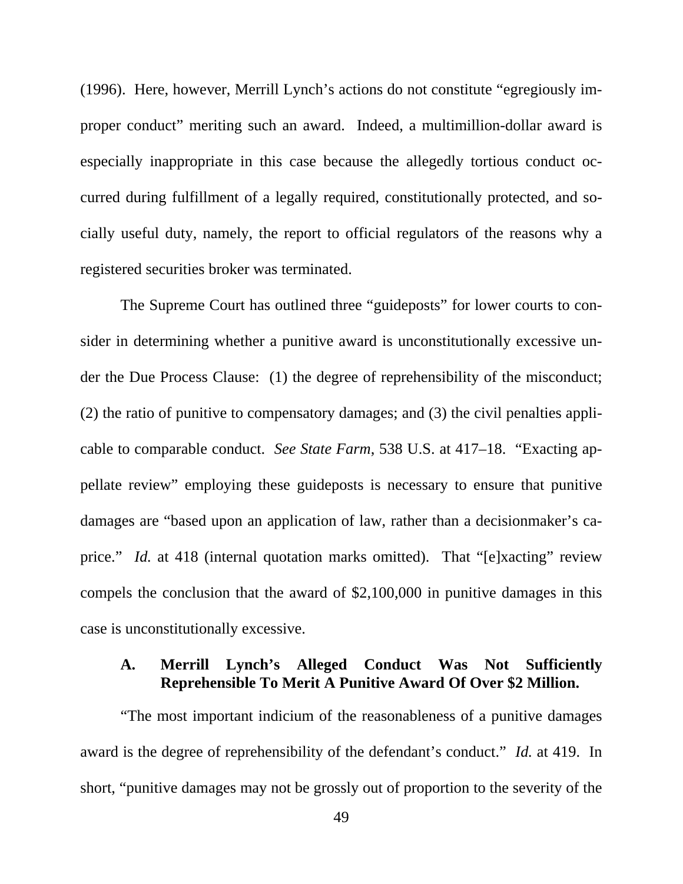(1996). Here, however, Merrill Lynch's actions do not constitute "egregiously improper conduct" meriting such an award. Indeed, a multimillion-dollar award is especially inappropriate in this case because the allegedly tortious conduct occurred during fulfillment of a legally required, constitutionally protected, and socially useful duty, namely, the report to official regulators of the reasons why a registered securities broker was terminated.

The Supreme Court has outlined three "guideposts" for lower courts to consider in determining whether a punitive award is unconstitutionally excessive under the Due Process Clause: (1) the degree of reprehensibility of the misconduct; (2) the ratio of punitive to compensatory damages; and (3) the civil penalties applicable to comparable conduct. *See State Farm*, 538 U.S. at 417–18. "Exacting appellate review" employing these guideposts is necessary to ensure that punitive damages are "based upon an application of law, rather than a decisionmaker's caprice." *Id.* at 418 (internal quotation marks omitted). That "[e]xacting" review compels the conclusion that the award of $2,100,000 in punitive damages in this case is unconstitutionally excessive.

### A. Merrill Lynch's Alleged Conduct Was Not Sufficiently Reprehensible To Merit A Punitive Award Of Over $2 Million.

"The most important indicium of the reasonableness of a punitive damages award is the degree of reprehensibility of the defendant's conduct." *Id.* at 419. In short, "punitive damages may not be grossly out of proportion to the severity of the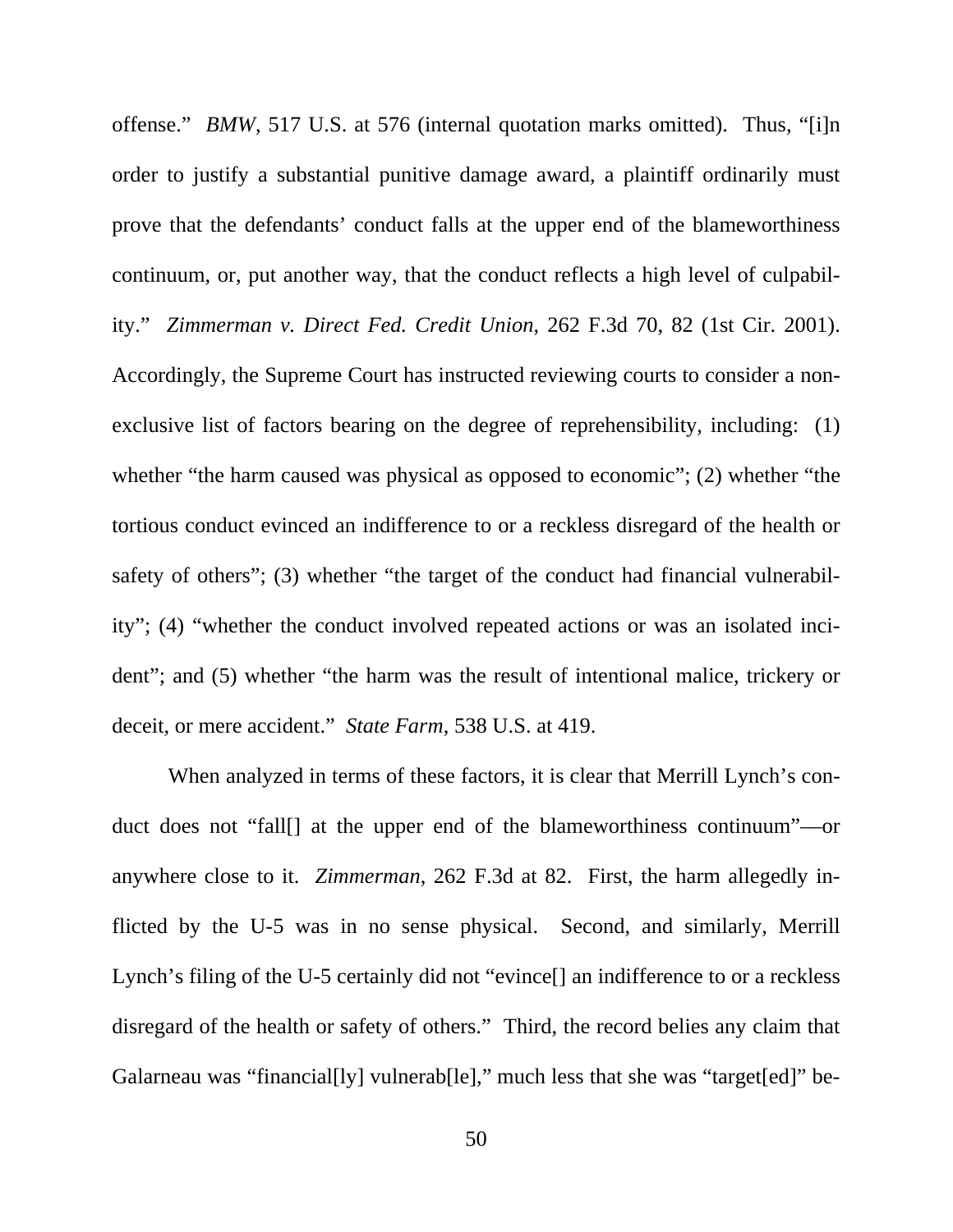offense." *BMW*, 517 U.S. at 576 (internal quotation marks omitted). Thus, "[i]n order to justify a substantial punitive damage award, a plaintiff ordinarily must prove that the defendants' conduct falls at the upper end of the blameworthiness continuum, or, put another way, that the conduct reflects a high level of culpability." *Zimmerman v. Direct Fed. Credit Union*, 262 F.3d 70, 82 (1st Cir. 2001). Accordingly, the Supreme Court has instructed reviewing courts to consider a non-exclusive list of factors bearing on the degree of reprehensibility, including: (1) whether "the harm caused was physical as opposed to economic"; (2) whether "the tortious conduct evinced an indifference to or a reckless disregard of the health or safety of others"; (3) whether "the target of the conduct had financial vulnerability"; (4) "whether the conduct involved repeated actions or was an isolated incident"; and (5) whether "the harm was the result of intentional malice, trickery or deceit, or mere accident." *State Farm*, 538 U.S. at 419.

When analyzed in terms of these factors, it is clear that Merrill Lynch's conduct does not "fall[] at the upper end of the blameworthiness continuum"—or anywhere close to it. *Zimmerman*, 262 F.3d at 82. First, the harm allegedly inflicted by the U-5 was in no sense physical. Second, and similarly, Merrill Lynch's filing of the U-5 certainly did not "evince[] an indifference to or a reckless disregard of the health or safety of others." Third, the record belies any claim that Galarneau was "financial[ly] vulnerab[le]," much less that she was "target[ed]" be-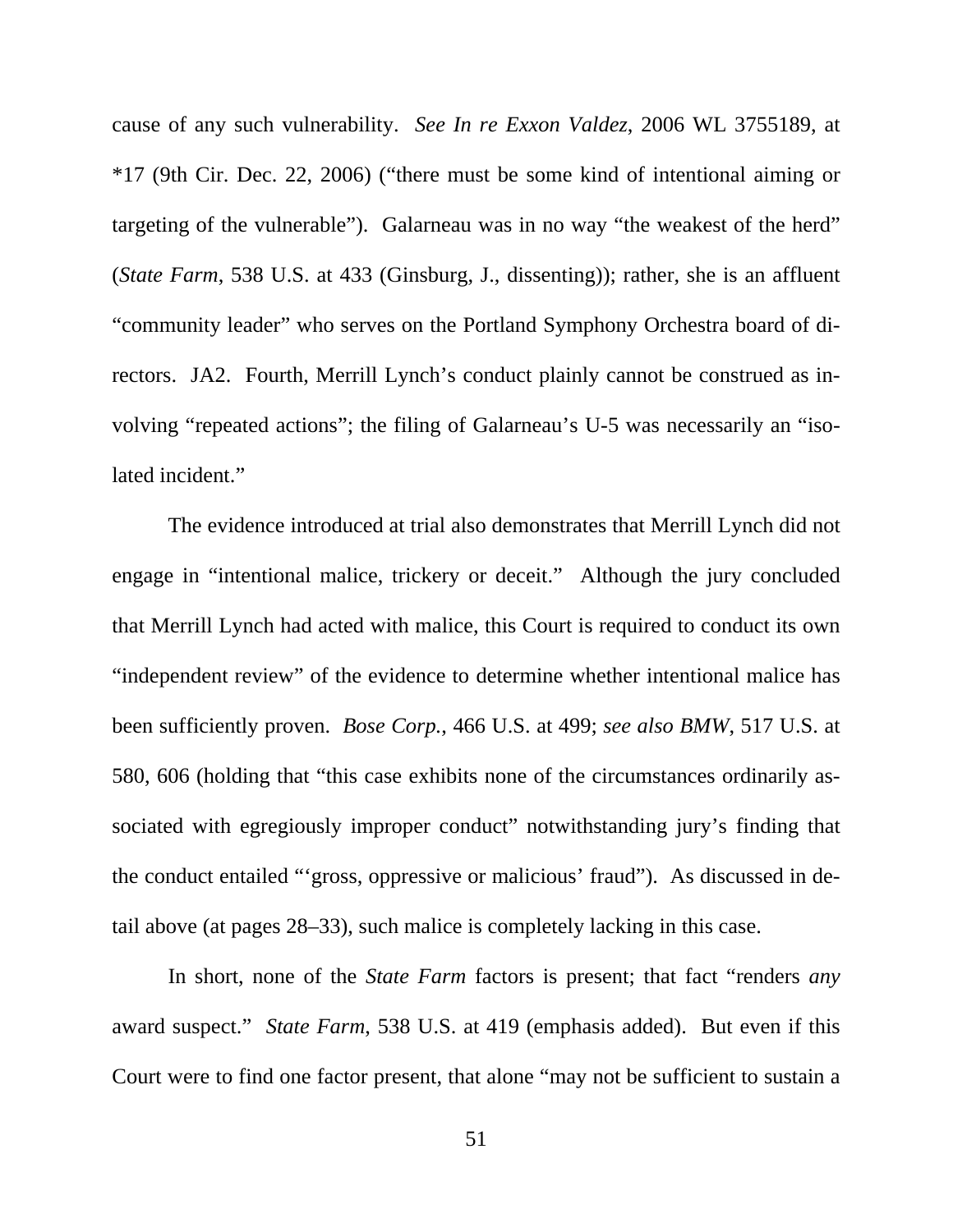cause of any such vulnerability. *See In re Exxon Valdez*, 2006 WL 3755189, at *17 (9th Cir. Dec. 22, 2006) ("there must be some kind of intentional aiming or targeting of the vulnerable"). Galarneau was in no way "the weakest of the herd" (*State Farm*, 538 U.S. at 433 (Ginsburg, J., dissenting)); rather, she is an affluent "community leader" who serves on the Portland Symphony Orchestra board of directors. JA2. Fourth, Merrill Lynch's conduct plainly cannot be construed as involving "repeated actions"; the filing of Galarneau's U-5 was necessarily an "isolated incident."

The evidence introduced at trial also demonstrates that Merrill Lynch did not engage in "intentional malice, trickery or deceit." Although the jury concluded that Merrill Lynch had acted with malice, this Court is required to conduct its own "independent review" of the evidence to determine whether intentional malice has been sufficiently proven. *Bose Corp.*, 466 U.S. at 499; *see also BMW*, 517 U.S. at 580, 606 (holding that "this case exhibits none of the circumstances ordinarily associated with egregiously improper conduct" notwithstanding jury's finding that the conduct entailed "'gross, oppressive or malicious' fraud"). As discussed in detail above (at pages 28–33), such malice is completely lacking in this case.

In short, none of the *State Farm* factors is present; that fact "renders *any* award suspect." *State Farm*, 538 U.S. at 419 (emphasis added). But even if this Court were to find one factor present, that alone "may not be sufficient to sustain a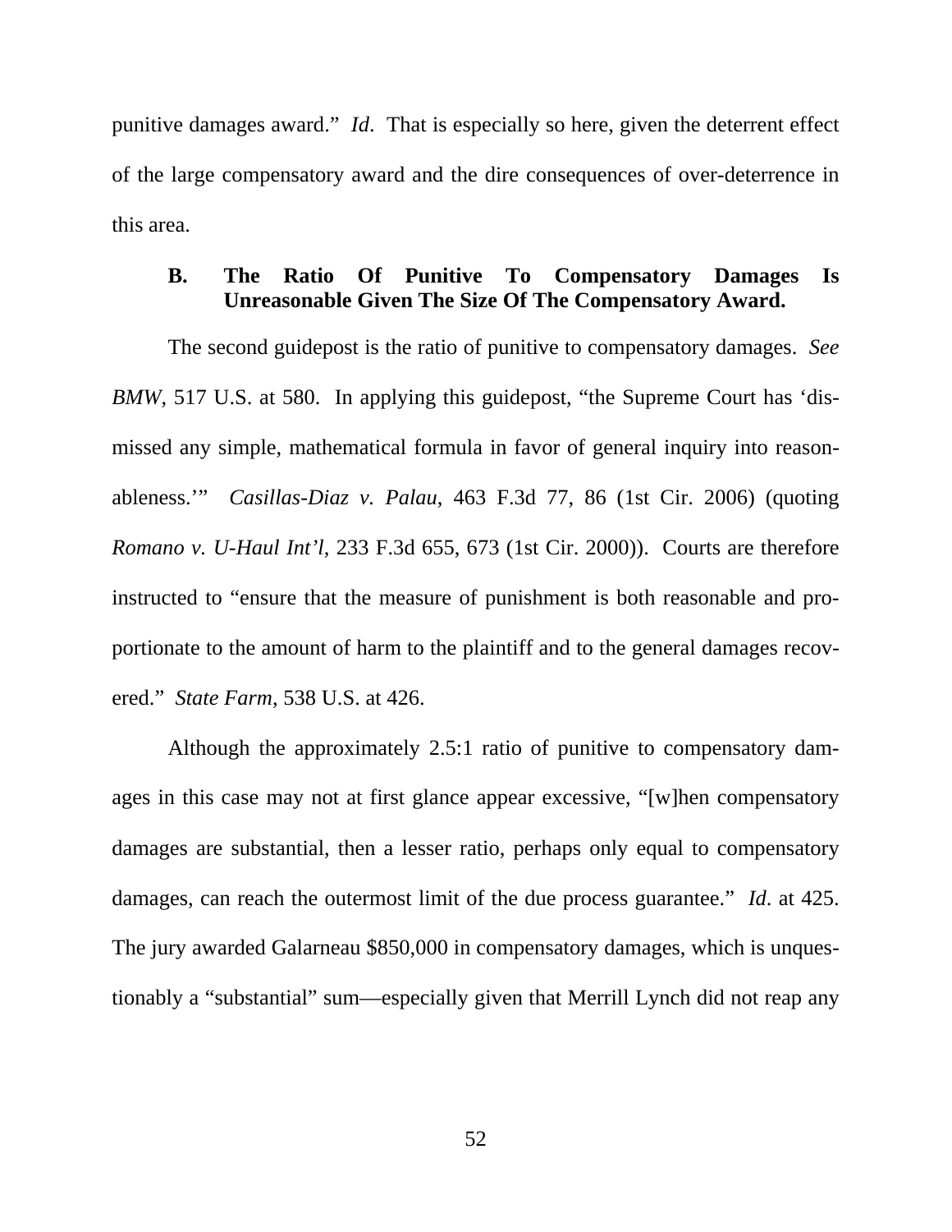punitive damages award." *Id*. That is especially so here, given the deterrent effect of the large compensatory award and the dire consequences of over-deterrence in this area.

### B. The Ratio Of Punitive To Compensatory Damages Is Unreasonable Given The Size Of The Compensatory Award.

The second guidepost is the ratio of punitive to compensatory damages. *See BMW*, 517 U.S. at 580. In applying this guidepost, "the Supreme Court has 'dismissed any simple, mathematical formula in favor of general inquiry into reasonableness.'" *Casillas-Diaz v. Palau*, 463 F.3d 77, 86 (1st Cir. 2006) (quoting *Romano v. U-Haul Int'l*, 233 F.3d 655, 673 (1st Cir. 2000)). Courts are therefore instructed to "ensure that the measure of punishment is both reasonable and proportionate to the amount of harm to the plaintiff and to the general damages recovered." *State Farm*, 538 U.S. at 426.

Although the approximately 2.5:1 ratio of punitive to compensatory damages in this case may not at first glance appear excessive, "[w]hen compensatory damages are substantial, then a lesser ratio, perhaps only equal to compensatory damages, can reach the outermost limit of the due process guarantee." *Id*. at 425. The jury awarded Galarneau $850,000 in compensatory damages, which is unquestionably a "substantial" sum—especially given that Merrill Lynch did not reap any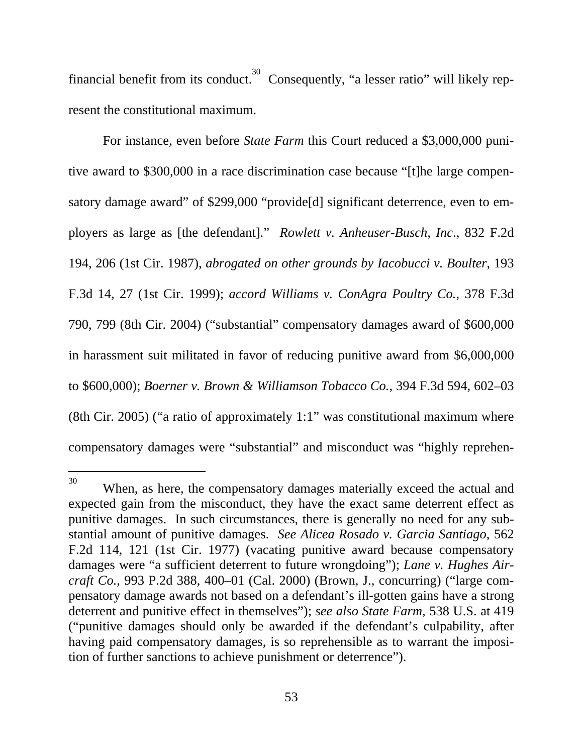financial benefit from its conduct.[30] Consequently, "a lesser ratio" will likely represent the constitutional maximum.

For instance, even before *State Farm* this Court reduced a $3,000,000 punitive award to $300,000 in a race discrimination case because "[t]he large compensatory damage award" of $299,000 "provide[d] significant deterrence, even to employers as large as [the defendant]." *Rowlett v. Anheuser-Busch, Inc*., 832 F.2d 194, 206 (1st Cir. 1987), *abrogated on other grounds by Iacobucci v. Boulter*, 193 F.3d 14, 27 (1st Cir. 1999); *accord Williams v. ConAgra Poultry Co.*, 378 F.3d 790, 799 (8th Cir. 2004) ("substantial" compensatory damages award of $600,000 in harassment suit militated in favor of reducing punitive award from $6,000,000 to $600,000); *Boerner v. Brown & Williamson Tobacco Co.*, 394 F.3d 594, 602–03 (8th Cir. 2005) ("a ratio of approximately 1:1" was constitutional maximum where compensatory damages were "substantial" and misconduct was "highly reprehen-

---

[30] When, as here, the compensatory damages materially exceed the actual and expected gain from the misconduct, they have the exact same deterrent effect as punitive damages. In such circumstances, there is generally no need for any substantial amount of punitive damages. *See Alicea Rosado v. Garcia Santiago*, 562 F.2d 114, 121 (1st Cir. 1977) (vacating punitive award because compensatory damages were "a sufficient deterrent to future wrongdoing"); *Lane v. Hughes Aircraft Co.*, 993 P.2d 388, 400–01 (Cal. 2000) (Brown, J., concurring) ("large compensatory damage awards not based on a defendant's ill-gotten gains have a strong deterrent and punitive effect in themselves"); *see also State Farm*, 538 U.S. at 419 ("punitive damages should only be awarded if the defendant's culpability, after having paid compensatory damages, is so reprehensible as to warrant the imposition of further sanctions to achieve punishment or deterrence").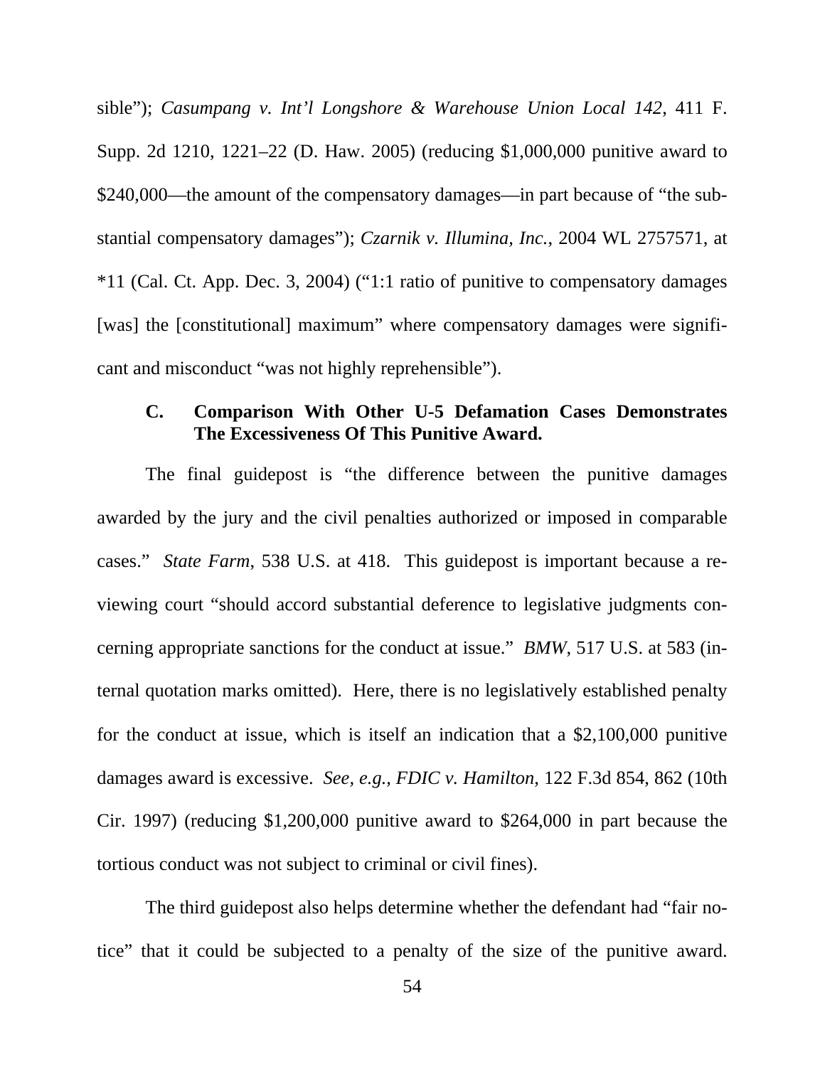sible"); *Casumpang v. Int'l Longshore & Warehouse Union Local 142*, 411 F. Supp. 2d 1210, 1221–22 (D. Haw. 2005) (reducing $1,000,000 punitive award to $240,000—the amount of the compensatory damages—in part because of "the substantial compensatory damages"); *Czarnik v. Illumina, Inc.*, 2004 WL 2757571, at *11 (Cal. Ct. App. Dec. 3, 2004) ("1:1 ratio of punitive to compensatory damages [was] the [constitutional] maximum" where compensatory damages were significant and misconduct "was not highly reprehensible").

### C. Comparison With Other U-5 Defamation Cases Demonstrates The Excessiveness Of This Punitive Award.

The final guidepost is "the difference between the punitive damages awarded by the jury and the civil penalties authorized or imposed in comparable cases." *State Farm*, 538 U.S. at 418. This guidepost is important because a reviewing court "should accord substantial deference to legislative judgments concerning appropriate sanctions for the conduct at issue." *BMW*, 517 U.S. at 583 (internal quotation marks omitted). Here, there is no legislatively established penalty for the conduct at issue, which is itself an indication that a $2,100,000 punitive damages award is excessive. *See, e.g., FDIC v. Hamilton*, 122 F.3d 854, 862 (10th Cir. 1997) (reducing $1,200,000 punitive award to $264,000 in part because the tortious conduct was not subject to criminal or civil fines).

The third guidepost also helps determine whether the defendant had "fair notice" that it could be subjected to a penalty of the size of the punitive award.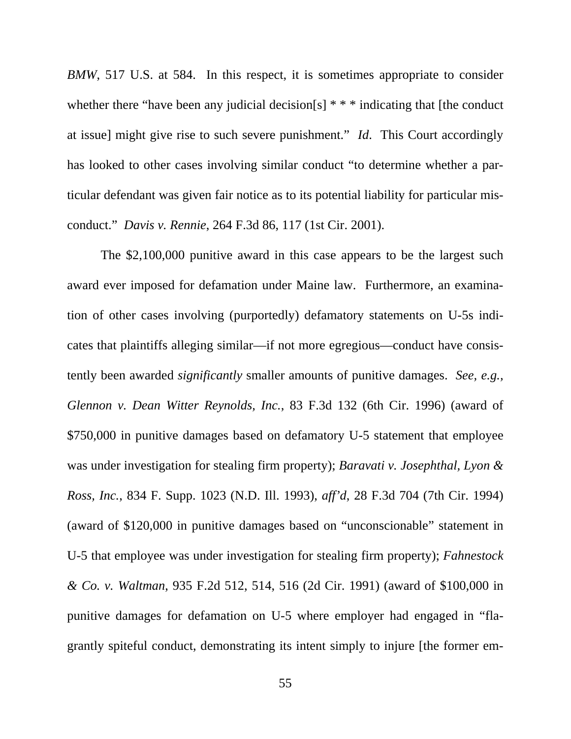*BMW*, 517 U.S. at 584. In this respect, it is sometimes appropriate to consider whether there "have been any judicial decision[s] * * * indicating that [the conduct at issue] might give rise to such severe punishment." *Id*. This Court accordingly has looked to other cases involving similar conduct "to determine whether a particular defendant was given fair notice as to its potential liability for particular misconduct." *Davis v. Rennie*, 264 F.3d 86, 117 (1st Cir. 2001).

The $2,100,000 punitive award in this case appears to be the largest such award ever imposed for defamation under Maine law. Furthermore, an examination of other cases involving (purportedly) defamatory statements on U-5s indicates that plaintiffs alleging similar—if not more egregious—conduct have consistently been awarded *significantly* smaller amounts of punitive damages. *See, e.g.*, *Glennon v. Dean Witter Reynolds, Inc.*, 83 F.3d 132 (6th Cir. 1996) (award of $750,000 in punitive damages based on defamatory U-5 statement that employee was under investigation for stealing firm property); *Baravati v. Josephthal, Lyon & Ross, Inc.*, 834 F. Supp. 1023 (N.D. Ill. 1993), *aff'd*, 28 F.3d 704 (7th Cir. 1994) (award of $120,000 in punitive damages based on "unconscionable" statement in U-5 that employee was under investigation for stealing firm property); *Fahnestock & Co. v. Waltman*, 935 F.2d 512, 514, 516 (2d Cir. 1991) (award of $100,000 in punitive damages for defamation on U-5 where employer had engaged in "flagrantly spiteful conduct, demonstrating its intent simply to injure [the former em-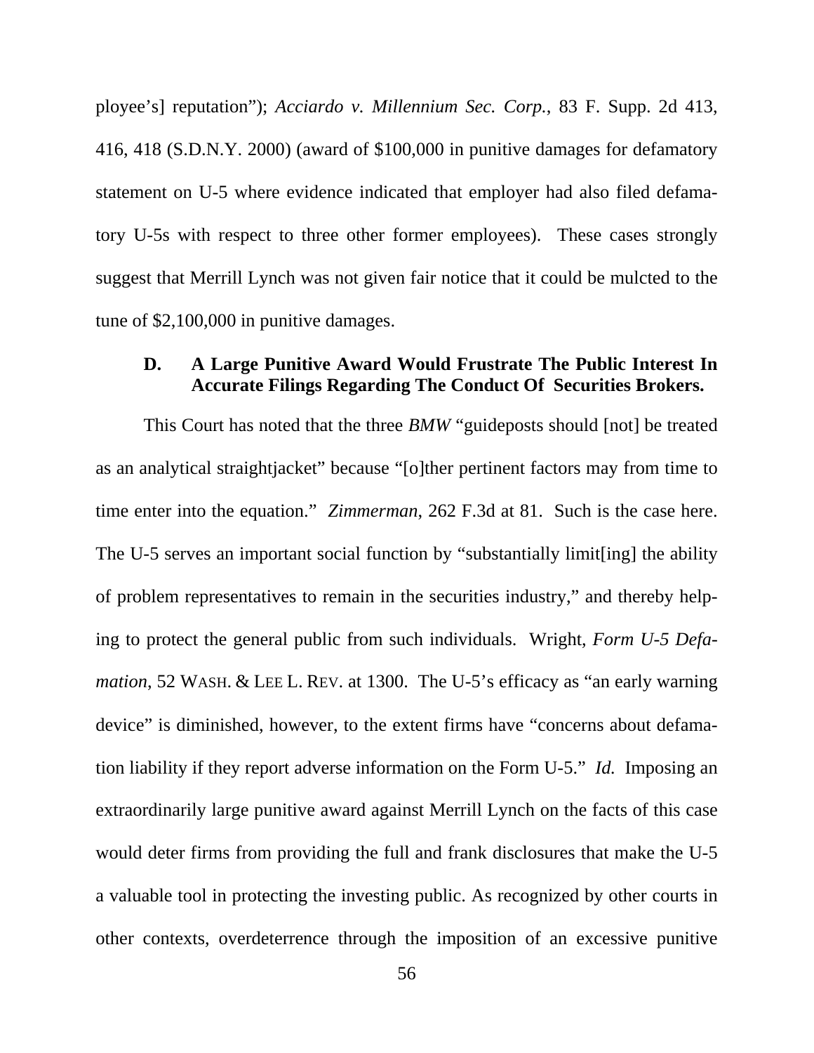ployee's] reputation"); *Acciardo v. Millennium Sec. Corp.*, 83 F. Supp. 2d 413, 416, 418 (S.D.N.Y. 2000) (award of $100,000 in punitive damages for defamatory statement on U-5 where evidence indicated that employer had also filed defamatory U-5s with respect to three other former employees). These cases strongly suggest that Merrill Lynch was not given fair notice that it could be mulcted to the tune of $2,100,000 in punitive damages.

### D. A Large Punitive Award Would Frustrate The Public Interest In Accurate Filings Regarding The Conduct Of Securities Brokers.

This Court has noted that the three *BMW* "guideposts should [not] be treated as an analytical straightjacket" because "[o]ther pertinent factors may from time to time enter into the equation." *Zimmerman*, 262 F.3d at 81. Such is the case here. The U-5 serves an important social function by "substantially limit[ing] the ability of problem representatives to remain in the securities industry," and thereby helping to protect the general public from such individuals. Wright, *Form U-5 Defamation*, 52 WASH. & LEE L. REV. at 1300. The U-5's efficacy as "an early warning device" is diminished, however, to the extent firms have "concerns about defamation liability if they report adverse information on the Form U-5." *Id.* Imposing an extraordinarily large punitive award against Merrill Lynch on the facts of this case would deter firms from providing the full and frank disclosures that make the U-5 a valuable tool in protecting the investing public. As recognized by other courts in other contexts, overdeterrence through the imposition of an excessive punitive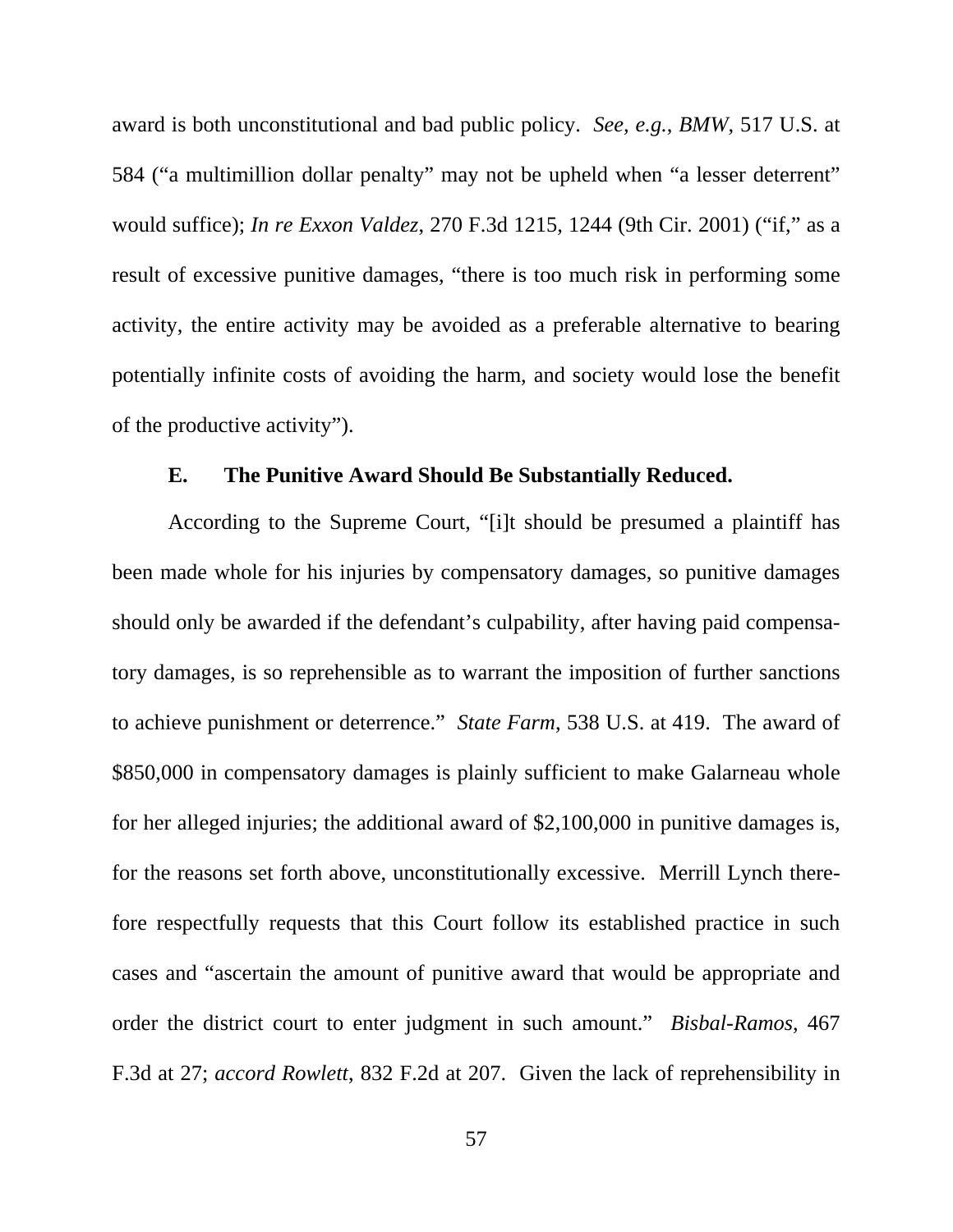award is both unconstitutional and bad public policy. *See, e.g.*, *BMW*, 517 U.S. at 584 ("a multimillion dollar penalty" may not be upheld when "a lesser deterrent" would suffice); *In re Exxon Valdez*, 270 F.3d 1215, 1244 (9th Cir. 2001) ("if," as a result of excessive punitive damages, "there is too much risk in performing some activity, the entire activity may be avoided as a preferable alternative to bearing potentially infinite costs of avoiding the harm, and society would lose the benefit of the productive activity").

### E. The Punitive Award Should Be Substantially Reduced.

According to the Supreme Court, "[i]t should be presumed a plaintiff has been made whole for his injuries by compensatory damages, so punitive damages should only be awarded if the defendant's culpability, after having paid compensatory damages, is so reprehensible as to warrant the imposition of further sanctions to achieve punishment or deterrence." *State Farm*, 538 U.S. at 419. The award of $850,000 in compensatory damages is plainly sufficient to make Galarneau whole for her alleged injuries; the additional award of $2,100,000 in punitive damages is, for the reasons set forth above, unconstitutionally excessive. Merrill Lynch therefore respectfully requests that this Court follow its established practice in such cases and "ascertain the amount of punitive award that would be appropriate and order the district court to enter judgment in such amount." *Bisbal-Ramos*, 467 F.3d at 27; *accord Rowlett*, 832 F.2d at 207. Given the lack of reprehensibility in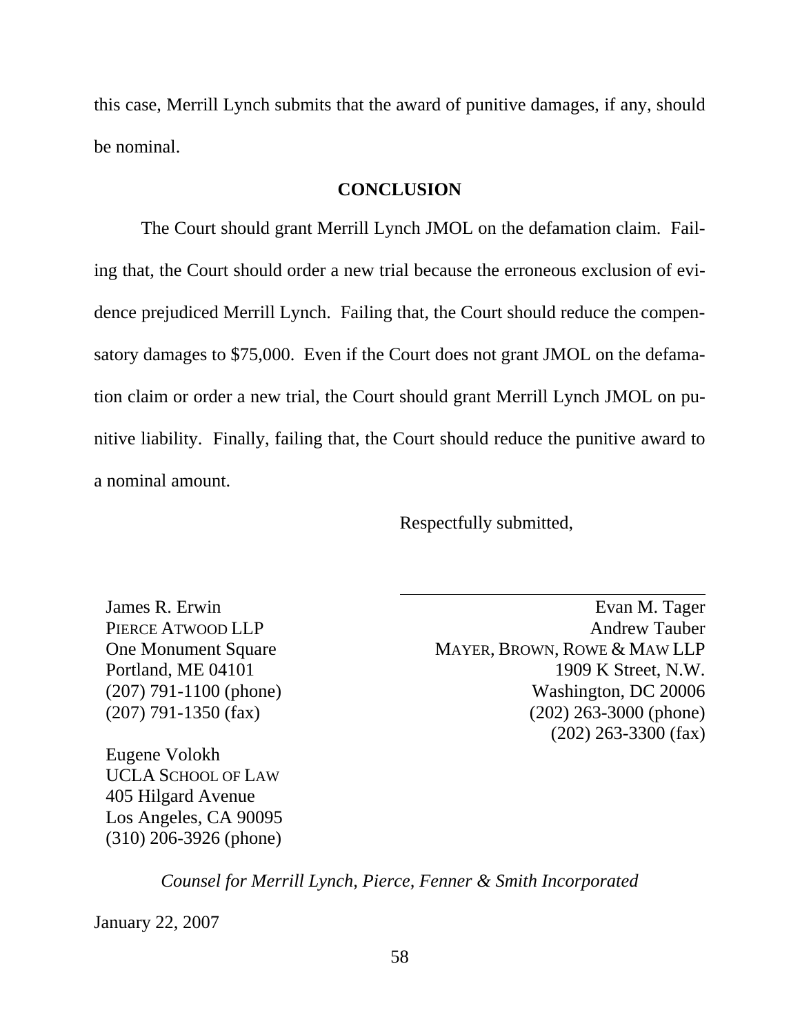this case, Merrill Lynch submits that the award of punitive damages, if any, should be nominal.

## CONCLUSION

The Court should grant Merrill Lynch JMOL on the defamation claim. Failing that, the Court should order a new trial because the erroneous exclusion of evidence prejudiced Merrill Lynch. Failing that, the Court should reduce the compensatory damages to $75,000. Even if the Court does not grant JMOL on the defamation claim or order a new trial, the Court should grant Merrill Lynch JMOL on punitive liability. Finally, failing that, the Court should reduce the punitive award to a nominal amount.

Respectfully submitted,

James R. Erwin
PIERCE ATWOOD LLP
One Monument Square
Portland, ME 04101
(207) 791-1100 (phone)
(207) 791-1350 (fax)

Eugene Volokh
UCLA SCHOOL OF LAW
405 Hilgard Avenue
Los Angeles, CA 90095
(310) 206-3926 (phone)

Evan M. Tager
Andrew Tauber
MAYER, BROWN, ROWE & MAW LLP
1909 K Street, N.W.
Washington, DC 20006
(202) 263-3000 (phone)
(202) 263-3300 (fax)

*Counsel for Merrill Lynch, Pierce, Fenner & Smith Incorporated*

January 22, 2007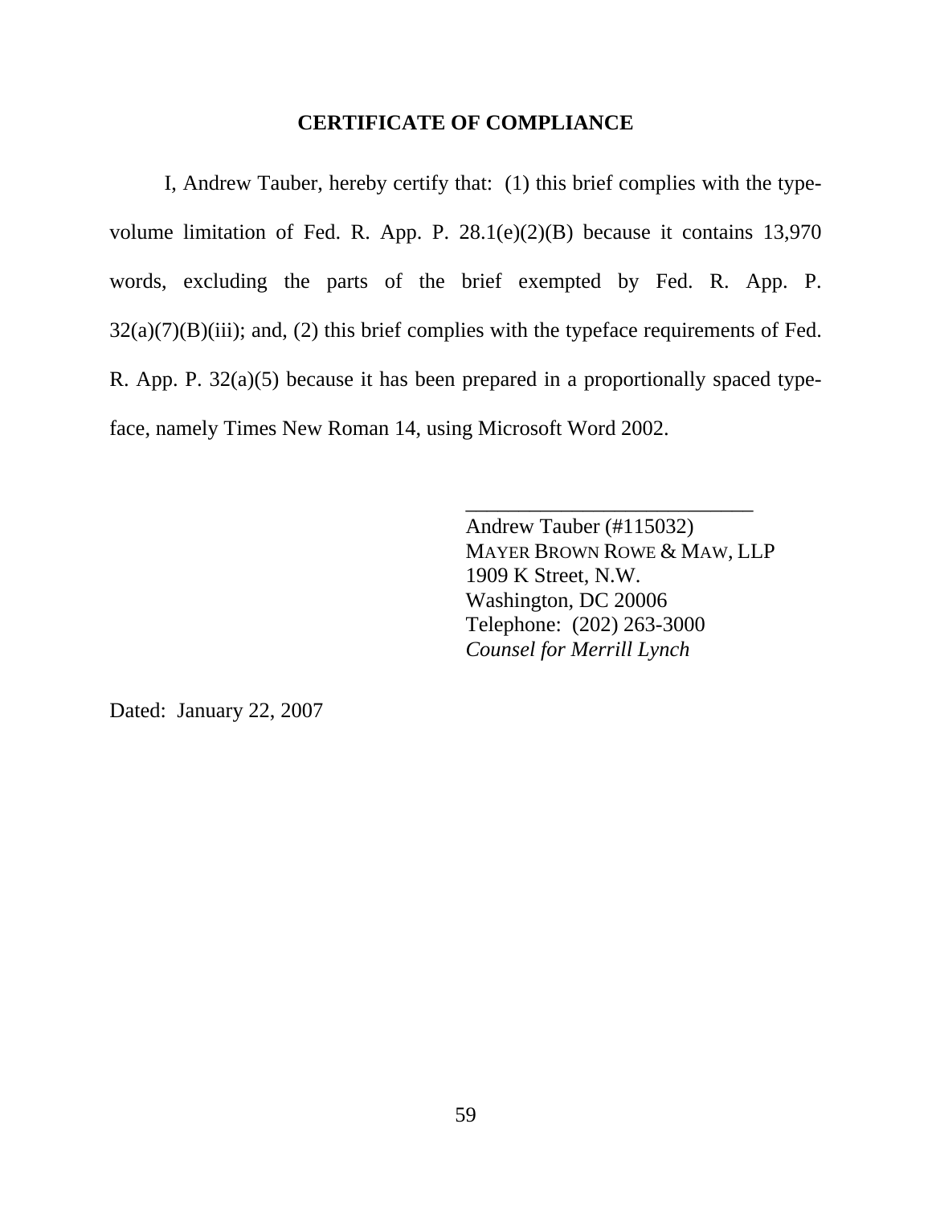## CERTIFICATE OF COMPLIANCE

I, Andrew Tauber, hereby certify that: (1) this brief complies with the type-volume limitation of Fed. R. App. P. 28.1(e)(2)(B) because it contains 13,970 words, excluding the parts of the brief exempted by Fed. R. App. P. 32(a)(7)(B)(iii); and, (2) this brief complies with the typeface requirements of Fed. R. App. P. 32(a)(5) because it has been prepared in a proportionally spaced type-face, namely Times New Roman 14, using Microsoft Word 2002.

\_\_\_\_\_\_\_\_\_\_\_\_\_\_\_\_\_\_\_\_\_\_\_\_\_\_\_\_
Andrew Tauber (#115032)
MAYER BROWN ROWE & MAW, LLP
1909 K Street, N.W.
Washington, DC 20006
Telephone: (202) 263-3000
*Counsel for Merrill Lynch*

Dated: January 22, 2007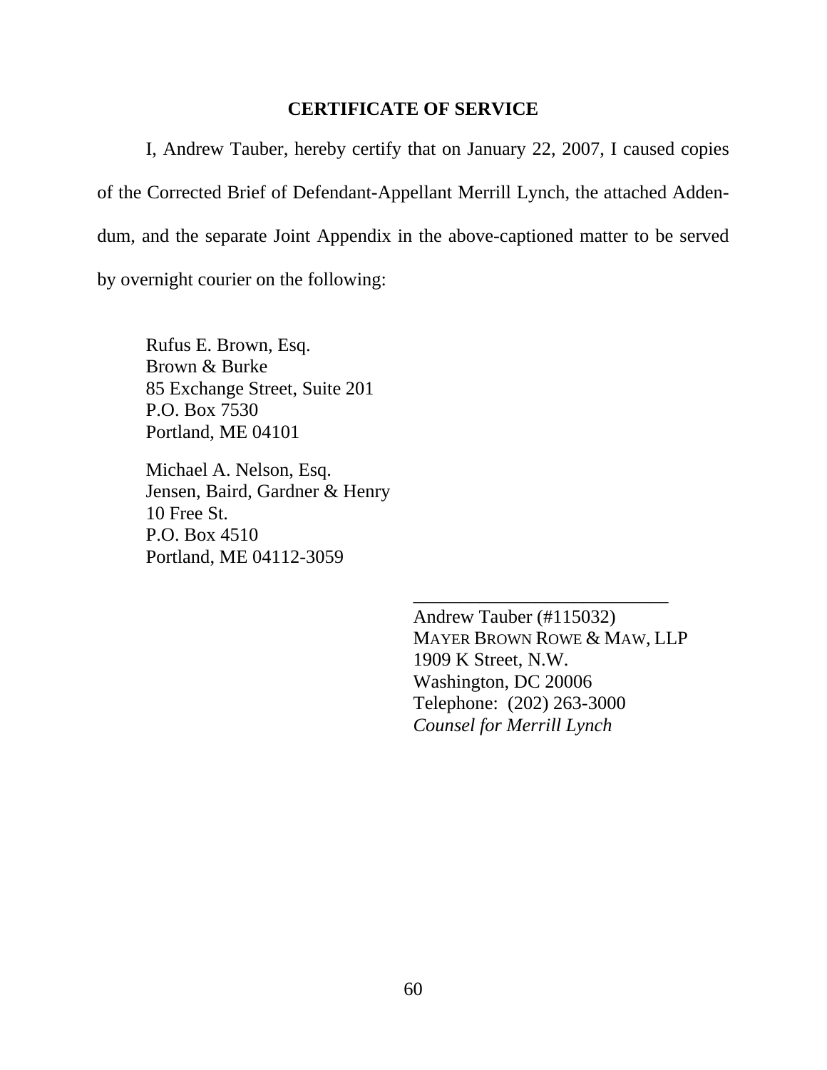## CERTIFICATE OF SERVICE

I, Andrew Tauber, hereby certify that on January 22, 2007, I caused copies of the Corrected Brief of Defendant-Appellant Merrill Lynch, the attached Addendum, and the separate Joint Appendix in the above-captioned matter to be served by overnight courier on the following:

Rufus E. Brown, Esq.
Brown & Burke
85 Exchange Street, Suite 201
P.O. Box 7530
Portland, ME 04101

Michael A. Nelson, Esq.
Jensen, Baird, Gardner & Henry
10 Free St.
P.O. Box 4510
Portland, ME 04112-3059

\_\_\_\_\_\_\_\_\_\_\_\_\_\_\_\_\_\_\_\_\_\_\_\_\_\_\_
Andrew Tauber (#115032)
MAYER BROWN ROWE & MAW, LLP
1909 K Street, N.W.
Washington, DC 20006
Telephone: (202) 263-3000
*Counsel for Merrill Lynch*